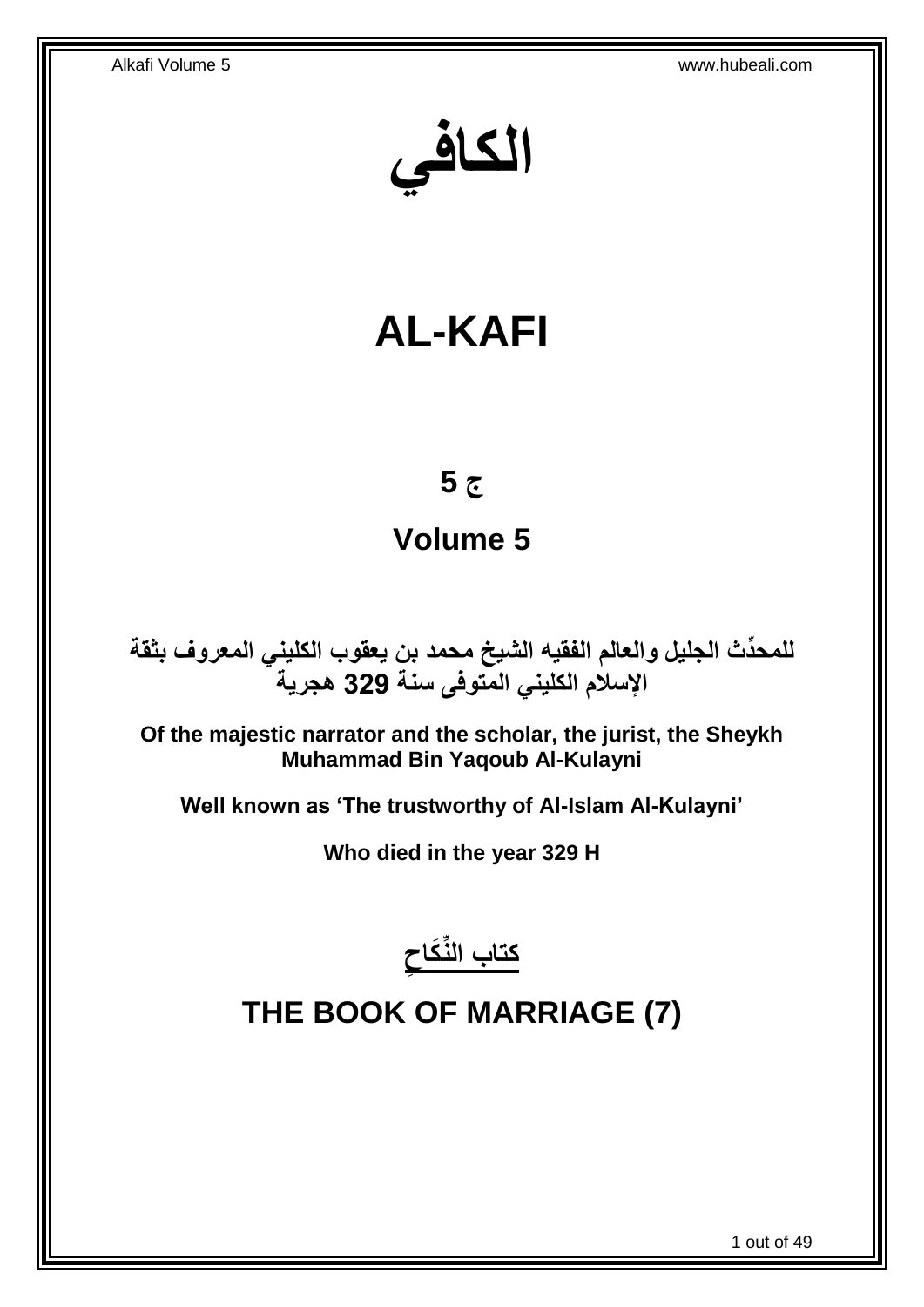# الكافي

# AL-KAFI

## ج 5

## Volume 5

**للمحدِّث الجليل والعالم الفقيه الشيخ محمد بن يعقوب الكليني المعروف بثقة الإسلام الكليني المتوفى سنة 329 هجرية**

**Of the majestic narrator and the scholar, the jurist, the Sheykh Muhammad Bin Yaqoub Al-Kulayni**

**Well known as 'The trustworthy of Al-Islam Al-Kulayni'**

**Who died in the year 329 H**

## كتاب النِّكَاحِ

# THE BOOK OF MARRIAGE (7)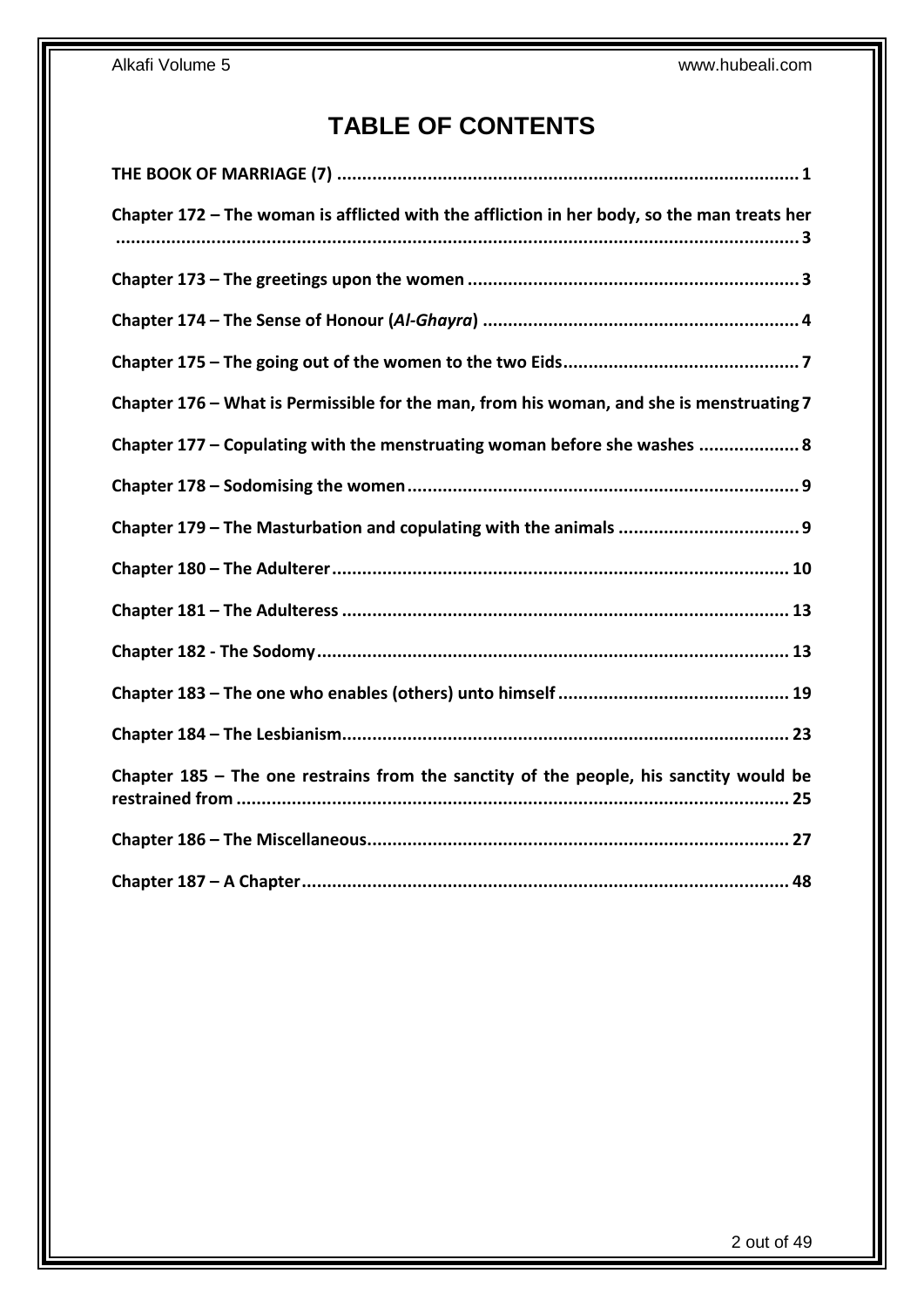# TABLE OF CONTENTS

**THE BOOK OF MARRIAGE (7)** ........................................................................................ 1

**Chapter 172 – The woman is afflicted with the affliction in her body, so the man treats her** ........................................................................................................................ 3

**Chapter 173 – The greetings upon the women** ..................................................................... 3

**Chapter 174 – The Sense of Honour (*Al-Ghayra*)** ................................................................. 4

**Chapter 175 – The going out of the women to the two Eids**................................................ 7

**Chapter 176 – What is Permissible for the man, from his woman, and she is menstruating** 7

**Chapter 177 – Copulating with the menstruating woman before she washes** .................... 8

**Chapter 178 – Sodomising the women**.................................................................................. 9

**Chapter 179 – The Masturbation and copulating with the animals** ..................................... 9

**Chapter 180 – The Adulterer**............................................................................................. 10

**Chapter 181 – The Adulteress** ........................................................................................... 13

**Chapter 182 - The Sodomy**................................................................................................ 13

**Chapter 183 – The one who enables (others) unto himself** .............................................. 19

**Chapter 184 – The Lesbianism**........................................................................................... 23

**Chapter 185 – The one restrains from the sanctity of the people, his sanctity would be restrained from** ................................................................................................................ 25

**Chapter 186 – The Miscellaneous**...................................................................................... 27

**Chapter 187 – A Chapter**................................................................................................... 48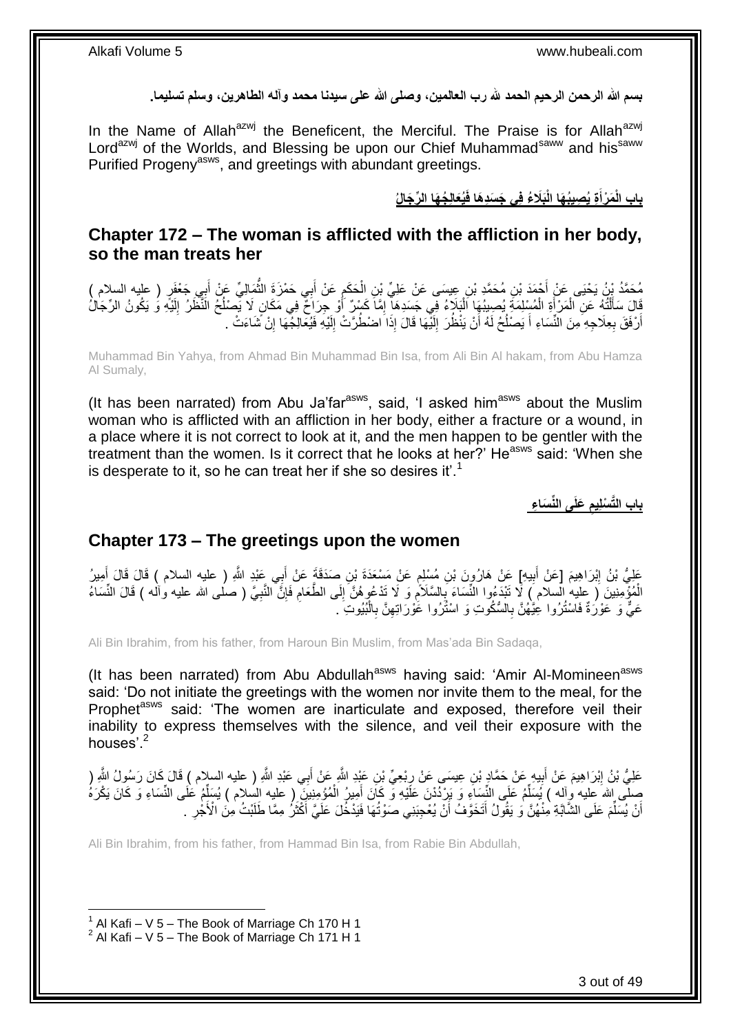**بسم الله الرحمن الرحيم الحمد لله رب العالمين، وصلى الله على سيدنا محمد وآله الطاهرين، وسلم تسليما.**

In the Name of Allah[azwj] the Beneficent, the Merciful. The Praise is for Allah[azwj] Lord[azwj] of the Worlds, and Blessing be upon our Chief Muhammad[saww] and his[saww] Purified Progeny[asws], and greetings with abundant greetings.

## باب الْمَرْأَةِ يُصِيبُهَا الْبَلَاءُ فِي جَسَدِهَا فَيُعَالِجُهَا الرِّجَالُ

## Chapter 172 – The woman is afflicted with the affliction in her body, so the man treats her

مُحَمَّدُ بْنُ يَحْيَى عَنْ أَحْمَدَ بْنِ مُحَمَّدِ بْنِ عِيسَى عَنْ عَلِيِّ بْنِ الْحَكَمِ عَنْ أَبِي حَمْزَةَ الثُّمَالِيِّ عَنْ أَبِي جَعْفَرٍ ( عليه السلام ) قَالَ سَأَلْتُهُ عَنِ الْمَرْأَةِ الْمُسْلِمَةِ يُصِيبُهَا الْبَلَاءُ فِي جَسَدِهَا إِمَّا كَسْرٌ أَوْ جِرَاحٌ فِي مَكَانٍ لَا يَصْلُحُ النَّظَرُ إِلَيْهِ وَ يَكُونُ الرِّجَالُ أَرْفَقَ بِعِلَاجِهِ مِنَ النِّسَاءِ أَ يَصْلُحُ لَهُ أَنْ يَنْظُرَ إِلَيْهَا قَالَ إِذَا اضْطُرَّتْ إِلَيْهِ فَيُعَالِجُهَا إِنْ شَاءَتْ .

Muhammad Bin Yahya, from Ahmad Bin Muhammad Bin Isa, from Ali Bin Al hakam, from Abu Hamza Al Sumaly,

(It has been narrated) from Abu Ja'far[asws], said, 'I asked him[asws] about the Muslim woman who is afflicted with an affliction in her body, either a fracture or a wound, in a place where it is not correct to look at it, and the men happen to be gentler with the treatment than the women. Is it correct that he looks at her?' He[asws] said: 'When she is desperate to it, so he can treat her if she so desires it'.[1]

## باب التَّسْلِيمِ عَلَى النِّسَاءِ

## Chapter 173 – The greetings upon the women

عَلِيُّ بْنُ إِبْرَاهِيمَ [عَنْ أَبِيهِ] عَنْ هَارُونَ بْنِ مُسْلِمٍ عَنْ مَسْعَدَةَ بْنِ صَدَقَةَ عَنْ أَبِي عَبْدِ اللَّهِ ( عليه السلام ) قَالَ قَالَ أَمِيرُ الْمُؤْمِنِينَ ( عليه السلام ) لَا تَبْدَءُوا النِّسَاءَ بِالسَّلَامِ وَ لَا تَدْعُوهُنَّ إِلَى الطَّعَامِ فَإِنَّ النَّبِيَّ ( صلى الله عليه وآله ) قَالَ النِّسَاءُ عَيٌّ وَ عَوْرَةٌ فَاسْتُرُوا عِيَّهُنَّ بِالسُّكُوتِ وَ اسْتُرُوا عَوْرَاتِهِنَّ بِالْبُيُوتِ .

Ali Bin Ibrahim, from his father, from Haroun Bin Muslim, from Mas'ada Bin Sadaqa,

(It has been narrated) from Abu Abdullah[asws] having said: 'Amir Al-Momineen[asws] said: 'Do not initiate the greetings with the women nor invite them to the meal, for the Prophet[asws] said: 'The women are inarticulate and exposed, therefore veil their inability to express themselves with the silence, and veil their exposure with the houses'.[2]

عَلِيُّ بْنُ إِبْرَاهِيمَ عَنْ أَبِيهِ عَنْ حَمَّادِ بْنِ عِيسَى عَنْ رِبْعِيِّ بْنِ عَبْدِ اللَّهِ عَنْ أَبِي عَبْدِ اللَّهِ ( عليه السلام ) قَالَ كَانَ رَسُولُ اللَّهِ ( صلى الله عليه وآله ) يُسَلِّمُ عَلَى النِّسَاءِ وَ يَرْدُدْنَ عَلَيْهِ وَ كَانَ أَمِيرُ الْمُؤْمِنِينَ ( عليه السلام ) يُسَلِّمُ عَلَى النِّسَاءِ وَ كَانَ يَكْرَهُ أَنْ يُسَلِّمَ عَلَى الشَّابَّةِ مِنْهُنَّ وَ يَقُولُ أَتَخَوَّفُ أَنْ يُعْجِبَنِي صَوْتُهَا فَيَدْخُلَ عَلَيَّ أَكْثَرُ مِمَّا طَلَبْتُ مِنَ الْأَجْرِ .

Ali Bin Ibrahim, from his father, from Hammad Bin Isa, from Rabie Bin Abdullah,

[1] Al Kafi – V 5 – The Book of Marriage Ch 170 H 1
[2] Al Kafi – V 5 – The Book of Marriage Ch 171 H 1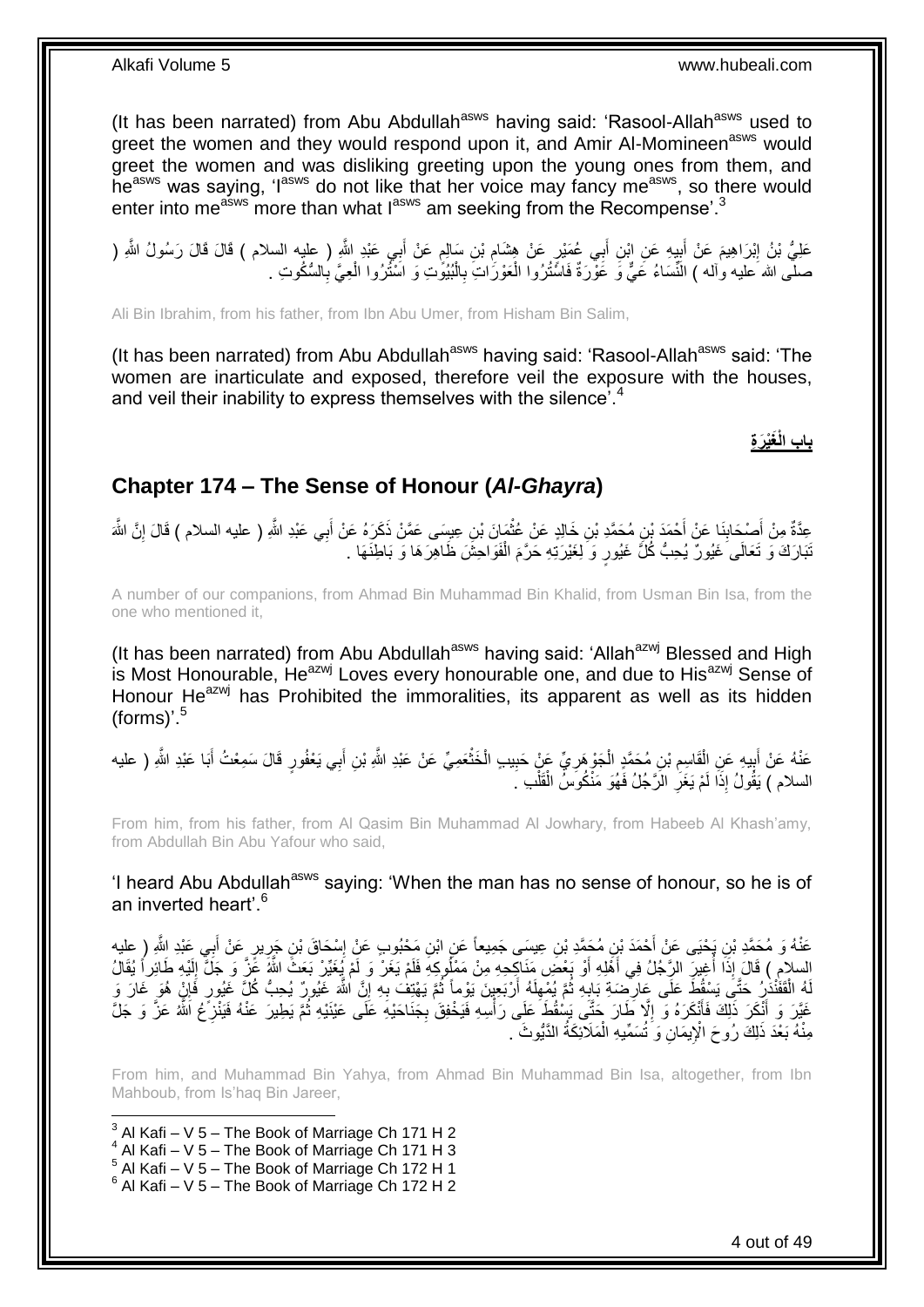(It has been narrated) from Abu Abdullah[asws] having said: 'Rasool-Allah[asws] used to greet the women and they would respond upon it, and Amir Al-Momineen[asws] would greet the women and was disliking greeting upon the young ones from them, and he[asws] was saying, 'I[asws] do not like that her voice may fancy me[asws], so there would enter into me[asws] more than what I[asws] am seeking from the Recompense'.[3]

عَلِيُّ بْنُ إِبْرَاهِيمَ عَنْ أَبِيهِ عَنِ ابْنِ أَبِي عُمَيْرٍ عَنْ هِشَامِ بْنِ سَالِمٍ عَنْ أَبِي عَبْدِ اللَّهِ ( عليه السلام ) قَالَ قَالَ رَسُولُ اللَّهِ ( صلى الله عليه وآله ) النِّسَاءُ عَيٌّ وَ عَوْرَةٌ فَاسْتُرُوا الْعَوْرَاتِ بِالْبُيُوتِ وَ اسْتُرُوا الْعِيَّ بِالسُّكُوتِ .

Ali Bin Ibrahim, from his father, from Ibn Abu Umer, from Hisham Bin Salim,

(It has been narrated) from Abu Abdullah[asws] having said: 'Rasool-Allah[asws] said: 'The women are inarticulate and exposed, therefore veil the exposure with the houses, and veil their inability to express themselves with the silence'.[4]

**بابُ الْغَيْرَةِ**

## Chapter 174 – The Sense of Honour (*Al-Ghayra*)

عِدَّةٌ مِنْ أَصْحَابِنَا عَنْ أَحْمَدَ بْنِ مُحَمَّدِ بْنِ خَالِدٍ عَنْ عُثْمَانَ بْنِ عِيسَى عَمَّنْ ذَكَرَهُ عَنْ أَبِي عَبْدِ اللَّهِ ( عليه السلام ) قَالَ إِنَّ اللَّهَ تَبَارَكَ وَ تَعَالَى غَيُورٌ يُحِبُّ كُلَّ غَيُورٍ وَ لِغَيْرَتِهِ حَرَّمَ الْفَوَاحِشَ ظَاهِرَهَا وَ بَاطِنَهَا .

A number of our companions, from Ahmad Bin Muhammad Bin Khalid, from Usman Bin Isa, from the one who mentioned it,

(It has been narrated) from Abu Abdullah[asws] having said: 'Allah[azwj] Blessed and High is Most Honourable, He[azwj] Loves every honourable one, and due to His[azwj] Sense of Honour He[azwj] has Prohibited the immoralities, its apparent as well as its hidden (forms)'.[5]

عَنْهُ عَنْ أَبِيهِ عَنِ الْقَاسِمِ بْنِ مُحَمَّدٍ الْجَوْهَرِيِّ عَنْ حَبِيبٍ الْخَثْعَمِيِّ عَنْ عَبْدِ اللَّهِ بْنِ أَبِي يَعْفُورٍ قَالَ سَمِعْتُ أَبَا عَبْدِ اللَّهِ ( عليه السلام ) يَقُولُ إِذَا لَمْ يَغَرِ الرَّجُلُ فَهُوَ مَنْكُوسُ الْقَلْبِ .

From him, from his father, from Al Qasim Bin Muhammad Al Jowhary, from Habeeb Al Khash'amy, from Abdullah Bin Abu Yafour who said,

'I heard Abu Abdullah[asws] saying: 'When the man has no sense of honour, so he is of an inverted heart'.[6]

عَنْهُ وَ مُحَمَّدُ بْنُ يَحْيَى عَنْ أَحْمَدَ بْنِ مُحَمَّدِ بْنِ عِيسَى جَمِيعاً عَنِ ابْنِ مَحْبُوبٍ عَنْ إِسْحَاقَ بْنِ جَرِيرٍ عَنْ أَبِي عَبْدِ اللَّهِ ( عليه السلام ) قَالَ إِذَا أُغِيرَ الرَّجُلُ فِي أَهْلِهِ أَوْ بَعْضِ مَنَاكِحِهِ مِنْ مَمْلُوكِهِ فَلَمْ يَغَرْ وَ لَمْ يُغَيِّرْ بَعَثَ اللَّهُ عَزَّ وَ جَلَّ إِلَيْهِ طَائِراً يُقَالُ لَهُ الْقَفَنْدَرُ حَتَّى يَسْقُطَ عَلَى عَارِضَةِ بَابِهِ ثُمَّ يُمْهِلَهُ أَرْبَعِينَ يَوْماً ثُمَّ يَهْتِفَ بِهِ إِنَّ اللَّهَ غَيُورٌ يُحِبُّ كُلَّ غَيُورٍ فَإِنْ هُوَ غَارَ وَ غَيَّرَ وَ أَنْكَرَ ذَلِكَ فَأَنْكَرَهُ وَ إِلَّا طَارَ حَتَّى يَسْقُطَ عَلَى رَأْسِهِ فَيَخْفِقَ بِجَنَاحَيْهِ عَلَى عَيْنَيْهِ ثُمَّ يَطِيرَ عَنْهُ فَيَنْزِعُ اللَّهُ عَزَّ وَ جَلَّ مِنْهُ بَعْدَ ذَلِكَ رُوحَ الْإِيمَانِ وَ تُسَمِّيهِ الْمَلَائِكَةُ الدَّيُّوثَ .

From him, and Muhammad Bin Yahya, from Ahmad Bin Muhammad Bin Isa, altogether, from Ibn Mahboub, from Is'haq Bin Jareer,

[3] Al Kafi – V 5 – The Book of Marriage Ch 171 H 2
[4] Al Kafi – V 5 – The Book of Marriage Ch 171 H 3
[5] Al Kafi – V 5 – The Book of Marriage Ch 172 H 1
[6] Al Kafi – V 5 – The Book of Marriage Ch 172 H 2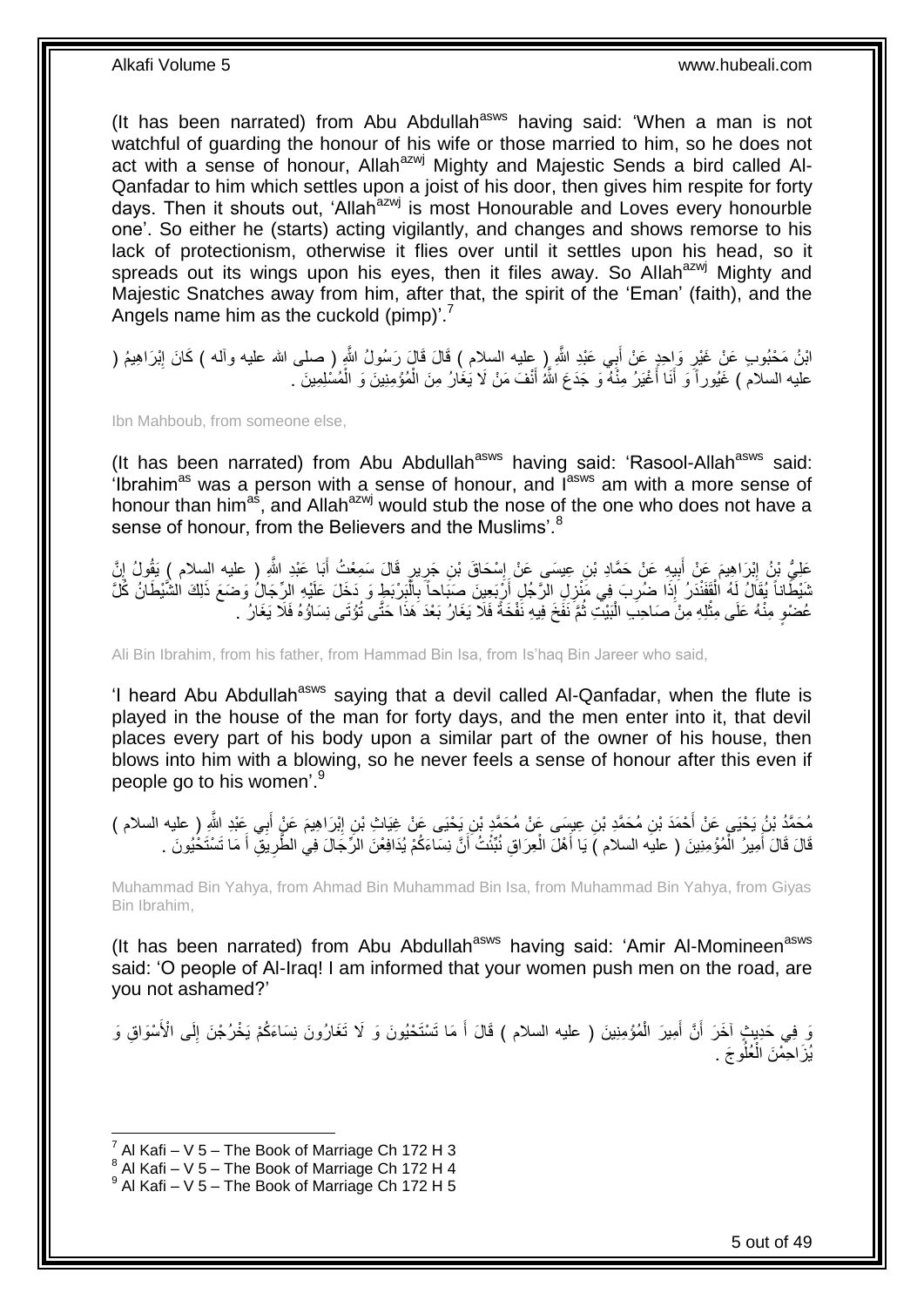(It has been narrated) from Abu Abdullah[asws] having said: 'When a man is not watchful of guarding the honour of his wife or those married to him, so he does not act with a sense of honour, Allah[azwj] Mighty and Majestic Sends a bird called Al-Qanfadar to him which settles upon a joist of his door, then gives him respite for forty days. Then it shouts out, 'Allah[azwj] is most Honourable and Loves every honourble one'. So either he (starts) acting vigilantly, and changes and shows remorse to his lack of protectionism, otherwise it flies over until it settles upon his head, so it spreads out its wings upon his eyes, then it files away. So Allah[azwj] Mighty and Majestic Snatches away from him, after that, the spirit of the 'Eman' (faith), and the Angels name him as the cuckold (pimp)'.[7]

ابْنُ مَحْبُوبٍ عَنْ غَيْرِ وَاحِدٍ عَنْ أَبِي عَبْدِ اللَّهِ ( عليه السلام ) قَالَ قَالَ رَسُولُ اللَّهِ ( صلى الله عليه وآله ) كَانَ إِبْرَاهِيمُ ( عليه السلام ) غَيُوراً وَ أَنَا أَغْيَرُ مِنْهُ وَ جَدَعَ اللَّهُ أَنْفَ مَنْ لَا يَغَارُ مِنَ الْمُؤْمِنِينَ وَ الْمُسْلِمِينَ .

Ibn Mahboub, from someone else,

(It has been narrated) from Abu Abdullah[asws] having said: 'Rasool-Allah[asws] said: 'Ibrahim[as] was a person with a sense of honour, and I[asws] am with a more sense of honour than him[as], and Allah[azwj] would stub the nose of the one who does not have a sense of honour, from the Believers and the Muslims'.[8]

عَلِيُّ بْنُ إِبْرَاهِيمَ عَنْ أَبِيهِ عَنْ حَمَّادِ بْنِ عِيسَى عَنْ إِسْحَاقَ بْنِ جَرِيرٍ قَالَ سَمِعْتُ أَبَا عَبْدِ اللَّهِ ( عليه السلام ) يَقُولُ إِنَّ شَيْطَاناً يُقَالُ لَهُ الْقَفَنْدَرُ إِذَا ضُرِبَ فِي مَنْزِلِ الرَّجُلِ أَرْبَعِينَ صَبَاحاً بِالْبَرْبَطِ وَ دَخَلَ عَلَيْهِ الرِّجَالُ وَضَعَ ذَلِكَ الشَّيْطَانُ كُلَّ عُضْوٍ مِنْهُ عَلَى مِثْلِهِ مِنْ صَاحِبِ الْبَيْتِ ثُمَّ نَفَخَ فِيهِ نَفْخَةً فَلَا يَغَارُ بَعْدَ هَذَا حَتَّى تُؤْتَى نِسَاؤُهُ فَلَا يَغَارُ .

Ali Bin Ibrahim, from his father, from Hammad Bin Isa, from Is'haq Bin Jareer who said,

'I heard Abu Abdullah[asws] saying that a devil called Al-Qanfadar, when the flute is played in the house of the man for forty days, and the men enter into it, that devil places every part of his body upon a similar part of the owner of his house, then blows into him with a blowing, so he never feels a sense of honour after this even if people go to his women'.[9]

مُحَمَّدُ بْنُ يَحْيَى عَنْ أَحْمَدَ بْنِ مُحَمَّدِ بْنِ عِيسَى عَنْ مُحَمَّدِ بْنِ يَحْيَى عَنْ غِيَاثِ بْنِ إِبْرَاهِيمَ عَنْ أَبِي عَبْدِ اللَّهِ ( عليه السلام ) قَالَ قَالَ أَمِيرُ الْمُؤْمِنِينَ ( عليه السلام ) يَا أَهْلَ الْعِرَاقِ نُبِّئْتُ أَنَّ نِسَاءَكُمْ يُدَافِعْنَ الرِّجَالَ فِي الطَّرِيقِ أَ مَا تَسْتَحْيُونَ .

Muhammad Bin Yahya, from Ahmad Bin Muhammad Bin Isa, from Muhammad Bin Yahya, from Giyas Bin Ibrahim,

(It has been narrated) from Abu Abdullah[asws] having said: 'Amir Al-Momineen[asws] said: 'O people of Al-Iraq! I am informed that your women push men on the road, are you not ashamed?'

وَ فِي حَدِيثٍ آخَرَ أَنَّ أَمِيرَ الْمُؤْمِنِينَ ( عليه السلام ) قَالَ أَ مَا تَسْتَحْيُونَ وَ لَا تَغَارُونَ نِسَاءَكُمْ يَخْرُجْنَ إِلَى الْأَسْوَاقِ وَ يُزَاحِمْنَ الْعُلُوجَ .

[7] Al Kafi – V 5 – The Book of Marriage Ch 172 H 3
[8] Al Kafi – V 5 – The Book of Marriage Ch 172 H 4
[9] Al Kafi – V 5 – The Book of Marriage Ch 172 H 5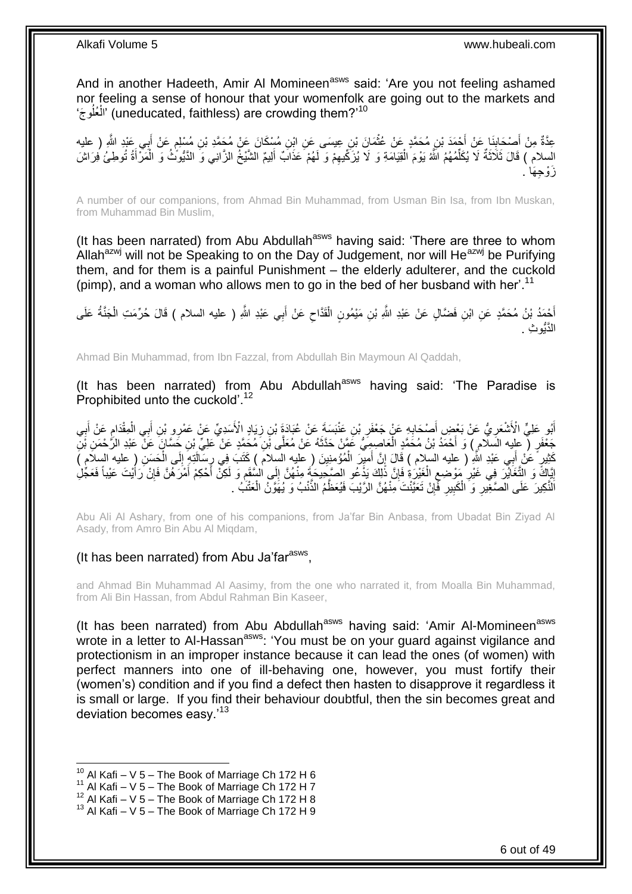And in another Hadeeth, Amir Al Momineen[asws] said: 'Are you not feeling ashamed nor feeling a sense of honour that your womenfolk are going out to the markets and 'الْعُلُوجَ' (uneducated, faithless) are crowding them?'[10]

عِدَّةٌ مِنْ أَصْحَابِنَا عَنْ أَحْمَدَ بْنِ مُحَمَّدٍ عَنْ عُثْمَانَ بْنِ عِيسَى عَنِ ابْنِ مُسْكَانَ عَنْ مُحَمَّدِ بْنِ مُسْلِمٍ عَنْ أَبِي عَبْدِ اللَّهِ ( عليه السلام ) قَالَ ثَلَاثَةٌ لَا يُكَلِّمُهُمُ اللَّهُ يَوْمَ الْقِيَامَةِ وَ لَا يُزَكِّيهِمْ وَ لَهُمْ عَذَابٌ أَلِيمٌ الشَّيْخُ الزَّانِي وَ الدَّيُّوثُ وَ الْمَرْأَةُ تُوطِئُ فِرَاشَ زَوْجِهَا .

A number of our companions, from Ahmad Bin Muhammad, from Usman Bin Isa, from Ibn Muskan, from Muhammad Bin Muslim,

(It has been narrated) from Abu Abdullah[asws] having said: 'There are three to whom Allah[azwj] will not be Speaking to on the Day of Judgement, nor will He[azwj] be Purifying them, and for them is a painful Punishment – the elderly adulterer, and the cuckold (pimp), and a woman who allows men to go in the bed of her husband with her'.[11]

أَحْمَدُ بْنُ مُحَمَّدٍ عَنِ ابْنِ فَضَّالٍ عَنْ عَبْدِ اللَّهِ بْنِ مَيْمُونٍ الْقَدَّاحِ عَنْ أَبِي عَبْدِ اللَّهِ ( عليه السلام ) قَالَ حُرِّمَتِ الْجَنَّةُ عَلَى الدَّيُّوثِ .

Ahmad Bin Muhammad, from Ibn Fazzal, from Abdullah Bin Maymoun Al Qaddah,

(It has been narrated) from Abu Abdullah[asws] having said: 'The Paradise is Prophibited unto the cuckold'.[12]

أَبُو عَلِيٍّ الْأَشْعَرِيُّ عَنْ بَعْضِ أَصْحَابِهِ عَنْ جَعْفَرِ بْنِ عَنْبَسَةَ عَنْ عُبَادَةَ بْنِ زِيَادٍ الْأَسَدِيِّ عَنْ عَمْرِو بْنِ أَبِي الْمِقْدَامِ عَنْ أَبِي جَعْفَرٍ ( عليه السلام ) وَ أَحْمَدُ بْنُ مُحَمَّدٍ الْعَاصِمِيُّ عَمَّنْ حَدَّثَهُ عَنْ مُعَلَّى بْنِ مُحَمَّدٍ عَنْ عَلِيِّ بْنِ حَسَّانَ عَنْ عَبْدِ الرَّحْمَنِ بْنِ كَثِيرٍ عَنْ أَبِي عَبْدِ اللَّهِ ( عليه السلام ) قَالَ إِنَّ أَمِيرَ الْمُؤْمِنِينَ ( عليه السلام ) كَتَبَ فِي رِسَالَتِهِ إِلَى الْحَسَنِ ( عليه السلام ) إِيَّاكَ وَ التَّغَايُرَ فِي غَيْرِ مَوْضِعِ الْغَيْرَةِ فَإِنَّ ذَلِكَ يَدْعُو الصَّحِيحَةَ مِنْهُنَّ إِلَى السَّقَمِ وَ لَكِنْ أَحْكِمْ أَمْرَهُنَّ فَإِنْ رَأَيْتَ عَيْباً فَعَجِّلِ النَّكِيرَ عَلَى الصَّغِيرِ وَ الْكَبِيرِ فَإِنْ تَعَيَّنْتَ مِنْهُنَّ الرَّيْبَ فَيَعْظُمُ الذَّنْبُ وَ يَهُونُ الْعَتْبُ .

Abu Ali Al Ashary, from one of his companions, from Ja'far Bin Anbasa, from Ubadat Bin Ziyad Al Asady, from Amro Bin Abu Al Miqdam,

(It has been narrated) from Abu Ja'far[asws],

and Ahmad Bin Muhammad Al Aasimy, from the one who narrated it, from Moalla Bin Muhammad, from Ali Bin Hassan, from Abdul Rahman Bin Kaseer,

(It has been narrated) from Abu Abdullah[asws] having said: 'Amir Al-Momineen[asws] wrote in a letter to Al-Hassan[asws]: 'You must be on your guard against vigilance and protectionism in an improper instance because it can lead the ones (of women) with perfect manners into one of ill-behaving one, however, you must fortify their (women's) condition and if you find a defect then hasten to disapprove it regardless it is small or large. If you find their behaviour doubtful, then the sin becomes great and deviation becomes easy.'[13]

---

[10] Al Kafi – V 5 – The Book of Marriage Ch 172 H 6
[11] Al Kafi – V 5 – The Book of Marriage Ch 172 H 7
[12] Al Kafi – V 5 – The Book of Marriage Ch 172 H 8
[13] Al Kafi – V 5 – The Book of Marriage Ch 172 H 9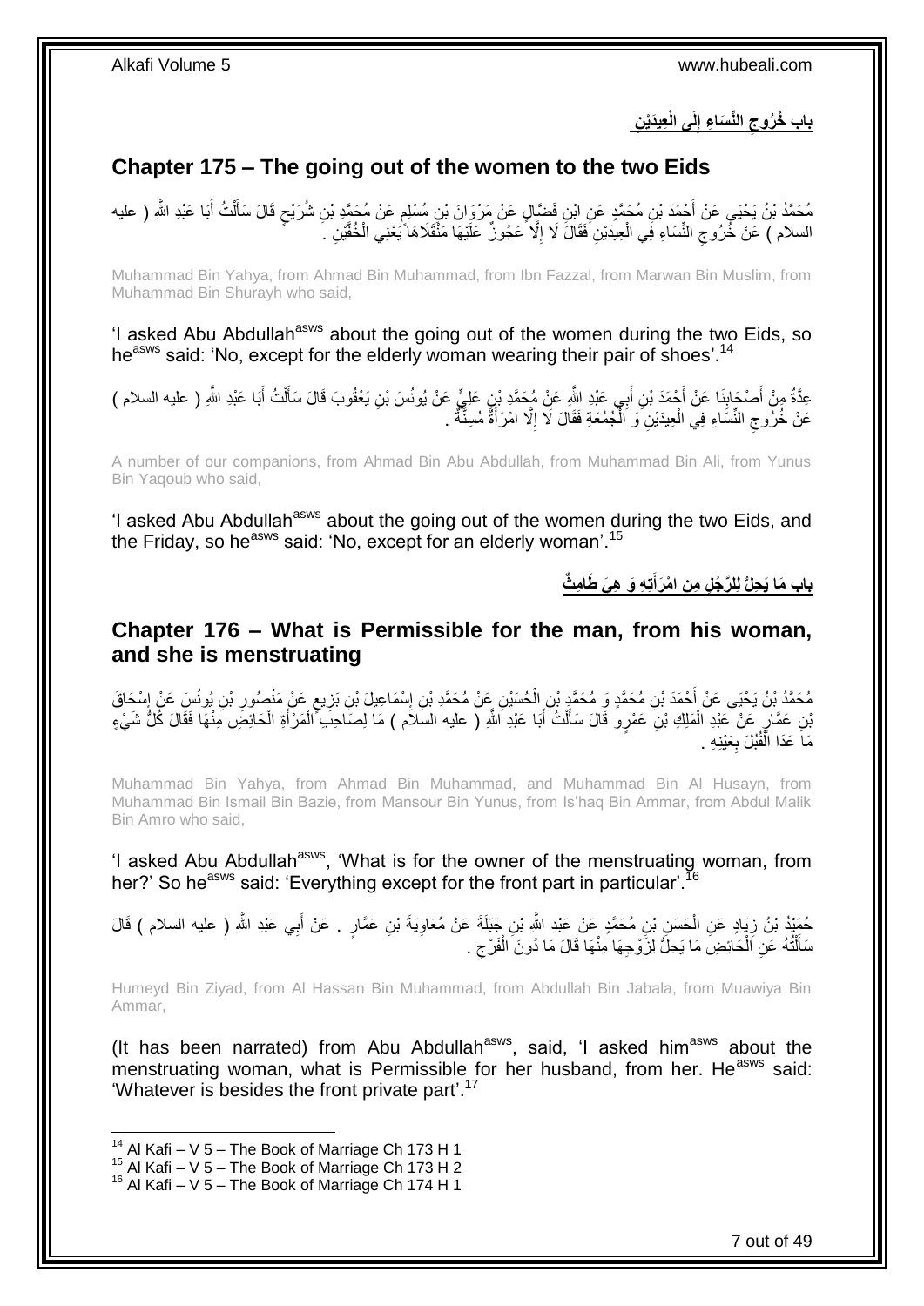## باب خُرُوجِ النِّسَاءِ إِلَى الْعِيدَيْنِ

## Chapter 175 – The going out of the women to the two Eids

مُحَمَّدُ بْنُ يَحْيَى عَنْ أَحْمَدَ بْنِ مُحَمَّدٍ عَنِ ابْنِ فَضَّالٍ عَنْ مَرْوَانَ بْنِ مُسْلِمٍ عَنْ مُحَمَّدِ بْنِ شُرَيْحٍ قَالَ سَأَلْتُ أَبَا عَبْدِ اللَّهِ ( عليه السلام ) عَنْ خُرُوجِ النِّسَاءِ فِي الْعِيدَيْنِ فَقَالَ لَا إِلَّا عَجُوزٌ عَلَيْهَا مَنْقَلَاهَا يَعْنِي الْخُفَّيْنِ .

Muhammad Bin Yahya, from Ahmad Bin Muhammad, from Ibn Fazzal, from Marwan Bin Muslim, from Muhammad Bin Shurayh who said,

'I asked Abu Abdullah[asws] about the going out of the women during the two Eids, so he[asws] said: 'No, except for the elderly woman wearing their pair of shoes'.[14]

عِدَّةٌ مِنْ أَصْحَابِنَا عَنْ أَحْمَدَ بْنِ أَبِي عَبْدِ اللَّهِ عَنْ مُحَمَّدِ بْنِ عَلِيٍّ عَنْ يُونُسَ بْنِ يَعْقُوبَ قَالَ سَأَلْتُ أَبَا عَبْدِ اللَّهِ ( عليه السلام ) عَنْ خُرُوجِ النِّسَاءِ فِي الْعِيدَيْنِ وَ الْجُمُعَةِ فَقَالَ لَا إِلَّا امْرَأَةٌ مُسِنَّةٌ .

A number of our companions, from Ahmad Bin Abu Abdullah, from Muhammad Bin Ali, from Yunus Bin Yaqoub who said,

'I asked Abu Abdullah[asws] about the going out of the women during the two Eids, and the Friday, so he[asws] said: 'No, except for an elderly woman'.[15]

## باب مَا يَحِلُّ لِلرَّجُلِ مِنِ امْرَأَتِهِ وَ هِيَ طَامِثٌ

## Chapter 176 – What is Permissible for the man, from his woman, and she is menstruating

مُحَمَّدُ بْنُ يَحْيَى عَنْ أَحْمَدَ بْنِ مُحَمَّدٍ وَ مُحَمَّدِ بْنِ الْحُسَيْنِ عَنْ مُحَمَّدِ بْنِ إِسْمَاعِيلَ بْنِ بَزِيعٍ عَنْ مَنْصُورِ بْنِ يُونُسَ عَنْ إِسْحَاقَ بْنِ عَمَّارٍ عَنْ عَبْدِ الْمَلِكِ بْنِ عَمْرٍو قَالَ سَأَلْتُ أَبَا عَبْدِ اللَّهِ ( عليه السلام ) مَا لِصَاحِبِ الْمَرْأَةِ الْحَائِضِ مِنْهَا فَقَالَ كُلُّ شَيْءٍ مَا عَدَا الْقُبُلَ بِعَيْنِهِ .

Muhammad Bin Yahya, from Ahmad Bin Muhammad, and Muhammad Bin Al Husayn, from Muhammad Bin Ismail Bin Bazie, from Mansour Bin Yunus, from Is'haq Bin Ammar, from Abdul Malik Bin Amro who said,

'I asked Abu Abdullah[asws], 'What is for the owner of the menstruating woman, from her?' So he[asws] said: 'Everything except for the front part in particular'.[16]

حُمَيْدُ بْنُ زِيَادٍ عَنِ الْحَسَنِ بْنِ مُحَمَّدٍ عَنْ عَبْدِ اللَّهِ بْنِ جَبَلَةَ عَنْ مُعَاوِيَةَ بْنِ عَمَّارٍ . عَنْ أَبِي عَبْدِ اللَّهِ ( عليه السلام ) قَالَ سَأَلْتُهُ عَنِ الْحَائِضِ مَا يَحِلُّ لِزَوْجِهَا مِنْهَا قَالَ مَا دُونَ الْفَرْجِ .

Humeyd Bin Ziyad, from Al Hassan Bin Muhammad, from Abdullah Bin Jabala, from Muawiya Bin Ammar,

(It has been narrated) from Abu Abdullah[asws], said, 'I asked him[asws] about the menstruating woman, what is Permissible for her husband, from her. He[asws] said: 'Whatever is besides the front private part'.[17]

---

[14] Al Kafi – V 5 – The Book of Marriage Ch 173 H 1
[15] Al Kafi – V 5 – The Book of Marriage Ch 173 H 2
[16] Al Kafi – V 5 – The Book of Marriage Ch 174 H 1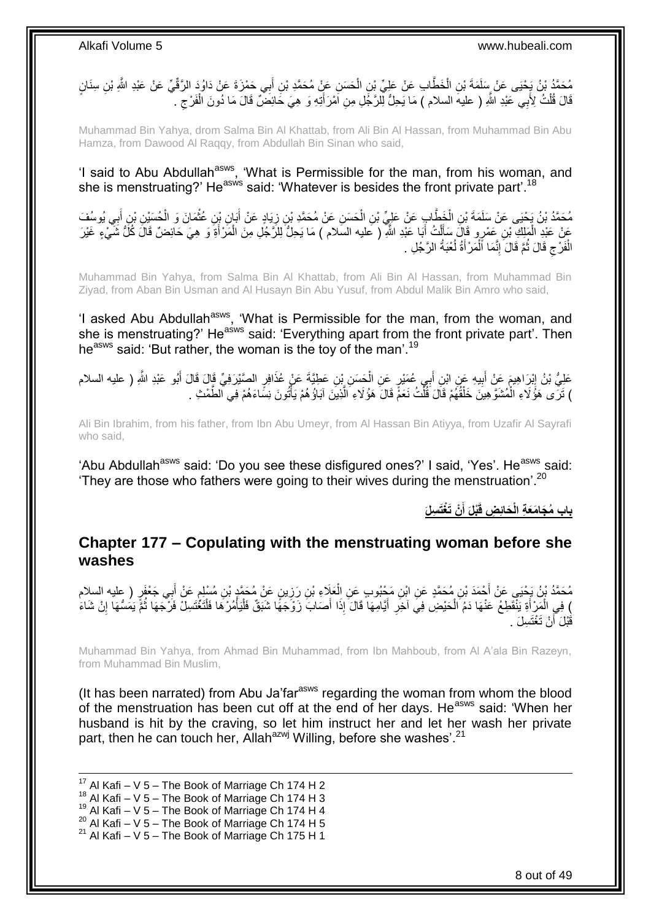مُحَمَّدُ بْنُ يَحْيَى عَنْ سَلَمَةَ بْنِ الْخَطَّابِ عَنْ عَلِيِّ بْنِ الْحَسَنِ عَنْ مُحَمَّدِ بْنِ أَبِي حَمْزَةَ عَنْ دَاوُدَ الرَّقِّيِّ عَنْ عَبْدِ اللَّهِ بْنِ سِنَانٍ قَالَ قُلْتُ لِأَبِي عَبْدِ اللَّهِ ( عليه السلام ) مَا يَحِلُّ لِلرَّجُلِ مِنِ امْرَأَتِهِ وَ هِيَ حَائِضٌ قَالَ مَا دُونَ الْفَرْجِ .

Muhammad Bin Yahya, drom Salma Bin Al Khattab, from Ali Bin Al Hassan, from Muhammad Bin Abu Hamza, from Dawood Al Raqqy, from Abdullah Bin Sinan who said,

'I said to Abu Abdullah[asws], 'What is Permissible for the man, from his woman, and she is menstruating?' He[asws] said: 'Whatever is besides the front private part'.[18]

مُحَمَّدُ بْنُ يَحْيَى عَنْ سَلَمَةَ بْنِ الْخَطَّابِ عَنْ عَلِيِّ بْنِ الْحَسَنِ عَنْ مُحَمَّدِ بْنِ زِيَادٍ عَنْ أَبَانِ بْنِ عُثْمَانَ وَ الْحُسَيْنِ بْنِ أَبِي يُوسُفَ عَنْ عَبْدِ الْمَلِكِ بْنِ عَمْرٍو قَالَ سَأَلْتُ أَبَا عَبْدِ اللَّهِ ( عليه السلام ) مَا يَحِلُّ لِلرَّجُلِ مِنَ الْمَرْأَةِ وَ هِيَ حَائِضٌ قَالَ كُلُّ شَيْءٍ غَيْرَ الْفَرْجِ قَالَ ثُمَّ قَالَ إِنَّمَا الْمَرْأَةُ لُعْبَةُ الرَّجُلِ .

Muhammad Bin Yahya, from Salma Bin Al Khattab, from Ali Bin Al Hassan, from Muhammad Bin Ziyad, from Aban Bin Usman and Al Husayn Bin Abu Yusuf, from Abdul Malik Bin Amro who said,

'I asked Abu Abdullah[asws], 'What is Permissible for the man, from the woman, and she is menstruating?' He[asws] said: 'Everything apart from the front private part'. Then he[asws] said: 'But rather, the woman is the toy of the man'.[19]

عَلِيُّ بْنُ إِبْرَاهِيمَ عَنْ أَبِيهِ عَنِ ابْنِ أَبِي عُمَيْرٍ عَنِ الْحَسَنِ بْنِ عَطِيَّةَ عَنْ عُذَافِرٍ الصَّيْرَفِيِّ قَالَ قَالَ أَبُو عَبْدِ اللَّهِ ( عليه السلام ) تَرَى هَؤُلَاءِ الْمُشَوَّهِينَ خَلْقُهُمْ قَالَ قُلْتُ نَعَمْ قَالَ هَؤُلَاءِ الَّذِينَ آبَاؤُهُمْ يَأْتُونَ نِسَاءَهُمْ فِي الطَّمْثِ .

Ali Bin Ibrahim, from his father, from Ibn Abu Umeyr, from Al Hassan Bin Atiyya, from Uzafir Al Sayrafi who said,

'Abu Abdullah[asws] said: 'Do you see these disfigured ones?' I said, 'Yes'. He[asws] said: 'They are those who fathers were going to their wives during the menstruation'.[20]

## باب مُجَامَعَةِ الْحَائِضِ قَبْلَ أَنْ تَغْتَسِلَ

## Chapter 177 – Copulating with the menstruating woman before she washes

مُحَمَّدُ بْنُ يَحْيَى عَنْ أَحْمَدَ بْنِ مُحَمَّدٍ عَنِ ابْنِ مَحْبُوبٍ عَنِ الْعَلَاءِ بْنِ رَزِينٍ عَنْ مُحَمَّدِ بْنِ مُسْلِمٍ عَنْ أَبِي جَعْفَرٍ ( عليه السلام ) فِي الْمَرْأَةِ يَنْقَطِعُ عَنْهَا دَمُ الْحَيْضِ فِي آخِرِ أَيَّامِهَا قَالَ إِذَا أَصَابَ زَوْجَهَا شَبَقٌ فَلْيَأْمُرْهَا فَلْتَغْتَسِلْ فَرْجَهَا ثُمَّ يَمَسُّهَا إِنْ شَاءَ قَبْلَ أَنْ تَغْتَسِلَ .

Muhammad Bin Yahya, from Ahmad Bin Muhammad, from Ibn Mahboub, from Al A'ala Bin Razeyn, from Muhammad Bin Muslim,

(It has been narrated) from Abu Ja'far[asws] regarding the woman from whom the blood of the menstruation has been cut off at the end of her days. He[asws] said: 'When her husband is hit by the craving, so let him instruct her and let her wash her private part, then he can touch her, Allah[azwj] Willing, before she washes'.[21]

---

[17] Al Kafi – V 5 – The Book of Marriage Ch 174 H 2
[18] Al Kafi – V 5 – The Book of Marriage Ch 174 H 3
[19] Al Kafi – V 5 – The Book of Marriage Ch 174 H 4
[20] Al Kafi – V 5 – The Book of Marriage Ch 174 H 5
[21] Al Kafi – V 5 – The Book of Marriage Ch 175 H 1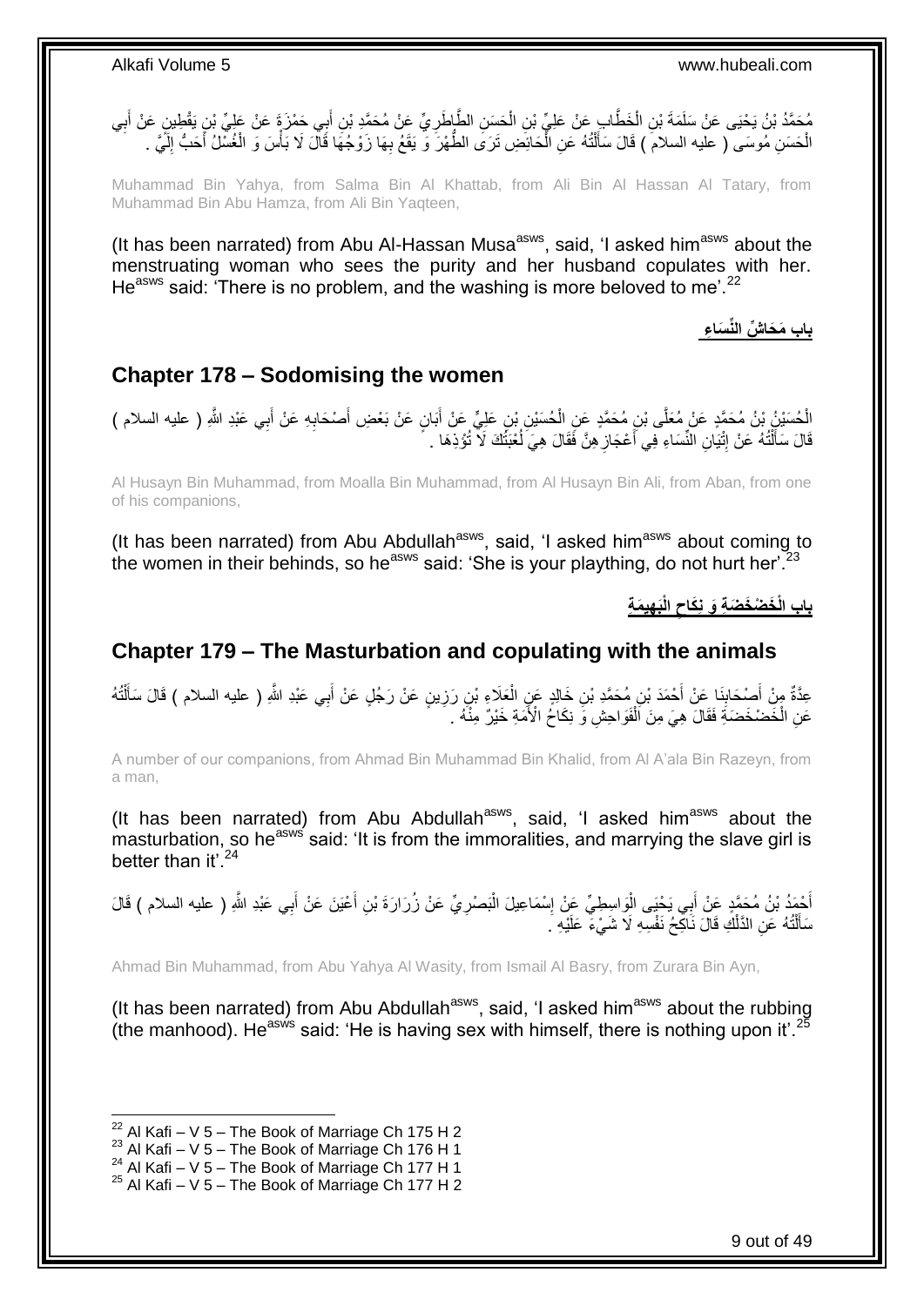مُحَمَّدُ بْنُ يَحْيَى عَنْ سَلَمَةَ بْنِ الْخَطَّابِ عَنْ عَلِيِّ بْنِ الْحَسَنِ الطَّاطَرِيِّ عَنْ مُحَمَّدِ بْنِ أَبِي حَمْزَةَ عَنْ عَلِيِّ بْنِ يَقْطِينٍ عَنْ أَبِي الْحَسَنِ مُوسَى ( عليه السلام ) قَالَ سَأَلْتُهُ عَنِ الْحَائِضِ تَرَى الطُّهْرَ وَ يَقَعُ بِهَا زَوْجُهَا قَالَ لَا بَأْسَ وَ الْغُسْلُ أَحَبُّ إِلَيَّ .

Muhammad Bin Yahya, from Salma Bin Al Khattab, from Ali Bin Al Hassan Al Tatary, from Muhammad Bin Abu Hamza, from Ali Bin Yaqteen,

(It has been narrated) from Abu Al-Hassan Musa[asws], said, 'I asked him[asws] about the menstruating woman who sees the purity and her husband copulates with her. He[asws] said: 'There is no problem, and the washing is more beloved to me'.[22]

**باب مَحَاشِّ النِّسَاءِ**

## Chapter 178 – Sodomising the women

الْحُسَيْنُ بْنُ مُحَمَّدٍ عَنْ مُعَلَّى بْنِ مُحَمَّدٍ عَنِ الْحُسَيْنِ بْنِ عَلِيٍّ عَنْ أَبَانٍ عَنْ بَعْضِ أَصْحَابِهِ عَنْ أَبِي عَبْدِ اللَّهِ ( عليه السلام ) قَالَ سَأَلْتُهُ عَنْ إِتْيَانِ النِّسَاءِ فِي أَعْجَازِهِنَّ فَقَالَ هِيَ لُعْبَتُكَ لَا تُؤْذِهَا .

Al Husayn Bin Muhammad, from Moalla Bin Muhammad, from Al Husayn Bin Ali, from Aban, from one of his companions,

(It has been narrated) from Abu Abdullah[asws], said, 'I asked him[asws] about coming to the women in their behinds, so he[asws] said: 'She is your plaything, do not hurt her'.[23]

**باب الْخَضْخَضَةِ وَ نِكَاحِ الْبَهِيمَةِ**

## Chapter 179 – The Masturbation and copulating with the animals

عِدَّةٌ مِنْ أَصْحَابِنَا عَنْ أَحْمَدَ بْنِ مُحَمَّدِ بْنِ خَالِدٍ عَنِ الْعَلَاءِ بْنِ رَزِينٍ عَنْ رَجُلٍ عَنْ أَبِي عَبْدِ اللَّهِ ( عليه السلام ) قَالَ سَأَلْتُهُ عَنِ الْخَضْخَضَةِ فَقَالَ هِيَ مِنَ الْفَوَاحِشِ وَ نِكَاحُ الْأَمَةِ خَيْرٌ مِنْهُ .

A number of our companions, from Ahmad Bin Muhammad Bin Khalid, from Al A'ala Bin Razeyn, from a man,

(It has been narrated) from Abu Abdullah[asws], said, 'I asked him[asws] about the masturbation, so he[asws] said: 'It is from the immoralities, and marrying the slave girl is better than it'.[24]

أَحْمَدُ بْنُ مُحَمَّدٍ عَنْ أَبِي يَحْيَى الْوَاسِطِيِّ عَنْ إِسْمَاعِيلَ الْبَصْرِيِّ عَنْ زُرَارَةَ بْنِ أَعْيَنَ عَنْ أَبِي عَبْدِ اللَّهِ ( عليه السلام ) قَالَ سَأَلْتُهُ عَنِ الدَّلْكِ قَالَ نَاكِحُ نَفْسِهِ لَا شَيْءَ عَلَيْهِ .

Ahmad Bin Muhammad, from Abu Yahya Al Wasity, from Ismail Al Basry, from Zurara Bin Ayn,

(It has been narrated) from Abu Abdullah[asws], said, 'I asked him[asws] about the rubbing (the manhood). He[asws] said: 'He is having sex with himself, there is nothing upon it'.[25]

[22] Al Kafi – V 5 – The Book of Marriage Ch 175 H 2
[23] Al Kafi – V 5 – The Book of Marriage Ch 176 H 1
[24] Al Kafi – V 5 – The Book of Marriage Ch 177 H 1
[25] Al Kafi – V 5 – The Book of Marriage Ch 177 H 2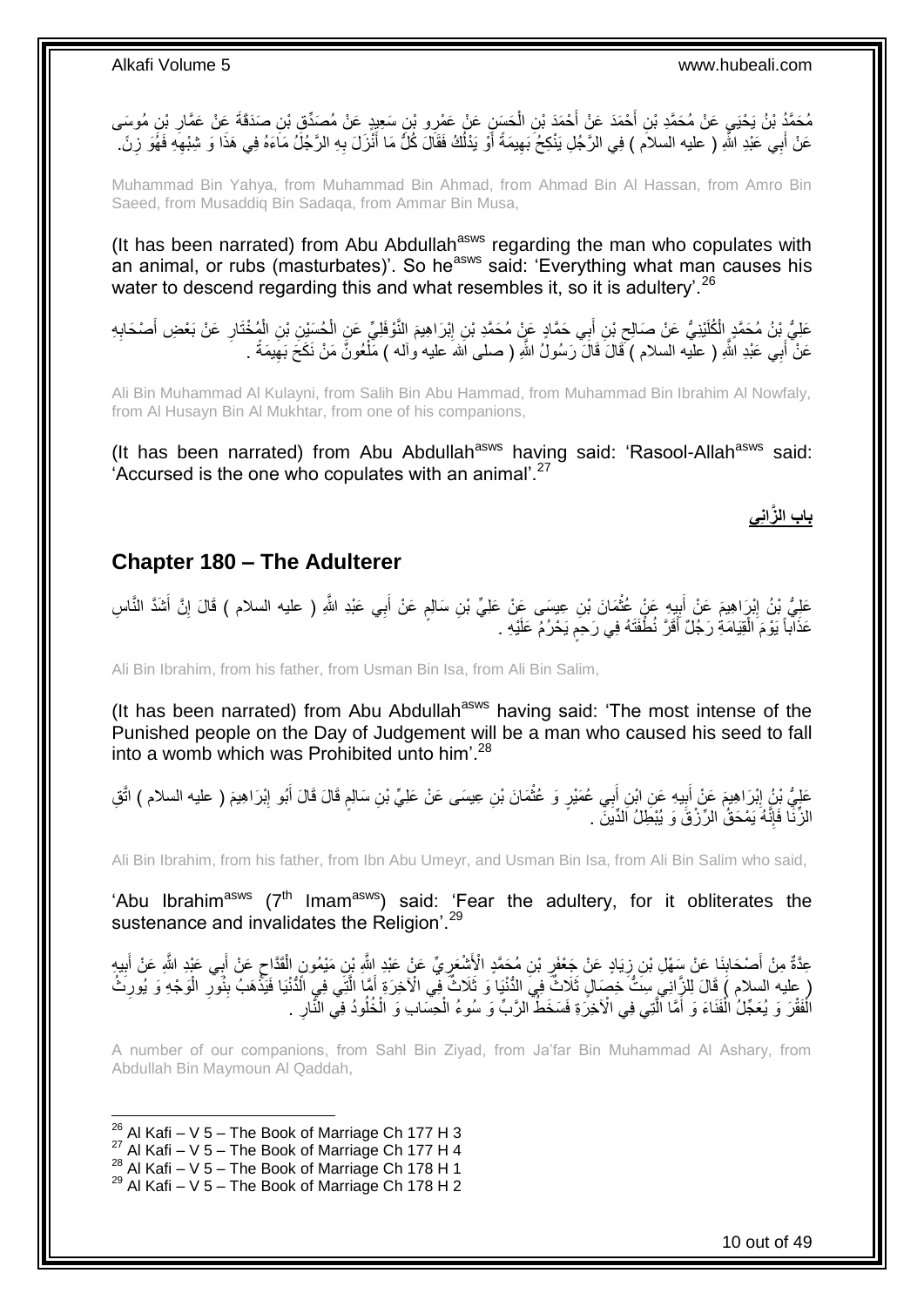مُحَمَّدُ بْنُ يَحْيَى عَنْ مُحَمَّدِ بْنِ أَحْمَدَ عَنْ أَحْمَدَ بْنِ الْحَسَنِ عَنْ عَمْرِو بْنِ سَعِيدٍ عَنْ مُصَدِّقِ بْنِ صَدَقَةَ عَنْ عَمَّارِ بْنِ مُوسَى عَنْ أَبِي عَبْدِ اللَّهِ ( عليه السلام ) فِي الرَّجُلِ يَنْكِحُ بَهِيمَةً أَوْ يَدْلُكُ فَقَالَ كُلُّ مَا أَنْزَلَ بِهِ الرَّجُلُ مَاءَهُ فِي هَذَا وَ شِبْهِهِ فَهُوَ زِنً.

Muhammad Bin Yahya, from Muhammad Bin Ahmad, from Ahmad Bin Al Hassan, from Amro Bin Saeed, from Musaddiq Bin Sadaqa, from Ammar Bin Musa,

(It has been narrated) from Abu Abdullah[asws] regarding the man who copulates with an animal, or rubs (masturbates)'. So he[asws] said: 'Everything what man causes his water to descend regarding this and what resembles it, so it is adultery'.[26]

عَلِيُّ بْنُ مُحَمَّدٍ الْكُلَيْنِيُّ عَنْ صَالِحِ بْنِ أَبِي حَمَّادٍ عَنْ مُحَمَّدِ بْنِ إِبْرَاهِيمَ النَّوْفَلِيِّ عَنِ الْحُسَيْنِ بْنِ الْمُخْتَارِ عَنْ بَعْضِ أَصْحَابِهِ عَنْ أَبِي عَبْدِ اللَّهِ ( عليه السلام ) قَالَ قَالَ رَسُولُ اللَّهِ ( صلى الله عليه وآله ) مَلْعُونٌ مَنْ نَكَحَ بَهِيمَةً .

Ali Bin Muhammad Al Kulayni, from Salih Bin Abu Hammad, from Muhammad Bin Ibrahim Al Nowfaly, from Al Husayn Bin Al Mukhtar, from one of his companions,

(It has been narrated) from Abu Abdullah[asws] having said: 'Rasool-Allah[asws] said: 'Accursed is the one who copulates with an animal'.[27]

**باب الزَّانِي**

## Chapter 180 – The Adulterer

عَلِيُّ بْنُ إِبْرَاهِيمَ عَنْ أَبِيهِ عَنْ عُثْمَانَ بْنِ عِيسَى عَنْ عَلِيِّ بْنِ سَالِمٍ عَنْ أَبِي عَبْدِ اللَّهِ ( عليه السلام ) قَالَ إِنَّ أَشَدَّ النَّاسِ عَذَاباً يَوْمَ الْقِيَامَةِ رَجُلٌ أَقَرَّ نُطْفَتَهُ فِي رَحِمٍ يَحْرُمُ عَلَيْهِ .

Ali Bin Ibrahim, from his father, from Usman Bin Isa, from Ali Bin Salim,

(It has been narrated) from Abu Abdullah[asws] having said: 'The most intense of the Punished people on the Day of Judgement will be a man who caused his seed to fall into a womb which was Prohibited unto him'.[28]

عَلِيُّ بْنُ إِبْرَاهِيمَ عَنْ أَبِيهِ عَنِ ابْنِ أَبِي عُمَيْرٍ وَ عُثْمَانَ بْنِ عِيسَى عَنْ عَلِيِّ بْنِ سَالِمٍ قَالَ قَالَ أَبُو إِبْرَاهِيمَ ( عليه السلام ) اتَّقِ الزِّنَا فَإِنَّهُ يَمْحَقُ الرِّزْقَ وَ يُبْطِلُ الدِّينَ .

Ali Bin Ibrahim, from his father, from Ibn Abu Umeyr, and Usman Bin Isa, from Ali Bin Salim who said,

'Abu Ibrahim[asws] (7[th] Imam[asws]) said: 'Fear the adultery, for it obliterates the sustenance and invalidates the Religion'.[29]

عِدَّةٌ مِنْ أَصْحَابِنَا عَنْ سَهْلِ بْنِ زِيَادٍ عَنْ جَعْفَرِ بْنِ مُحَمَّدٍ الْأَشْعَرِيِّ عَنْ عَبْدِ اللَّهِ بْنِ مَيْمُونٍ الْقَدَّاحِ عَنْ أَبِي عَبْدِ اللَّهِ عَنْ أَبِيهِ ( عليه السلام ) قَالَ لِلزَّانِي سِتُّ خِصَالٍ ثَلَاثٌ فِي الدُّنْيَا وَ ثَلَاثٌ فِي الْآخِرَةِ أَمَّا الَّتِي فِي الدُّنْيَا فَيَذْهَبُ بِنُورِ الْوَجْهِ وَ يُورِثُ الْفَقْرَ وَ يُعَجِّلُ الْفَنَاءَ وَ أَمَّا الَّتِي فِي الْآخِرَةِ فَسَخَطُ الرَّبِّ وَ سُوءُ الْحِسَابِ وَ الْخُلُودُ فِي النَّارِ .

A number of our companions, from Sahl Bin Ziyad, from Ja'far Bin Muhammad Al Ashary, from Abdullah Bin Maymoun Al Qaddah,

[26] Al Kafi – V 5 – The Book of Marriage Ch 177 H 3
[27] Al Kafi – V 5 – The Book of Marriage Ch 177 H 4
[28] Al Kafi – V 5 – The Book of Marriage Ch 178 H 1
[29] Al Kafi – V 5 – The Book of Marriage Ch 178 H 2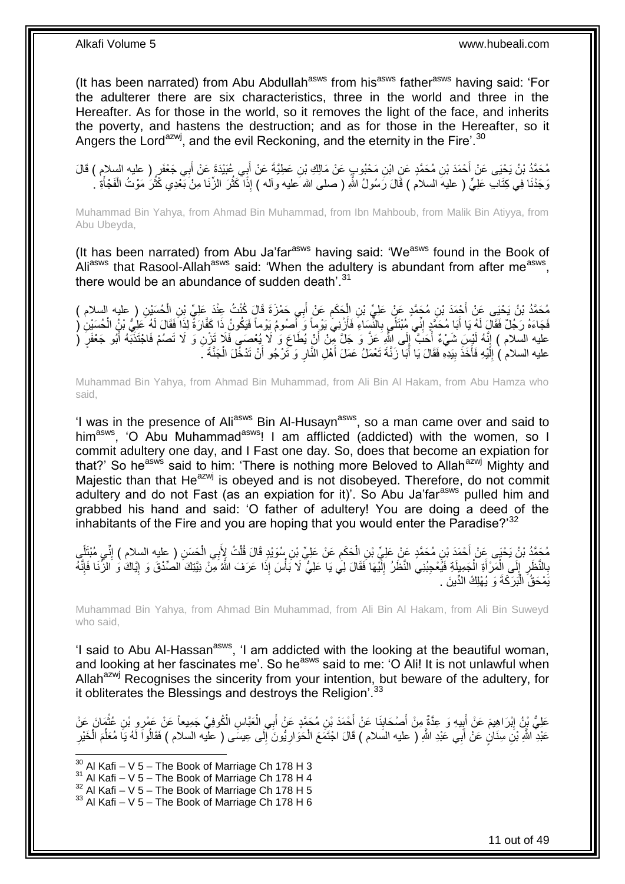(It has been narrated) from Abu Abdullah[asws] from his[asws] father[asws] having said: 'For the adulterer there are six characteristics, three in the world and three in the Hereafter. As for those in the world, so it removes the light of the face, and inherits the poverty, and hastens the destruction; and as for those in the Hereafter, so it Angers the Lord[azwj], and the evil Reckoning, and the eternity in the Fire'.[30]

مُحَمَّدُ بْنُ يَحْيَى عَنْ أَحْمَدَ بْنِ مُحَمَّدٍ عَنِ ابْنِ مَحْبُوبٍ عَنْ مَالِكِ بْنِ عَطِيَّةَ عَنْ أَبِي عُبَيْدَةَ عَنْ أَبِي جَعْفَرٍ ( عليه السلام ) قَالَ وَجَدْنَا فِي كِتَابِ عَلِيٍّ ( عليه السلام ) قَالَ رَسُولُ اللَّهِ ( صلى الله عليه وآله ) إِذَا كَثُرَ الزِّنَا مِنْ بَعْدِي كَثُرَ مَوْتُ الْفَجْأَةِ .

Muhammad Bin Yahya, from Ahmad Bin Muhammad, from Ibn Mahboub, from Malik Bin Atiyya, from Abu Ubeyda,

(It has been narrated) from Abu Ja'far[asws] having said: 'We[asws] found in the Book of Ali[asws] that Rasool-Allah[asws] said: 'When the adultery is abundant from after me[asws], there would be an abundance of sudden death'.[31]

مُحَمَّدُ بْنُ يَحْيَى عَنْ أَحْمَدَ بْنِ مُحَمَّدٍ عَنْ عَلِيِّ بْنِ الْحَكَمِ عَنْ أَبِي حَمْزَةَ قَالَ كُنْتُ عِنْدَ عَلِيِّ بْنِ الْحُسَيْنِ ( عليه السلام ) فَجَاءَهُ رَجُلٌ فَقَالَ لَهُ يَا أَبَا مُحَمَّدٍ إِنِّي مُبْتَلًى بِالنِّسَاءِ فَأَزْنِي يَوْماً وَ أَصُومُ يَوْماً فَيَكُونُ ذَا كَفَّارَةً لِذَا فَقَالَ لَهُ عَلِيُّ بْنُ الْحُسَيْنِ ( عليه السلام ) إِنَّهُ لَيْسَ شَيْءٌ أَحَبَّ إِلَى اللَّهِ عَزَّ وَ جَلَّ مِنْ أَنْ يُطَاعَ وَ لَا يُعْصَى فَلَا تَزْنِ وَ لَا تَصُمْ فَاجْتَذَبَهُ أَبُو جَعْفَرٍ ( عليه السلام ) إِلَيْهِ فَأَخَذَ بِيَدِهِ فَقَالَ يَا أَبَا زَنَّةَ تَعْمَلُ عَمَلَ أَهْلِ النَّارِ وَ تَرْجُو أَنْ تَدْخُلَ الْجَنَّةَ .

Muhammad Bin Yahya, from Ahmad Bin Muhammad, from Ali Bin Al Hakam, from Abu Hamza who said,

'I was in the presence of Ali[asws] Bin Al-Husayn[asws], so a man came over and said to him[asws], 'O Abu Muhammad[asws]! I am afflicted (addicted) with the women, so I commit adultery one day, and I Fast one day. So, does that become an expiation for that?' So he[asws] said to him: 'There is nothing more Beloved to Allah[azwj] Mighty and Majestic than that He[azwj] is obeyed and is not disobeyed. Therefore, do not commit adultery and do not Fast (as an expiation for it)'. So Abu Ja'far[asws] pulled him and grabbed his hand and said: 'O father of adultery! You are doing a deed of the inhabitants of the Fire and you are hoping that you would enter the Paradise?'[32]

مُحَمَّدُ بْنُ يَحْيَى عَنْ أَحْمَدَ بْنِ مُحَمَّدٍ عَنْ عَلِيِّ بْنِ الْحَكَمِ عَنْ عَلِيِّ بْنِ سُوَيْدٍ قَالَ قُلْتُ لِأَبِي الْحَسَنِ ( عليه السلام ) إِنِّي مُبْتَلًى بِالنَّظَرِ إِلَى الْمَرْأَةِ الْجَمِيلَةِ فَيُعْجِبُنِي النَّظَرُ إِلَيْهَا فَقَالَ لِي يَا عَلِيُّ لَا بَأْسَ إِذَا عَرَفَ اللَّهُ مِنْ نِيَّتِكَ الصِّدْقَ وَ إِيَّاكَ وَ الزِّنَا فَإِنَّهُ يَمْحَقُ الْبَرَكَةَ وَ يُهْلِكُ الدِّينَ .

Muhammad Bin Yahya, from Ahmad Bin Muhammad, from Ali Bin Al Hakam, from Ali Bin Suweyd who said,

'I said to Abu Al-Hassan[asws], 'I am addicted with the looking at the beautiful woman, and looking at her fascinates me'. So he[asws] said to me: 'O Ali! It is not unlawful when Allah[azwj] Recognises the sincerity from your intention, but beware of the adultery, for it obliterates the Blessings and destroys the Religion'.[33]

عَلِيُّ بْنُ إِبْرَاهِيمَ عَنْ أَبِيهِ وَ عِدَّةٌ مِنْ أَصْحَابِنَا عَنْ أَحْمَدَ بْنِ مُحَمَّدٍ عَنْ أَبِي الْعَبَّاسِ الْكُوفِيِّ جَمِيعاً عَنْ عَمْرِو بْنِ عُثْمَانَ عَنْ عَبْدِ اللَّهِ بْنِ سِنَانٍ عَنْ أَبِي عَبْدِ اللَّهِ ( عليه السلام ) قَالَ اجْتَمَعَ الْحَوَارِيُّونَ إِلَى عِيسَى ( عليه السلام ) فَقَالُوا لَهُ يَا مُعَلِّمَ الْخَيْرِ

[30] Al Kafi – V 5 – The Book of Marriage Ch 178 H 3
[31] Al Kafi – V 5 – The Book of Marriage Ch 178 H 4
[32] Al Kafi – V 5 – The Book of Marriage Ch 178 H 5
[33] Al Kafi – V 5 – The Book of Marriage Ch 178 H 6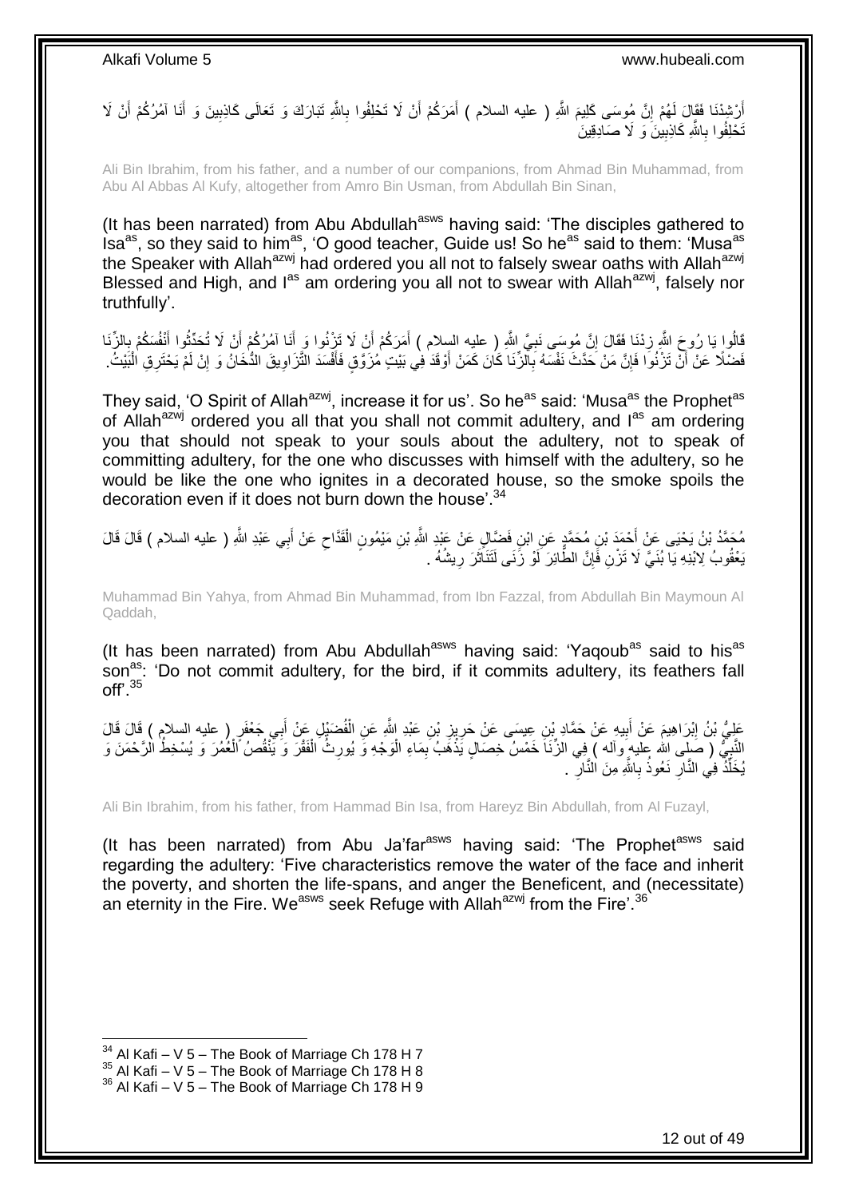أَرْشِدْنَا فَقَالَ لَهُمْ إِنَّ مُوسَى كَلِيمَ اللَّهِ ( عليه السلام ) أَمَرَكُمْ أَنْ لَا تَحْلِفُوا بِاللَّهِ تَبَارَكَ وَ تَعَالَى كَاذِبِينَ وَ أَنَا آمُرُكُمْ أَنْ لَا تَحْلِفُوا بِاللَّهِ كَاذِبِينَ وَ لَا صَادِقِينَ

Ali Bin Ibrahim, from his father, and a number of our companions, from Ahmad Bin Muhammad, from Abu Al Abbas Al Kufy, altogether from Amro Bin Usman, from Abdullah Bin Sinan,

(It has been narrated) from Abu Abdullah[asws] having said: 'The disciples gathered to Isa[as], so they said to him[as], 'O good teacher, Guide us! So he[as] said to them: 'Musa[as] the Speaker with Allah[azwj] had ordered you all not to falsely swear oaths with Allah[azwj] Blessed and High, and I[as] am ordering you all not to swear with Allah[azwj], falsely nor truthfully'.

قَالُوا يَا رُوحَ اللَّهِ زِدْنَا فَقَالَ إِنَّ مُوسَى نَبِيَّ اللَّهِ ( عليه السلام ) أَمَرَكُمْ أَنْ لَا تَزْنُوا وَ أَنَا آمُرُكُمْ أَنْ لَا تُحَدِّثُوا أَنْفُسَكُمْ بِالزِّنَا فَضْلًا عَنْ أَنْ تَزْنُوا فَإِنَّ مَنْ حَدَّثَ نَفْسَهُ بِالزِّنَا كَانَ كَمَنْ أَوْقَدَ فِي بَيْتٍ مُزَوَّقٍ فَأَفْسَدَ التَّزَاوِيقَ الدُّخَانُ وَ إِنْ لَمْ يَحْتَرِقِ الْبَيْتُ.

They said, 'O Spirit of Allah[azwj], increase it for us'. So he[as] said: 'Musa[as] the Prophet[as] of Allah[azwj] ordered you all that you shall not commit adultery, and I[as] am ordering you that should not speak to your souls about the adultery, not to speak of committing adultery, for the one who discusses with himself with the adultery, so he would be like the one who ignites in a decorated house, so the smoke spoils the decoration even if it does not burn down the house'.[34]

مُحَمَّدُ بْنُ يَحْيَى عَنْ أَحْمَدَ بْنِ مُحَمَّدٍ عَنِ ابْنِ فَضَّالٍ عَنْ عَبْدِ اللَّهِ بْنِ مَيْمُونٍ الْقَدَّاحِ عَنْ أَبِي عَبْدِ اللَّهِ ( عليه السلام ) قَالَ قَالَ يَعْقُوبُ لِابْنِهِ يَا بُنَيَّ لَا تَزْنِ فَإِنَّ الطَّائِرَ لَوْ زَنَى لَتَنَاثَرَ رِيشُهُ .

Muhammad Bin Yahya, from Ahmad Bin Muhammad, from Ibn Fazzal, from Abdullah Bin Maymoun Al Qaddah,

(It has been narrated) from Abu Abdullah[asws] having said: 'Yaqoub[as] said to his[as] son[as]: 'Do not commit adultery, for the bird, if it commits adultery, its feathers fall off'.[35]

عَلِيُّ بْنُ إِبْرَاهِيمَ عَنْ أَبِيهِ عَنْ حَمَّادِ بْنِ عِيسَى عَنْ حَرِيزِ بْنِ عَبْدِ اللَّهِ عَنِ الْفُضَيْلِ عَنْ أَبِي جَعْفَرٍ ( عليه السلام ) قَالَ قَالَ النَّبِيُّ ( صلى الله عليه وآله ) فِي الزِّنَا خَمْسُ خِصَالٍ يَذْهَبُ بِمَاءِ الْوَجْهِ وَ يُورِثُ الْفَقْرَ وَ يَنْقُصُ الْعُمُرَ وَ يُسْخِطُ الرَّحْمَنَ وَ يُخَلِّدُ فِي النَّارِ نَعُوذُ بِاللَّهِ مِنَ النَّارِ .

Ali Bin Ibrahim, from his father, from Hammad Bin Isa, from Hareyz Bin Abdullah, from Al Fuzayl,

(It has been narrated) from Abu Ja'far[asws] having said: 'The Prophet[asws] said regarding the adultery: 'Five characteristics remove the water of the face and inherit the poverty, and shorten the life-spans, and anger the Beneficent, and (necessitate) an eternity in the Fire. We[asws] seek Refuge with Allah[azwj] from the Fire'.[36]

---

[34] Al Kafi – V 5 – The Book of Marriage Ch 178 H 7
[35] Al Kafi – V 5 – The Book of Marriage Ch 178 H 8
[36] Al Kafi – V 5 – The Book of Marriage Ch 178 H 9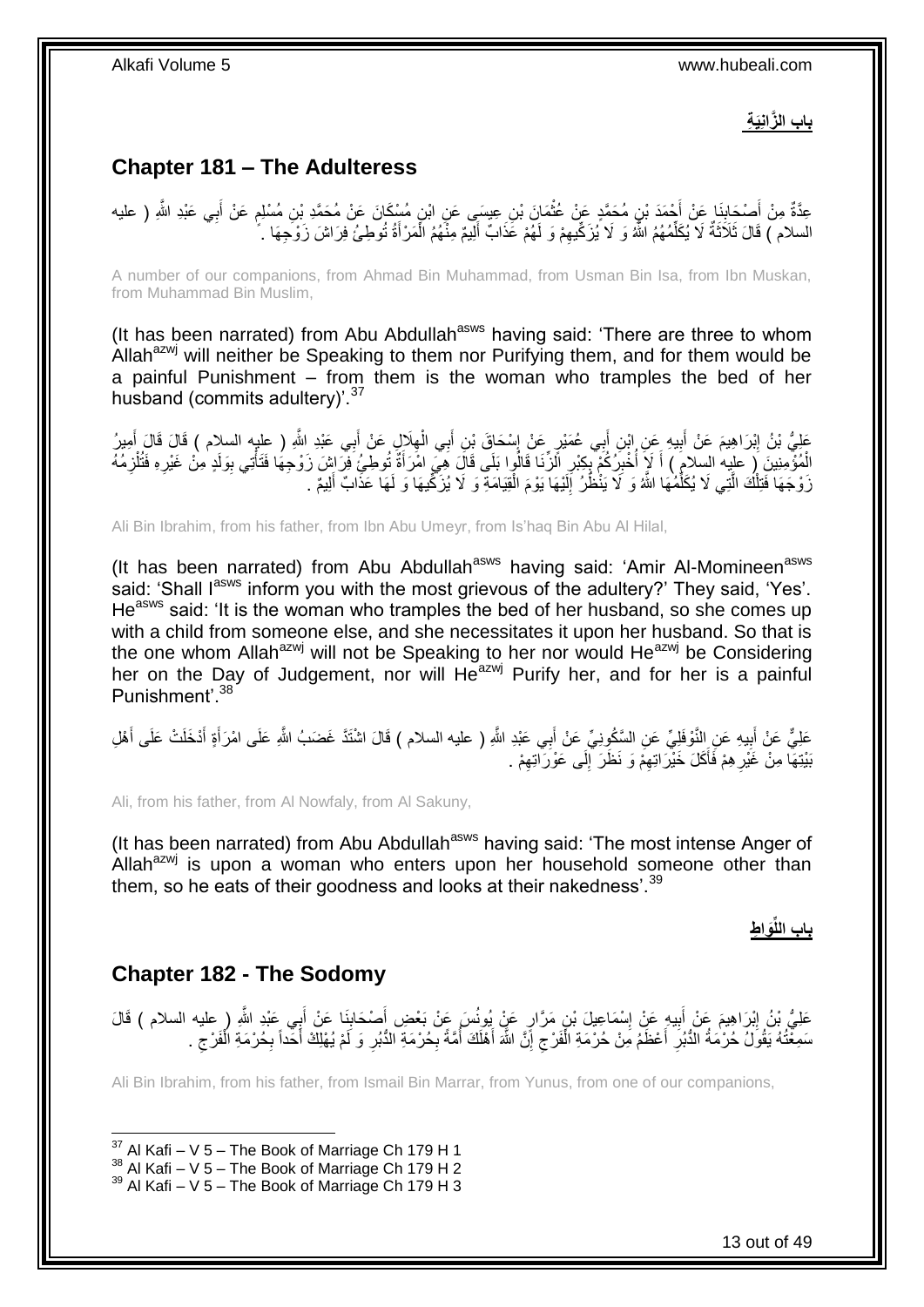**باب الزَّانِيَةِ**

## **Chapter 181 – The Adulteress**

عِدَّةٌ مِنْ أَصْحَابِنَا عَنْ أَحْمَدَ بْنِ مُحَمَّدٍ عَنْ عُثْمَانَ بْنِ عِيسَى عَنِ ابْنِ مُسْكَانَ عَنْ مُحَمَّدِ بْنِ مُسْلِمٍ عَنْ أَبِي عَبْدِ اللَّهِ ( عليه السلام ) قَالَ ثَلَاثَةٌ لَا يُكَلِّمُهُمُ اللَّهُ وَ لَا يُزَكِّيهِمْ وَ لَهُمْ عَذَابٌ أَلِيمٌ مِنْهُمُ الْمَرْأَةُ تُوطِئُ فِرَاشَ زَوْجِهَا .

A number of our companions, from Ahmad Bin Muhammad, from Usman Bin Isa, from Ibn Muskan, from Muhammad Bin Muslim,

(It has been narrated) from Abu Abdullah[asws] having said: 'There are three to whom Allah[azwj] will neither be Speaking to them nor Purifying them, and for them would be a painful Punishment – from them is the woman who tramples the bed of her husband (commits adultery)'.[37]

عَلِيُّ بْنُ إِبْرَاهِيمَ عَنْ أَبِيهِ عَنِ ابْنِ أَبِي عُمَيْرٍ عَنْ إِسْحَاقَ بْنِ أَبِي الْهِلَالِ عَنْ أَبِي عَبْدِ اللَّهِ ( عليه السلام ) قَالَ قَالَ أَمِيرُ الْمُؤْمِنِينَ ( عليه السلام ) أَ لَا أُخْبِرُكُمْ بِكِبْرِ الزِّنَا قَالُوا بَلَى قَالَ هِيَ امْرَأَةٌ تُوطِئُ فِرَاشَ زَوْجِهَا فَتَأْتِي بِوَلَدٍ مِنْ غَيْرِهِ فَتُلْزِمُهُ زَوْجَهَا فَتِلْكَ الَّتِي لَا يُكَلِّمُهَا اللَّهُ وَ لَا يَنْظُرُ إِلَيْهَا يَوْمَ الْقِيَامَةِ وَ لَا يُزَكِّيهَا وَ لَهَا عَذَابٌ أَلِيمٌ .

Ali Bin Ibrahim, from his father, from Ibn Abu Umeyr, from Is'haq Bin Abu Al Hilal,

(It has been narrated) from Abu Abdullah[asws] having said: 'Amir Al-Momineen[asws] said: 'Shall I[asws] inform you with the most grievous of the adultery?' They said, 'Yes'. He[asws] said: 'It is the woman who tramples the bed of her husband, so she comes up with a child from someone else, and she necessitates it upon her husband. So that is the one whom Allah[azwj] will not be Speaking to her nor would He[azwj] be Considering her on the Day of Judgement, nor will He[azwj] Purify her, and for her is a painful Punishment'.[38]

عَلِيٌّ عَنْ أَبِيهِ عَنِ النَّوْفَلِيِّ عَنِ السَّكُونِيِّ عَنْ أَبِي عَبْدِ اللَّهِ ( عليه السلام ) قَالَ اشْتَدَّ غَضَبُ اللَّهِ عَلَى امْرَأَةٍ أَدْخَلَتْ عَلَى أَهْلِ بَيْتِهَا مِنْ غَيْرِهِمْ فَأَكَلَ خَيْرَاتِهِمْ وَ نَظَرَ إِلَى عَوْرَاتِهِمْ .

Ali, from his father, from Al Nowfaly, from Al Sakuny,

(It has been narrated) from Abu Abdullah[asws] having said: 'The most intense Anger of Allah[azwj] is upon a woman who enters upon her household someone other than them, so he eats of their goodness and looks at their nakedness'.[39]

**باب اللِّوَاطِ**

## **Chapter 182 - The Sodomy**

عَلِيُّ بْنُ إِبْرَاهِيمَ عَنْ أَبِيهِ عَنْ إِسْمَاعِيلَ بْنِ مَرَّارٍ عَنْ يُونُسَ عَنْ بَعْضِ أَصْحَابِنَا عَنْ أَبِي عَبْدِ اللَّهِ ( عليه السلام ) قَالَ سَمِعْتُهُ يَقُولُ حُرْمَةُ الدُّبُرِ أَعْظَمُ مِنْ حُرْمَةِ الْفَرْجِ إِنَّ اللَّهَ أَهْلَكَ أُمَّةً بِحُرْمَةِ الدُّبُرِ وَ لَمْ يُهْلِكْ أَحَداً بِحُرْمَةِ الْفَرْجِ .

Ali Bin Ibrahim, from his father, from Ismail Bin Marrar, from Yunus, from one of our companions,

---

[37] Al Kafi – V 5 – The Book of Marriage Ch 179 H 1
[38] Al Kafi – V 5 – The Book of Marriage Ch 179 H 2
[39] Al Kafi – V 5 – The Book of Marriage Ch 179 H 3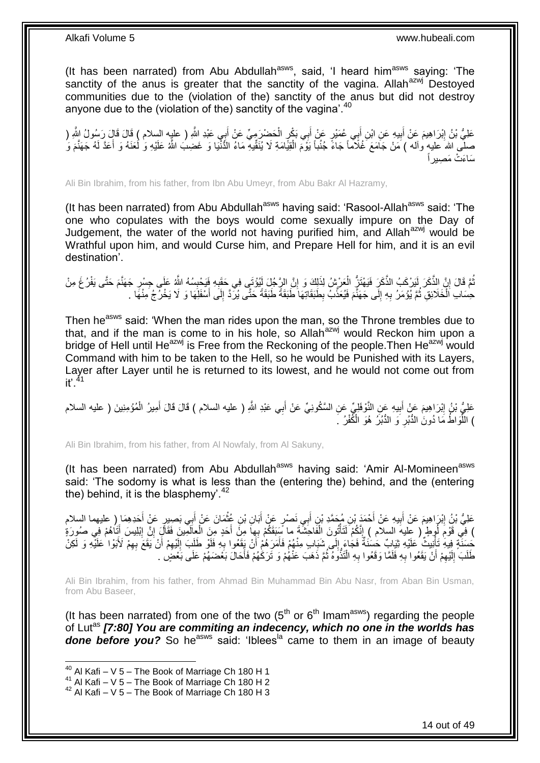(It has been narrated) from Abu Abdullah[asws], said, 'I heard him[asws] saying: 'The sanctity of the anus is greater that the sanctity of the vagina. Allah[azwj] Destoyed communities due to the (violation of the) sanctity of the anus but did not destroy anyone due to the (violation of the) sanctity of the vagina'.[40]

عَلِيُّ بْنُ إِبْرَاهِيمَ عَنْ أَبِيهِ عَنِ ابْنِ أَبِي عُمَيْرٍ عَنْ أَبِي بَكْرٍ الْحَضْرَمِيِّ عَنْ أَبِي عَبْدِ اللَّهِ ( عليه السلام ) قَالَ قَالَ رَسُولُ اللَّهِ ( صلى الله عليه وآله ) مَنْ جَامَعَ غُلَاماً جَاءَ جُنُباً يَوْمَ الْقِيَامَةِ لَا يُنَقِّيهِ مَاءُ الدُّنْيَا وَ غَضِبَ اللَّهُ عَلَيْهِ وَ لَعَنَهُ وَ أَعَدَّ لَهُ جَهَنَّمَ وَ سَاءَتْ مَصِيراً

Ali Bin Ibrahim, from his father, from Ibn Abu Umeyr, from Abu Bakr Al Hazramy,

(It has been narrated) from Abu Abdullah[asws] having said: 'Rasool-Allah[asws] said: 'The one who copulates with the boys would come sexually impure on the Day of Judgement, the water of the world not having purified him, and Allah[azwj] would be Wrathful upon him, and would Curse him, and Prepare Hell for him, and it is an evil destination'.

ثُمَّ قَالَ إِنَّ الذَّكَرَ لَيَرْكَبُ الذَّكَرَ فَيَهْتَزُّ الْعَرْشُ لِذَلِكَ وَ إِنَّ الرَّجُلَ لَيُؤْتَى فِي حَقَبِهِ فَيَحْبِسُهُ اللَّهُ عَلَى جِسْرِ جَهَنَّمَ حَتَّى يَفْرُغَ مِنْ حِسَابِ الْخَلَائِقِ ثُمَّ يُؤْمَرُ بِهِ إِلَى جَهَنَّمَ فَيُعَذَّبُ بِطَبَقَاتِهَا طَبَقَةً طَبَقَةً حَتَّى يُرَدَّ إِلَى أَسْفَلِهَا وَ لَا يَخْرُجُ مِنْهَا .

Then he[asws] said: 'When the man rides upon the man, so the Throne trembles due to that, and if the man is come to in his hole, so Allah[azwj] would Reckon him upon a bridge of Hell until He[azwj] is Free from the Reckoning of the people.Then He[azwj] would Command with him to be taken to the Hell, so he would be Punished with its Layers, Layer after Layer until he is returned to its lowest, and he would not come out from it'.[41]

عَلِيُّ بْنُ إِبْرَاهِيمَ عَنْ أَبِيهِ عَنِ النَّوْفَلِيِّ عَنِ السَّكُونِيِّ عَنْ أَبِي عَبْدِ اللَّهِ ( عليه السلام ) قَالَ قَالَ أَمِيرُ الْمُؤْمِنِينَ ( عليه السلام ) اللِّوَاطُ مَا دُونَ الدُّبُرِ وَ الدُّبُرُ هُوَ الْكُفْرُ .

Ali Bin Ibrahim, from his father, from Al Nowfaly, from Al Sakuny,

(It has been narrated) from Abu Abdullah[asws] having said: 'Amir Al-Momineen[asws] said: 'The sodomy is what is less than the (entering the) behind, and the (entering the) behind, it is the blasphemy'.[42]

عَلِيُّ بْنُ إِبْرَاهِيمَ عَنْ أَبِيهِ عَنْ أَحْمَدَ بْنِ مُحَمَّدِ بْنِ أَبِي نَصْرٍ عَنْ أَبَانِ بْنِ عُثْمَانَ عَنْ أَبِي بَصِيرٍ عَنْ أَحَدِهِمَا ( عليهما السلام ) فِي قَوْمِ لُوطٍ ( عليه السلام ) إِنَّكُمْ لَتَأْتُونَ الْفاحِشَةَ ما سَبَقَكُمْ بِها مِنْ أَحَدٍ مِنَ الْعالَمِينَ فَقَالَ إِنَّ إِبْلِيسَ أَتَاهُمْ فِي صُورَةٍ حَسَنَةٍ فِيهِ تَأْنِيثٌ عَلَيْهِ ثِيَابٌ حَسَنَةٌ فَجَاءَ إِلَى شَبَابٍ مِنْهُمْ فَأَمَرَهُمْ أَنْ يَقَعُوا بِهِ فَلَوْ طَلَبَ إِلَيْهِمْ أَنْ يَقَعَ بِهِمْ لَأَبَوْا عَلَيْهِ وَ لَكِنْ طَلَبَ إِلَيْهِمْ أَنْ يَقَعُوا بِهِ فَلَمَّا وَقَعُوا بِهِ الْتَذُّوهُ ثُمَّ ذَهَبَ عَنْهُمْ وَ تَرَكَهُمْ فَأَحَالَ بَعْضَهُمْ عَلَى بَعْضٍ .

Ali Bin Ibrahim, from his father, from Ahmad Bin Muhammad Bin Abu Nasr, from Aban Bin Usman, from Abu Baseer,

(It has been narrated) from one of the two (5th or 6th Imam[asws]) regarding the people of Lut[as] ***[7:80] You are commiting an indecency, which no one in the worlds has done before you?*** So he[asws] said: 'Iblees[la] came to them in an image of beauty

---

[40] Al Kafi – V 5 – The Book of Marriage Ch 180 H 1
[41] Al Kafi – V 5 – The Book of Marriage Ch 180 H 2
[42] Al Kafi – V 5 – The Book of Marriage Ch 180 H 3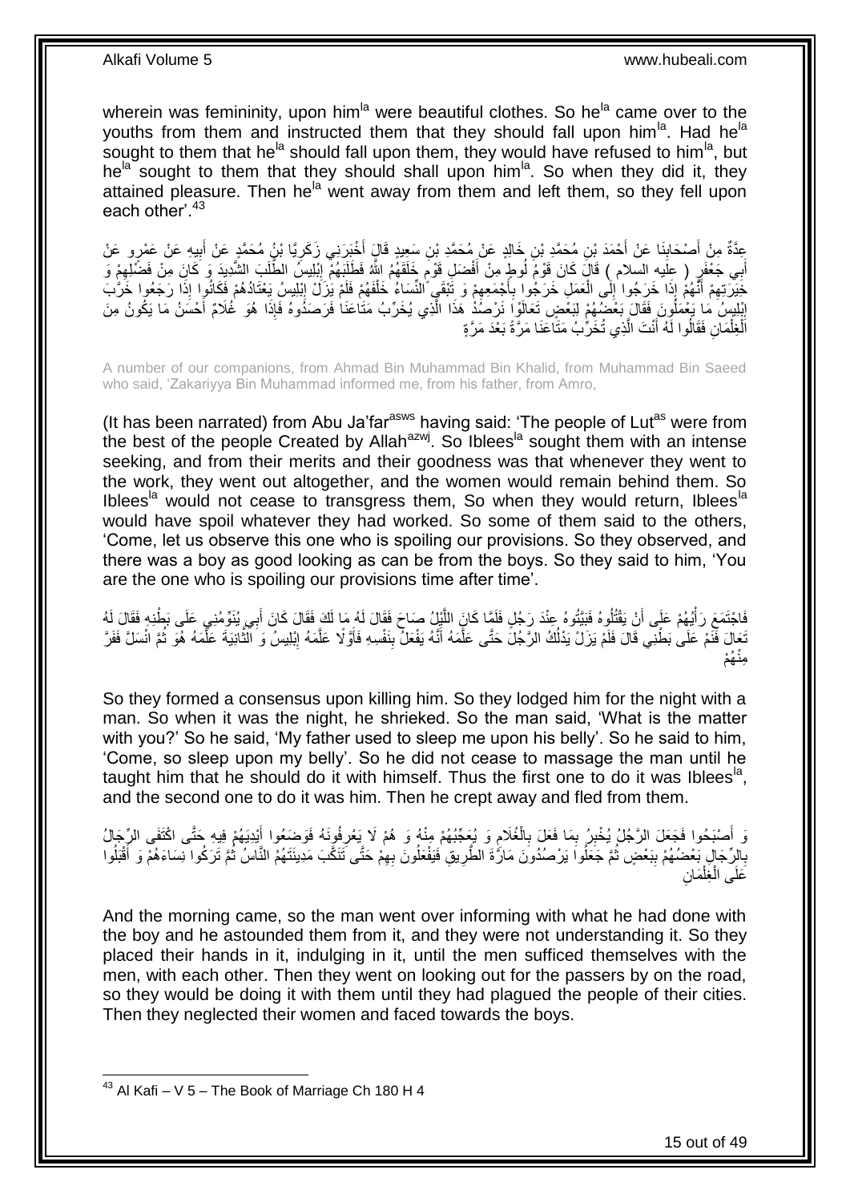wherein was femininity, upon him[la] were beautiful clothes. So he[la] came over to the youths from them and instructed them that they should fall upon him[la]. Had he[la] sought to them that he[la] should fall upon them, they would have refused to him[la], but he[la] sought to them that they should shall upon him[la]. So when they did it, they attained pleasure. Then he[la] went away from them and left them, so they fell upon each other'.[43]

عِدَّةٌ مِنْ أَصْحَابِنَا عَنْ أَحْمَدَ بْنِ مُحَمَّدِ بْنِ خَالِدٍ عَنْ مُحَمَّدِ بْنِ سَعِيدٍ قَالَ أَخْبَرَنِي زَكَرِيَّا بْنُ مُحَمَّدٍ عَنْ أَبِيهِ عَنْ عَمْرٍو عَنْ أَبِي جَعْفَرٍ ( عليه السلام ) قَالَ كَانَ قَوْمُ لُوطٍ مِنْ أَفْضَلِ قَوْمٍ خَلَقَهُمُ اللَّهُ فَطَلَبَهُمْ إِبْلِيسُ الطَّلَبَ الشَّدِيدَ وَ كَانَ مِنْ فَضْلِهِمْ وَ خِيَرَتِهِمْ أَنَّهُمْ إِذَا خَرَجُوا إِلَى الْعَمَلِ خَرَجُوا بِأَجْمَعِهِمْ وَ تَبْقَى النِّسَاءُ خَلْفَهُمْ فَلَمْ يَزَلْ إِبْلِيسُ يَعْتَادُهُمْ فَكَانُوا إِذَا رَجَعُوا خَرَّبَ إِبْلِيسُ مَا يَعْمَلُونَ فَقَالَ بَعْضُهُمْ لِبَعْضٍ تَعَالَوْا نَرْصُدْ هَذَا الَّذِي يُخَرِّبُ مَتَاعَنَا فَرَصَدُوهُ فَإِذَا هُوَ غُلَامٌ أَحْسَنُ مَا يَكُونُ مِنَ الْغِلْمَانِ فَقَالُوا لَهُ أَنْتَ الَّذِي تُخَرِّبُ مَتَاعَنَا مَرَّةً بَعْدَ مَرَّةٍ

A number of our companions, from Ahmad Bin Muhammad Bin Khalid, from Muhammad Bin Saeed who said, 'Zakariyya Bin Muhammad informed me, from his father, from Amro,

(It has been narrated) from Abu Ja'far[asws] having said: 'The people of Lut[as] were from the best of the people Created by Allah[azwj]. So Iblees[la] sought them with an intense seeking, and from their merits and their goodness was that whenever they went to the work, they went out altogether, and the women would remain behind them. So Iblees[la] would not cease to transgress them, So when they would return, Iblees[la] would have spoil whatever they had worked. So some of them said to the others, 'Come, let us observe this one who is spoiling our provisions. So they observed, and there was a boy as good looking as can be from the boys. So they said to him, 'You are the one who is spoiling our provisions time after time'.

فَاجْتَمَعَ رَأْيُهُمْ عَلَى أَنْ يَقْتُلُوهُ فَبَيَّتُوهُ عِنْدَ رَجُلٍ فَلَمَّا كَانَ اللَّيْلُ صَاحَ فَقَالَ لَهُ مَا لَكَ فَقَالَ كَانَ أَبِي يُنَوِّمُنِي عَلَى بَطْنِهِ فَقَالَ لَهُ تَعَالَ فَنَمْ عَلَى بَطْنِي قَالَ فَلَمْ يَزَلْ يَدْلُكُ الرَّجُلَ حَتَّى عَلَّمَهُ أَنَّهُ يَفْعَلُ بِنَفْسِهِ فَأَوَّلًا عَلَّمَهُ إِبْلِيسُ وَ الثَّانِيَةَ عَلَّمَهُ هُوَ ثُمَّ انْسَلَّ فَفَرَّ مِنْهُمْ

So they formed a consensus upon killing him. So they lodged him for the night with a man. So when it was the night, he shrieked. So the man said, 'What is the matter with you?' So he said, 'My father used to sleep me upon his belly'. So he said to him, 'Come, so sleep upon my belly'. So he did not cease to massage the man until he taught him that he should do it with himself. Thus the first one to do it was Iblees[la], and the second one to do it was him. Then he crept away and fled from them.

وَ أَصْبَحُوا فَجَعَلَ الرَّجُلُ يُخْبِرُ بِمَا فَعَلَ بِالْغُلَامِ وَ يُعَجِّبُهُمْ مِنْهُ وَ هُمْ لَا يَعْرِفُونَهُ فَوَضَعُوا أَيْدِيَهُمْ فِيهِ حَتَّى اكْتَفَى الرِّجَالُ بِالرِّجَالِ بَعْضُهُمْ بِبَعْضٍ ثُمَّ جَعَلُوا يَرْصُدُونَ مَارَّةَ الطَّرِيقِ فَيَفْعَلُونَ بِهِمْ حَتَّى تَنَكَّبَ مَدِينَتَهُمُ النَّاسُ ثُمَّ تَرَكُوا نِسَاءَهُمْ وَ أَقْبَلُوا عَلَى الْغِلْمَانِ

And the morning came, so the man went over informing with what he had done with the boy and he astounded them from it, and they were not understanding it. So they placed their hands in it, indulging in it, until the men sufficed themselves with the men, with each other. Then they went on looking out for the passers by on the road, so they would be doing it with them until they had plagued the people of their cities. Then they neglected their women and faced towards the boys.

[43] Al Kafi – V 5 – The Book of Marriage Ch 180 H 4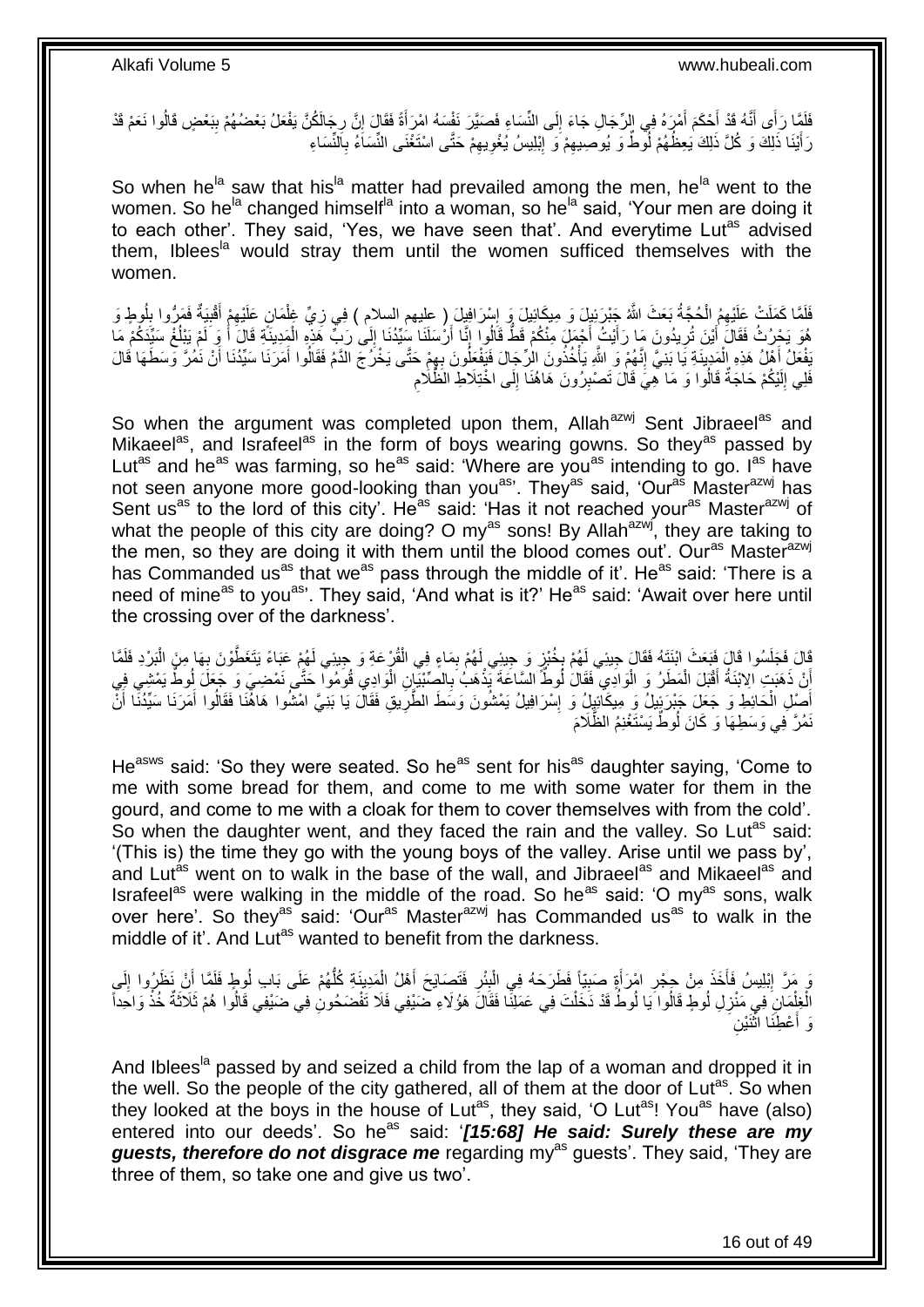فَلَمَّا رَأَى أَنَّهُ قَدْ أَحْكَمَ أَمْرَهُ فِي الرِّجَالِ جَاءَ إِلَى النِّسَاءِ فَصَيَّرَ نَفْسَهُ امْرَأَةً فَقَالَ إِنَّ رِجَالَكُنَّ يَفْعَلُ بَعْضُهُمْ بِبَعْضٍ قَالُوا نَعَمْ قَدْ رَأَيْنَا ذَلِكَ وَ كُلَّ ذَلِكَ يَعِظُهُمْ لُوطٌ وَ يُوصِيهِمْ وَ إِبْلِيسُ يُغْوِيهِمْ حَتَّى اسْتَغْنَى النِّسَاءُ بِالنِّسَاءِ

So when he[la] saw that his[la] matter had prevailed among the men, he[la] went to the women. So he[la] changed himself[la] into a woman, so he[la] said, 'Your men are doing it to each other'. They said, 'Yes, we have seen that'. And everytime Lut[as] advised them, Iblees[la] would stray them until the women sufficed themselves with the women.

فَلَمَّا كَمَلَتْ عَلَيْهِمُ الْحُجَّةُ بَعَثَ اللَّهُ جَبْرَئِيلَ وَ مِيكَائِيلَ وَ إِسْرَافِيلَ ( عليهم السلام ) فِي زِيِّ غِلْمَانٍ عَلَيْهِمْ أَقْبِيَةٌ فَمَرُّوا بِلُوطٍ وَ هُوَ يَحْرُثُ فَقَالَ أَيْنَ تُرِيدُونَ مَا رَأَيْتُ أَجْمَلَ مِنْكُمْ قَطُّ قَالُوا إِنَّا أَرْسَلَنَا سَيِّدُنَا إِلَى رَبِّ هَذِهِ الْمَدِينَةِ قَالَ أَ وَ لَمْ يَبْلُغْ سَيِّدَكُمْ مَا يَفْعَلُ أَهْلُ هَذِهِ الْمَدِينَةِ يَا بَنِيَّ إِنَّهُمْ وَ اللَّهِ يَأْخُذُونَ الرِّجَالَ فَيَفْعَلُونَ بِهِمْ حَتَّى يَخْرُجَ الدَّمُ فَقَالُوا أَمَرَنَا سَيِّدُنَا أَنْ نَمُرَّ وَسَطَهَا قَالَ فَلِي إِلَيْكُمْ حَاجَةٌ قَالُوا وَ مَا هِيَ قَالَ تَصْبِرُونَ هَاهُنَا إِلَى اخْتِلَاطِ الظَّلَامِ

So when the argument was completed upon them, Allah[azwj] Sent Jibraeel[as] and Mikaeel[as], and Israfeel[as] in the form of boys wearing gowns. So they[as] passed by Lut[as] and he[as] was farming, so he[as] said: 'Where are you[as] intending to go. I[as] have not seen anyone more good-looking than you[as]'. They[as] said, 'Our[as] Master[azwj] has Sent us[as] to the lord of this city'. He[as] said: 'Has it not reached your[as] Master[azwj] of what the people of this city are doing? O my[as] sons! By Allah[azwj], they are taking to the men, so they are doing it with them until the blood comes out'. Our[as] Master[azwj] has Commanded us[as] that we[as] pass through the middle of it'. He[as] said: 'There is a need of mine[as] to you[as]'. They said, 'And what is it?' He[as] said: 'Await over here until the crossing over of the darkness'.

قَالَ فَجَلَسُوا قَالَ فَبَعَثَ ابْنَتَهُ فَقَالَ جِيئِي لَهُمْ بِخُبْزٍ وَ جِيئِي لَهُمْ بِمَاءٍ فِي الْقَرْعَةِ وَ جِيئِي لَهُمْ عَبَاءً يَتَغَطَّوْنَ بِهَا مِنَ الْبَرْدِ فَلَمَّا أَنْ ذَهَبَتِ الِابْنَةُ أَقْبَلَ الْمَطَرُ وَ الْوَادِي فَقَالَ لُوطٌ السَّاعَةَ يَذْهَبُ بِالصِّبْيَانِ الْوَادِي قُومُوا حَتَّى نَمْضِيَ وَ جَعَلَ لُوطٌ يَمْشِي فِي أَصْلِ الْحَائِطِ وَ جَعَلَ جَبْرَئِيلُ وَ مِيكَائِيلُ وَ إِسْرَافِيلُ يَمْشُونَ وَسَطَ الطَّرِيقِ فَقَالَ يَا بَنِيَّ امْشُوا هَاهُنَا فَقَالُوا أَمَرَنَا سَيِّدُنَا أَنْ نَمُرَّ فِي وَسَطِهَا وَ كَانَ لُوطٌ يَسْتَغْنِمُ الظَّلَامَ

He[asws] said: 'So they were seated. So he[as] sent for his[as] daughter saying, 'Come to me with some bread for them, and come to me with some water for them in the gourd, and come to me with a cloak for them to cover themselves with from the cold'. So when the daughter went, and they faced the rain and the valley. So Lut[as] said: '(This is) the time they go with the young boys of the valley. Arise until we pass by', and Lut[as] went on to walk in the base of the wall, and Jibraeel[as] and Mikaeel[as] and Israfeel[as] were walking in the middle of the road. So he[as] said: 'O my[as] sons, walk over here'. So they[as] said: 'Our[as] Master[azwj] has Commanded us[as] to walk in the middle of it'. And Lut[as] wanted to benefit from the darkness.

وَ مَرَّ إِبْلِيسُ فَأَخَذَ مِنْ حِجْرِ امْرَأَةٍ صَبِيّاً فَطَرَحَهُ فِي الْبِئْرِ فَتَصَايَحَ أَهْلُ الْمَدِينَةِ كُلُّهُمْ عَلَى بَابِ لُوطٍ فَلَمَّا أَنْ نَظَرُوا إِلَى الْغِلْمَانِ فِي مَنْزِلِ لُوطٍ قَالُوا يَا لُوطُ قَدْ دَخَلْتَ فِي عَمَلِنَا فَقَالَ هَؤُلَاءِ ضَيْفِي فَلَا تَفْضَحُونِ فِي ضَيْفِي قَالُوا هُمْ ثَلَاثَةٌ خُذْ وَاحِداً وَ أَعْطِنَا اثْنَيْنِ

And Iblees[la] passed by and seized a child from the lap of a woman and dropped it in the well. So the people of the city gathered, all of them at the door of Lut[as]. So when they looked at the boys in the house of Lut[as], they said, 'O Lut[as]! You[as] have (also) entered into our deeds'. So he[as] said: '*[15:68] He said: Surely these are my guests, therefore do not disgrace me* regarding my[as] guests'. They said, 'They are three of them, so take one and give us two'.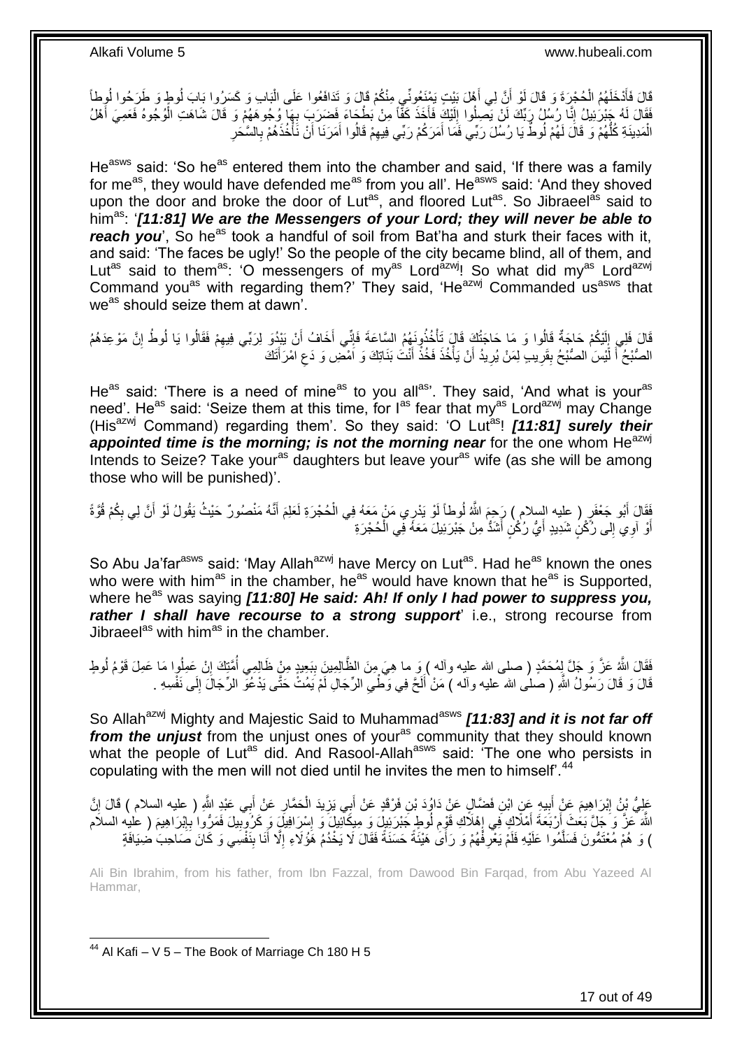قَالَ فَأَدْخَلَهُمُ الْحُجْرَةَ وَ قَالَ لَوْ أَنَّ لِي أَهْلَ بَيْتٍ يَمْنَعُونِّي مِنْكُمْ قَالَ وَ تَدَافَعُوا عَلَى الْبَابِ وَ كَسَرُوا بَابَ لُوطٍ وَ طَرَحُوا لُوطاً فَقَالَ لَهُ جَبْرَئِيلُ إِنَّا رُسُلُ رَبِّكَ لَنْ يَصِلُوا إِلَيْكَ فَأَخَذَ كَفّاً مِنْ بَطْحَاءَ فَضَرَبَ بِهَا وُجُوهَهُمْ وَ قَالَ شَاهَتِ الْوُجُوهُ فَعَمِيَ أَهْلُ الْمَدِينَةِ كُلُّهُمْ وَ قَالَ لَهُمْ لُوطٌ يَا رُسُلَ رَبِّي فَمَا أَمَرَكُمْ رَبِّي فِيهِمْ قَالُوا أَمَرَنَا أَنْ نَأْخُذَهُمْ بِالسَّحَرِ

He[asws] said: 'So he[as] entered them into the chamber and said, 'If there was a family for me[as], they would have defended me[as] from you all'. He[asws] said: 'And they shoved upon the door and broke the door of Lut[as], and floored Lut[as]. So Jibraeel[as] said to him[as]: '*[11:81] We are the Messengers of your Lord; they will never be able to reach you*', So he[as] took a handful of soil from Bat'ha and sturk their faces with it, and said: 'The faces be ugly!' So the people of the city became blind, all of them, and Lut[as] said to them[as]: 'O messengers of my[as] Lord[azwj]! So what did my[as] Lord[azwj] Command you[as] with regarding them?' They said, 'He[azwj] Commanded us[asws] that we[as] should seize them at dawn'.

قَالَ فَلِي إِلَيْكُمْ حَاجَةٌ قَالُوا وَ مَا حَاجَتُكَ قَالَ تَأْخُذُونَهُمُ السَّاعَةَ فَإِنِّي أَخَافُ أَنْ يَبْدُوَ لِرَبِّي فِيهِمْ فَقَالُوا يَا لُوطُ إِنَّ مَوْعِدَهُمُ الصُّبْحُ أَ لَيْسَ الصُّبْحُ بِقَرِيبٍ لِمَنْ يُرِيدُ أَنْ يَأْخُذَ فَخُذْ أَنْتَ بَنَاتِكَ وَ امْضِ وَ دَعِ امْرَأَتَكَ

He[as] said: 'There is a need of mine[as] to you all[as]'. They said, 'And what is your[as] need'. He[as] said: 'Seize them at this time, for I[as] fear that my[as] Lord[azwj] may Change (His[azwj] Command) regarding them'. So they said: 'O Lut[as]! *[11:81] surely their appointed time is the morning; is not the morning near* for the one whom He[azwj] Intends to Seize? Take your[as] daughters but leave your[as] wife (as she will be among those who will be punished)'.

فَقَالَ أَبُو جَعْفَرٍ ( عليه السلام ) رَحِمَ اللَّهُ لُوطاً لَوْ يَدْرِي مَنْ مَعَهُ فِي الْحُجْرَةِ لَعَلِمَ أَنَّهُ مَنْصُورٌ حَيْثُ يَقُولُ لَوْ أَنَّ لِي بِكُمْ قُوَّةً أَوْ آوِي إِلى رُكْنٍ شَدِيدٍ أَيُّ رُكْنٍ أَشَدُّ مِنْ جَبْرَئِيلَ مَعَهُ فِي الْحُجْرَةِ

So Abu Ja'far[asws] said: 'May Allah[azwj] have Mercy on Lut[as]. Had he[as] known the ones who were with him[as] in the chamber, he[as] would have known that he[as] is Supported, where he[as] was saying *[11:80] He said: Ah! If only I had power to suppress you, rather I shall have recourse to a strong support*' i.e., strong recourse from Jibraeel[as] with him[as] in the chamber.

فَقَالَ اللَّهُ عَزَّ وَ جَلَّ لِمُحَمَّدٍ ( صلى الله عليه وآله ) وَ ما هِيَ مِنَ الظَّالِمِينَ بِبَعِيدٍ مِنْ ظَالِمِي أُمَّتِكَ إِنْ عَمِلُوا مَا عَمِلَ قَوْمُ لُوطٍ قَالَ وَ قَالَ رَسُولُ اللَّهِ ( صلى الله عليه وآله ) مَنْ أَلَحَّ فِي وَطْيِ الرِّجَالِ لَمْ يَمُتْ حَتَّى يَدْعُوَ الرِّجَالَ إِلَى نَفْسِهِ .

So Allah[azwj] Mighty and Majestic Said to Muhammad[asws] *[11:83] and it is not far off from the unjust* from the unjust ones of your[as] community that they should known what the people of Lut[as] did. And Rasool-Allah[asws] said: 'The one who persists in copulating with the men will not died until he invites the men to himself'.[44]

عَلِيُّ بْنُ إِبْرَاهِيمَ عَنْ أَبِيهِ عَنِ ابْنِ فَضَّالٍ عَنْ دَاوُدَ بْنِ فَرْقَدٍ عَنْ أَبِي يَزِيدَ الْحَمَّارِ عَنْ أَبِي عَبْدِ اللَّهِ ( عليه السلام ) قَالَ إِنَّ اللَّهَ عَزَّ وَ جَلَّ بَعَثَ أَرْبَعَةَ أَمْلَاكٍ فِي إِهْلَاكِ قَوْمِ لُوطٍ جَبْرَئِيلَ وَ مِيكَائِيلَ وَ إِسْرَافِيلَ وَ كَرُوبِيلَ فَمَرُّوا بِإِبْرَاهِيمَ ( عليه السلام ) وَ هُمْ مُعْتَمُّونَ فَسَلَّمُوا عَلَيْهِ فَلَمْ يَعْرِفْهُمْ وَ رَأَى هَيْئَةً حَسَنَةً فَقَالَ لَا يَخْدُمُ هَؤُلَاءِ إِلَّا أَنَا بِنَفْسِي وَ كَانَ صَاحِبَ ضِيَافَةٍ

Ali Bin Ibrahim, from his father, from Ibn Fazzal, from Dawood Bin Farqad, from Abu Yazeed Al Hammar,

[44] Al Kafi – V 5 – The Book of Marriage Ch 180 H 5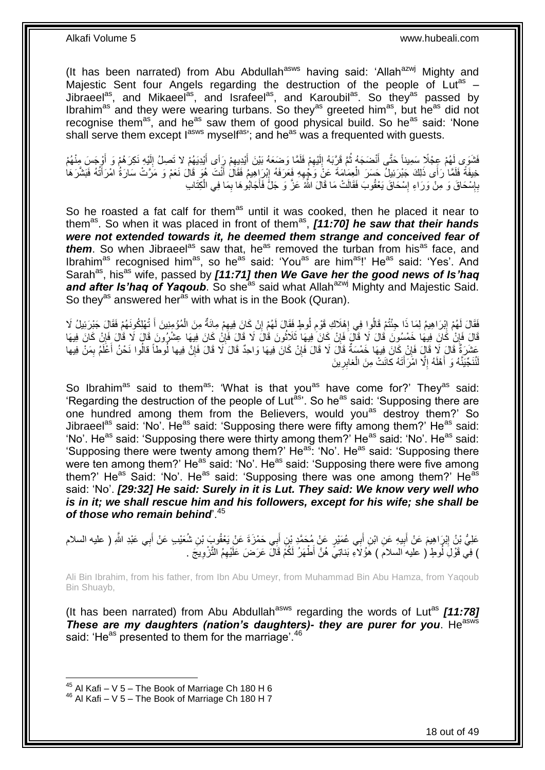(It has been narrated) from Abu Abdullah[asws] having said: 'Allah[azwj] Mighty and Majestic Sent four Angels regarding the destruction of the people of Lut[as] – Jibraeel[as], and Mikaeel[as], and Israfeel[as], and Karoubil[as]. So they[as] passed by Ibrahim[as] and they were wearing turbans. So they[as] greeted him[as], but he[as] did not recognise them[as], and he[as] saw them of good physical build. So he[as] said: 'None shall serve them except I[asws] myself[as]'; and he[as] was a frequented with guests.

فَشَوَى لَهُمْ عِجْلًا سَمِيناً حَتَّى أَنْضَجَهُ ثُمَّ قَرَّبَهُ إِلَيْهِمْ فَلَمَّا وَضَعَهُ بَيْنَ أَيْدِيهِمْ رَأى أَيْدِيَهُمْ لا تَصِلُ إِلَيْهِ نَكِرَهُمْ وَ أَوْجَسَ مِنْهُمْ خِيفَةً فَلَمَّا رَأَى ذَلِكَ جَبْرَئِيلُ حَسَرَ الْعِمَامَةَ عَنْ وَجْهِهِ فَعَرَفَهُ إِبْرَاهِيمُ فَقَالَ أَنْتَ هُوَ قَالَ نَعَمْ وَ مَرَّتْ سَارَةُ امْرَأَتُهُ فَبَشَّرَهَا بِإِسْحَاقَ وَ مِنْ وَرَاءِ إِسْحَاقَ يَعْقُوبَ فَقَالَتْ مَا قَالَ اللَّهُ عَزَّ وَ جَلَّ فَأَجَابُوهَا بِمَا فِي الْكِتَابِ

So he roasted a fat calf for them[as] until it was cooked, then he placed it near to them[as]. So when it was placed in front of them[as], ***[11:70] he saw that their hands were not extended towards it, he deemed them strange and conceived fear of them***. So when Jibraeel[as] saw that, he[as] removed the turban from his[as] face, and Ibrahim[as] recognised him[as], so he[as] said: 'You[as] are him[as]!' He[as] said: 'Yes'. And Sarah[as], his[as] wife, passed by ***[11:71] then We Gave her the good news of Is'haq and after Is'haq of Yaqoub***. So she[as] said what Allah[azwj] Mighty and Majestic Said. So they[as] answered her[as] with what is in the Book (Quran).

فَقَالَ لَهُمْ إِبْرَاهِيمُ لِمَا ذَا جِئْتُمْ قَالُوا فِي إِهْلَاكِ قَوْمِ لُوطٍ فَقَالَ لَهُمْ إِنْ كَانَ فِيهِمْ مِائَةٌ مِنَ الْمُؤْمِنِينَ أَ تُهْلِكُونَهُمْ فَقَالَ جَبْرَئِيلُ لَا قَالَ فَإِنْ كَانَ فِيهَا خَمْسُونَ قَالَ لَا قَالَ فَإِنْ كَانَ فِيهَا ثَلَاثُونَ قَالَ لَا قَالَ فَإِنْ كَانَ فِيهَا عِشْرُونَ قَالَ لَا قَالَ فَإِنْ كَانَ فِيهَا عَشَرَةٌ قَالَ لَا قَالَ فَإِنْ كَانَ فِيهَا خَمْسَةٌ قَالَ لَا قَالَ فَإِنْ كَانَ فِيهَا وَاحِدٌ قَالَ لَا قَالَ فَإِنَّ فِيها لُوطاً قالُوا نَحْنُ أَعْلَمُ بِمَنْ فِيها لَنُنَجِّيَنَّهُ وَ أَهْلَهُ إِلَّا امْرَأَتَهُ كانَتْ مِنَ الْغابِرِينَ

So Ibrahim[as] said to them[as]: 'What is that you[as] have come for?' They[as] said: 'Regarding the destruction of the people of Lut[as]'. So he[as] said: 'Supposing there are one hundred among them from the Believers, would you[as] destroy them?' So Jibraeel[as] said: 'No'. He[as] said: 'Supposing there were fifty among them?' He[as] said: 'No'. He[as] said: 'Supposing there were thirty among them?' He[as] said: 'No'. He[as] said: 'Supposing there were twenty among them?' He[as]: 'No'. He[as] said: 'Supposing there were ten among them?' He[as] said: 'No'. He[as] said: 'Supposing there were five among them?' He[as] Said: 'No'. He[as] said: 'Supposing there was one among them?' He[as] said: 'No'. ***[29:32] He said: Surely in it is Lut. They said: We know very well who is in it; we shall rescue him and his followers, except for his wife; she shall be of those who remain behind***'.[45]

عَلِيُّ بْنُ إِبْرَاهِيمَ عَنْ أَبِيهِ عَنِ ابْنِ أَبِي عُمَيْرٍ عَنْ مُحَمَّدِ بْنِ أَبِي حَمْزَةَ عَنْ يَعْقُوبَ بْنِ شُعَيْبٍ عَنْ أَبِي عَبْدِ اللَّهِ ( عليه السلام ) فِي قَوْلِ لُوطٍ ( عليه السلام ) هؤُلاءِ بَناتِي هُنَّ أَطْهَرُ لَكُمْ قَالَ عَرَضَ عَلَيْهِمُ التَّزْوِيجَ .

Ali Bin Ibrahim, from his father, from Ibn Abu Umeyr, from Muhammad Bin Abu Hamza, from Yaqoub Bin Shuayb,

(It has been narrated) from Abu Abdullah[asws] regarding the words of Lut[as] ***[11:78] These are my daughters (nation's daughters)- they are purer for you***. He[asws] said: 'He[as] presented to them for the marriage'.[46]

---

[45] Al Kafi – V 5 – The Book of Marriage Ch 180 H 6
[46] Al Kafi – V 5 – The Book of Marriage Ch 180 H 7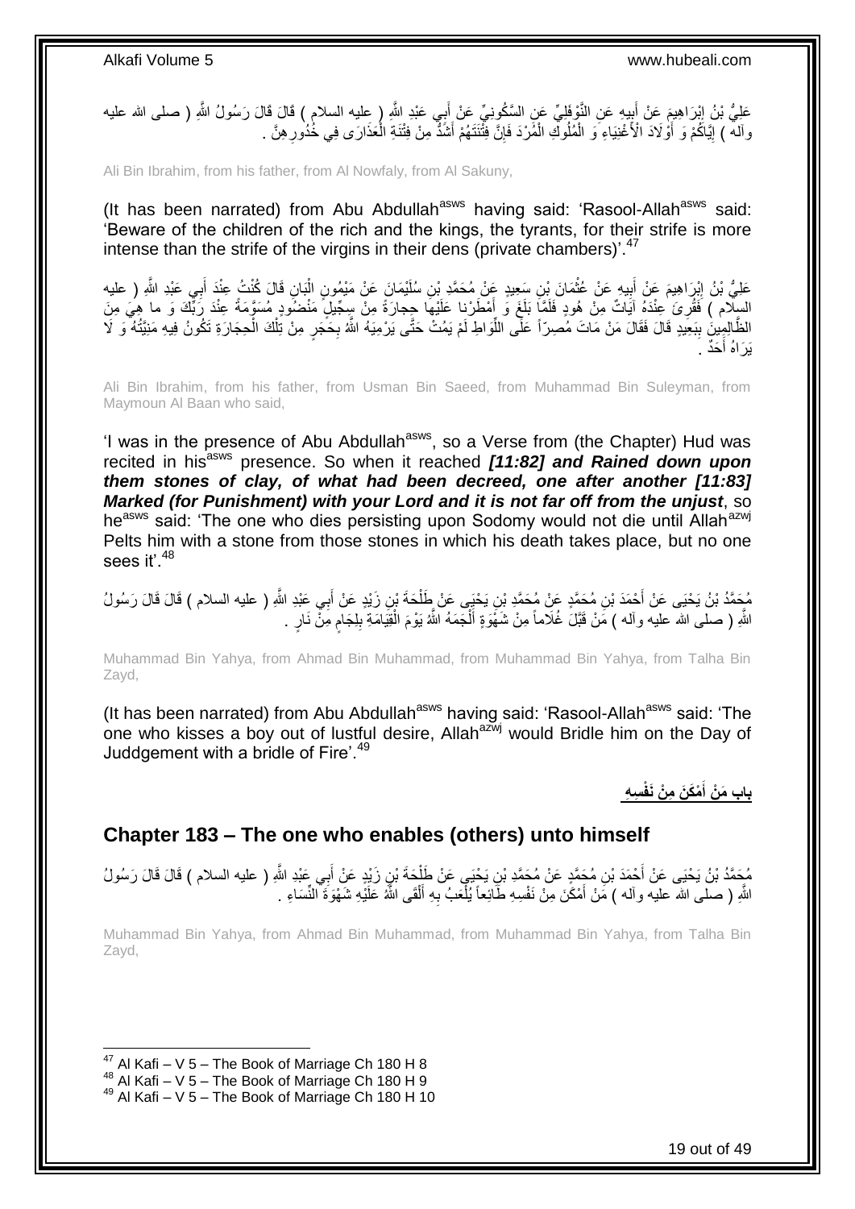عَلِيُّ بْنُ إِبْرَاهِيمَ عَنْ أَبِيهِ عَنِ النَّوْفَلِيِّ عَنِ السَّكُونِيِّ عَنْ أَبِي عَبْدِ اللَّهِ ( عليه السلام ) قَالَ قَالَ رَسُولُ اللَّهِ ( صلى الله عليه وآله ) إِيَّاكُمْ وَ أَوْلَادَ الْأَغْنِيَاءِ وَ الْمُلُوكِ الْمُرْدَ فَإِنَّ فِتْنَتَهُمْ أَشَدُّ مِنْ فِتْنَةِ الْعَذَارَى فِي خُدُورِهِنَّ .

Ali Bin Ibrahim, from his father, from Al Nowfaly, from Al Sakuny,

(It has been narrated) from Abu Abdullah[asws] having said: 'Rasool-Allah[asws] said: 'Beware of the children of the rich and the kings, the tyrants, for their strife is more intense than the strife of the virgins in their dens (private chambers)'.[47]

عَلِيُّ بْنُ إِبْرَاهِيمَ عَنْ أَبِيهِ عَنْ عُثْمَانَ بْنِ سَعِيدٍ عَنْ مُحَمَّدِ بْنِ سُلَيْمَانَ عَنْ مَيْمُونٍ الْبَانِ قَالَ كُنْتُ عِنْدَ أَبِي عَبْدِ اللَّهِ ( عليه السلام ) فَقُرِئَ عِنْدَهُ آيَاتٌ مِنْ هُودٍ فَلَمَّا بَلَغَ وَ أَمْطَرْنا عَلَيْها حِجارَةً مِنْ سِجِّيلٍ مَنْضُودٍ مُسَوَّمَةً عِنْدَ رَبِّكَ وَ ما هِيَ مِنَ الظَّالِمِينَ بِبَعِيدٍ قَالَ فَقَالَ مَنْ مَاتَ مُصِرّاً عَلَى اللِّوَاطِ لَمْ يَمُتْ حَتَّى يَرْمِيَهُ اللَّهُ بِحَجَرٍ مِنْ تِلْكَ الْحِجَارَةِ تَكُونُ فِيهِ مَنِيَّتُهُ وَ لَا يَرَاهُ أَحَدٌ .

Ali Bin Ibrahim, from his father, from Usman Bin Saeed, from Muhammad Bin Suleyman, from Maymoun Al Baan who said,

'I was in the presence of Abu Abdullah[asws], so a Verse from (the Chapter) Hud was recited in his[asws] presence. So when it reached ***[11:82] and Rained down upon them stones of clay, of what had been decreed, one after another [11:83] Marked (for Punishment) with your Lord and it is not far off from the unjust***, so he[asws] said: 'The one who dies persisting upon Sodomy would not die until Allah[azwj] Pelts him with a stone from those stones in which his death takes place, but no one sees it'.[48]

مُحَمَّدُ بْنُ يَحْيَى عَنْ أَحْمَدَ بْنِ مُحَمَّدٍ عَنْ مُحَمَّدِ بْنِ يَحْيَى عَنْ طَلْحَةَ بْنِ زَيْدٍ عَنْ أَبِي عَبْدِ اللَّهِ ( عليه السلام ) قَالَ قَالَ رَسُولُ اللَّهِ ( صلى الله عليه وآله ) مَنْ قَبَّلَ غُلَاماً مِنْ شَهْوَةٍ أَلْجَمَهُ اللَّهُ يَوْمَ الْقِيَامَةِ بِلِجَامٍ مِنْ نَارٍ .

Muhammad Bin Yahya, from Ahmad Bin Muhammad, from Muhammad Bin Yahya, from Talha Bin Zayd,

(It has been narrated) from Abu Abdullah[asws] having said: 'Rasool-Allah[asws] said: 'The one who kisses a boy out of lustful desire, Allah[azwj] would Bridle him on the Day of Juddgement with a bridle of Fire'.[49]

## باب مَنْ أَمْكَنَ مِنْ نَفْسِهِ

## Chapter 183 – The one who enables (others) unto himself

مُحَمَّدُ بْنُ يَحْيَى عَنْ أَحْمَدَ بْنِ مُحَمَّدٍ عَنْ مُحَمَّدِ بْنِ يَحْيَى عَنْ طَلْحَةَ بْنِ زَيْدٍ عَنْ أَبِي عَبْدِ اللَّهِ ( عليه السلام ) قَالَ قَالَ رَسُولُ اللَّهِ ( صلى الله عليه وآله ) مَنْ أَمْكَنَ مِنْ نَفْسِهِ طَائِعاً يُلْعَبُ بِهِ أَلْقَى اللَّهُ عَلَيْهِ شَهْوَةَ النِّسَاءِ .

Muhammad Bin Yahya, from Ahmad Bin Muhammad, from Muhammad Bin Yahya, from Talha Bin Zayd,

[47] Al Kafi – V 5 – The Book of Marriage Ch 180 H 8
[48] Al Kafi – V 5 – The Book of Marriage Ch 180 H 9
[49] Al Kafi – V 5 – The Book of Marriage Ch 180 H 10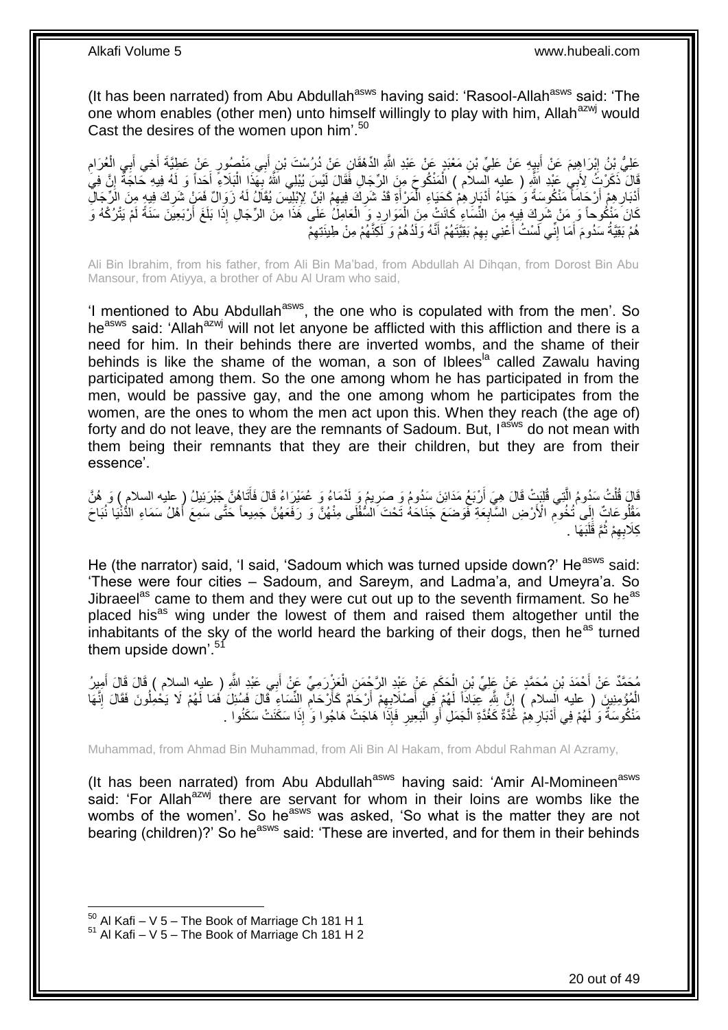(It has been narrated) from Abu Abdullah[asws] having said: 'Rasool-Allah[asws] said: 'The one whom enables (other men) unto himself willingly to play with him, Allah[azwj] would Cast the desires of the women upon him'.[50]

عَلِيُّ بْنُ إِبْرَاهِيمَ عَنْ أَبِيهِ عَنْ عَلِيِّ بْنِ مَعْبَدٍ عَنْ عَبْدِ اللَّهِ الدِّهْقَانِ عَنْ دُرُسْتَ بْنِ أَبِي مَنْصُورٍ عَنْ عَطِيَّةَ أَخِي أَبِي الْعُرَامِ قَالَ ذَكَرْتُ لِأَبِي عَبْدِ اللَّهِ ( عليه السلام ) الْمَنْكُوحَ مِنَ الرِّجَالِ فَقَالَ لَيْسَ يُبْلِي اللَّهُ بِهَذَا الْبَلَاءِ أَحَداً وَ لَهُ فِيهِ حَاجَةٌ إِنَّ فِي أَدْبَارِهِمْ أَرْحَاماً مَنْكُوسَةً وَ حَيَاءُ أَدْبَارِهِمْ كَحَيَاءِ الْمَرْأَةِ قَدْ شَرِكَ فِيهِمُ ابْنٌ لِإِبْلِيسَ يُقَالُ لَهُ زَوَالٌ فَمَنْ شَرِكَ فِيهِ مِنَ الرِّجَالِ كَانَ مَنْكُوحاً وَ مَنْ شَرِكَ فِيهِ مِنَ النِّسَاءِ كَانَتْ مِنَ الْمَوَارِدِ وَ الْعَامِلُ عَلَى هَذَا مِنَ الرِّجَالِ إِذَا بَلَغَ أَرْبَعِينَ سَنَةً لَمْ يَتْرُكْهُ وَ هُمْ بَقِيَّةُ سَدُومَ أَمَا إِنِّي لَسْتُ أَعْنِي بِهِمْ بَقِيَّتَهُمْ أَنَّهُ وَلَدُهُمْ وَ لَكِنَّهُمْ مِنْ طِينَتِهِمْ

Ali Bin Ibrahim, from his father, from Ali Bin Ma'bad, from Abdullah Al Dihqan, from Dorost Bin Abu Mansour, from Atiyya, a brother of Abu Al Uram who said,

'I mentioned to Abu Abdullah[asws], the one who is copulated with from the men'. So he[asws] said: 'Allah[azwj] will not let anyone be afflicted with this affliction and there is a need for him. In their behinds there are inverted wombs, and the shame of their behinds is like the shame of the woman, a son of Iblees[la] called Zawalu having participated among them. So the one among whom he has participated in from the men, would be passive gay, and the one among whom he participates from the women, are the ones to whom the men act upon this. When they reach (the age of) forty and do not leave, they are the remnants of Sadoum. But, I[asws] do not mean with them being their remnants that they are their children, but they are from their essence'.

قَالَ قُلْتُ سَدُومُ الَّتِي قُلِبَتْ قَالَ هِيَ أَرْبَعُ مَدَائِنَ سَدُومُ وَ صَرِيمُ وَ لَدْمَاءُ وَ عُمَيْرَاءُ قَالَ فَأَتَاهُنَّ جَبْرَئِيلُ ( عليه السلام ) وَ هُنَّ مَقْلُوعَاتٌ إِلَى تُخُومِ الْأَرْضِ السَّابِعَةِ فَوَضَعَ جَنَاحَهُ تَحْتَ السُّفْلَى مِنْهُنَّ وَ رَفَعَهُنَّ جَمِيعاً حَتَّى سَمِعَ أَهْلُ سَمَاءِ الدُّنْيَا نُبَاحَ كِلَابِهِمْ ثُمَّ قَلَبَهَا .

He (the narrator) said, 'I said, 'Sadoum which was turned upside down?' He[asws] said: 'These were four cities – Sadoum, and Sareym, and Ladma'a, and Umeyra'a. So Jibraeel[as] came to them and they were cut out up to the seventh firmament. So he[as] placed his[as] wing under the lowest of them and raised them altogether until the inhabitants of the sky of the world heard the barking of their dogs, then he[as] turned them upside down'.[51]

مُحَمَّدٌ عَنْ أَحْمَدَ بْنِ مُحَمَّدٍ عَنْ عَلِيِّ بْنِ الْحَكَمِ عَنْ عَبْدِ الرَّحْمَنِ الْعَزْرَمِيِّ عَنْ أَبِي عَبْدِ اللَّهِ ( عليه السلام ) قَالَ قَالَ أَمِيرُ الْمُؤْمِنِينَ ( عليه السلام ) إِنَّ لِلَّهِ عِبَاداً لَهُمْ فِي أَصْلَابِهِمْ أَرْحَامٌ كَأَرْحَامِ النِّسَاءِ قَالَ فَسُئِلَ فَمَا لَهُمْ لَا يَحْمِلُونَ فَقَالَ إِنَّهَا مَنْكُوسَةٌ وَ لَهُمْ فِي أَدْبَارِهِمْ غُدَّةٌ كَغُدَّةِ الْجَمَلِ أَوِ الْبَعِيرِ فَإِذَا هَاجَتْ هَاجُوا وَ إِذَا سَكَنَتْ سَكَنُوا .

Muhammad, from Ahmad Bin Muhammad, from Ali Bin Al Hakam, from Abdul Rahman Al Azramy,

(It has been narrated) from Abu Abdullah[asws] having said: 'Amir Al-Momineen[asws] said: 'For Allah[azwj] there are servant for whom in their loins are wombs like the wombs of the women'. So he[asws] was asked, 'So what is the matter they are not bearing (children)?' So he[asws] said: 'These are inverted, and for them in their behinds

[50] Al Kafi – V 5 – The Book of Marriage Ch 181 H 1
[51] Al Kafi – V 5 – The Book of Marriage Ch 181 H 2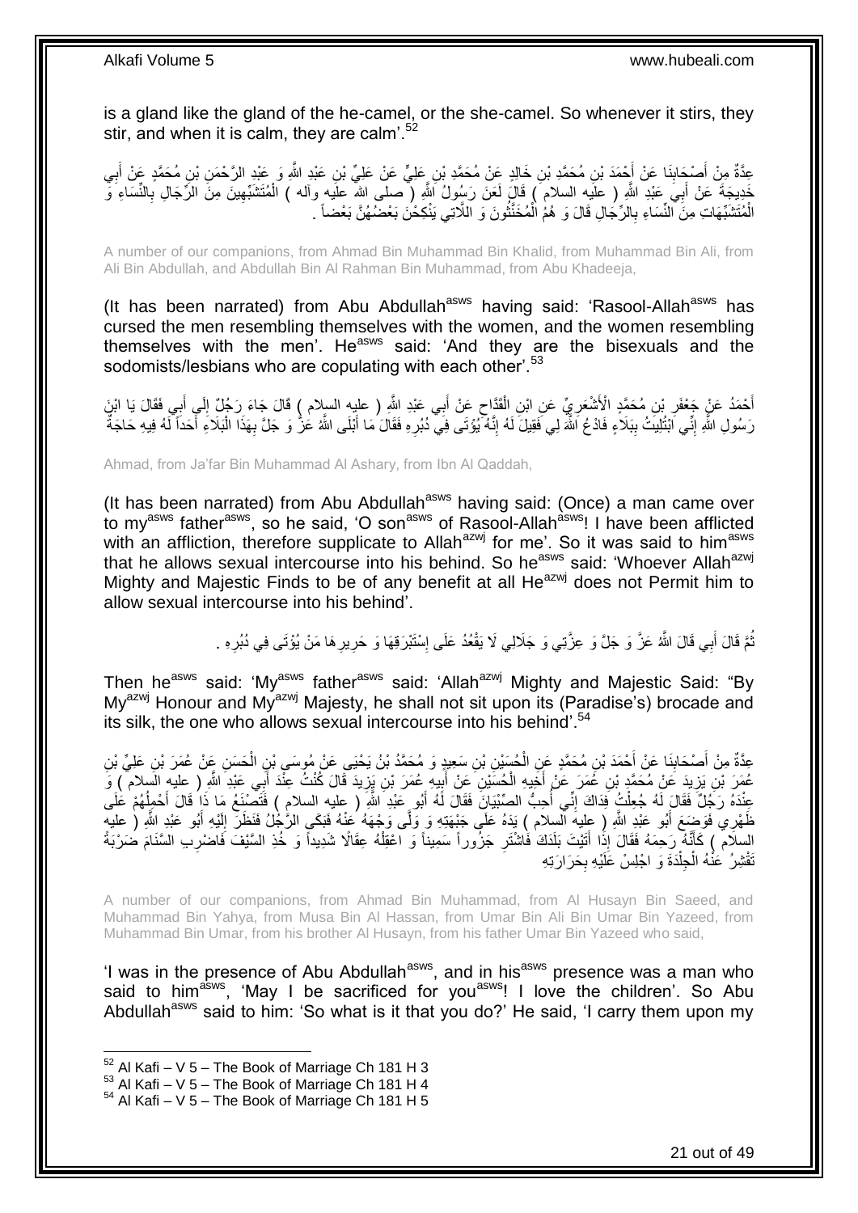is a gland like the gland of the he-camel, or the she-camel. So whenever it stirs, they stir, and when it is calm, they are calm'.[52]

عِدَّةٌ مِنْ أَصْحَابِنَا عَنْ أَحْمَدَ بْنِ مُحَمَّدِ بْنِ خَالِدٍ عَنْ مُحَمَّدِ بْنِ عَلِيٍّ عَنْ عَلِيِّ بْنِ عَبْدِ اللَّهِ وَ عَبْدِ الرَّحْمَنِ بْنِ مُحَمَّدٍ عَنْ أَبِي خَدِيجَةَ عَنْ أَبِي عَبْدِ اللَّهِ ( عليه السلام ) قَالَ لَعَنَ رَسُولُ اللَّهِ ( صلى الله عليه وآله ) الْمُتَشَبِّهِينَ مِنَ الرِّجَالِ بِالنِّسَاءِ وَ الْمُتَشَبِّهَاتِ مِنَ النِّسَاءِ بِالرِّجَالِ قَالَ وَ هُمُ الْمُخَنَّثُونَ وَ اللَّاتِي يَنْكِحْنَ بَعْضُهُنَّ بَعْضاً .

A number of our companions, from Ahmad Bin Muhammad Bin Khalid, from Muhammad Bin Ali, from Ali Bin Abdullah, and Abdullah Bin Al Rahman Bin Muhammad, from Abu Khadeeja,

(It has been narrated) from Abu Abdullah[asws] having said: 'Rasool-Allah[asws] has cursed the men resembling themselves with the women, and the women resembling themselves with the men'. He[asws] said: 'And they are the bisexuals and the sodomists/lesbians who are copulating with each other'.[53]

أَحْمَدُ عَنْ جَعْفَرِ بْنِ مُحَمَّدٍ الْأَشْعَرِيِّ عَنِ ابْنِ الْقَدَّاحِ عَنْ أَبِي عَبْدِ اللَّهِ ( عليه السلام ) قَالَ جَاءَ رَجُلٌ إِلَى أَبِي فَقَالَ يَا ابْنَ رَسُولِ اللَّهِ إِنِّي ابْتُلِيتُ بِبَلَاءٍ فَادْعُ اللَّهَ لِي فَقِيلَ لَهُ إِنَّهُ يُؤْتَى فِي دُبُرِهِ فَقَالَ مَا أَبْلَى اللَّهُ عَزَّ وَ جَلَّ بِهَذَا الْبَلَاءِ أَحَداً لَهُ فِيهِ حَاجَةٌ

Ahmad, from Ja'far Bin Muhammad Al Ashary, from Ibn Al Qaddah,

(It has been narrated) from Abu Abdullah[asws] having said: (Once) a man came over to my[asws] father[asws], so he said, 'O son[asws] of Rasool-Allah[asws]! I have been afflicted with an affliction, therefore supplicate to Allah[azwj] for me'. So it was said to him[asws] that he allows sexual intercourse into his behind. So he[asws] said: 'Whoever Allah[azwj] Mighty and Majestic Finds to be of any benefit at all He[azwj] does not Permit him to allow sexual intercourse into his behind'.

ثُمَّ قَالَ أَبِي قَالَ اللَّهُ عَزَّ وَ جَلَّ وَ عِزَّتِي وَ جَلَالِي لَا يَقْعُدُ عَلَى إِسْتَبْرَقِهَا وَ حَرِيرِهَا مَنْ يُؤْتَى فِي دُبُرِهِ .

Then he[asws] said: 'My[asws] father[asws] said: 'Allah[azwj] Mighty and Majestic Said: "By My[azwj] Honour and My[azwj] Majesty, he shall not sit upon its (Paradise's) brocade and its silk, the one who allows sexual intercourse into his behind'.[54]

عِدَّةٌ مِنْ أَصْحَابِنَا عَنْ أَحْمَدَ بْنِ مُحَمَّدٍ عَنِ الْحُسَيْنِ بْنِ سَعِيدٍ وَ مُحَمَّدُ بْنُ يَحْيَى عَنْ مُوسَى بْنِ الْحَسَنِ عَنْ عُمَرَ بْنِ عَلِيِّ بْنِ عُمَرَ بْنِ يَزِيدَ عَنْ مُحَمَّدِ بْنِ عُمَرَ عَنْ أَخِيهِ الْحُسَيْنِ عَنْ أَبِيهِ عُمَرَ بْنِ يَزِيدَ قَالَ كُنْتُ عِنْدَ أَبِي عَبْدِ اللَّهِ ( عليه السلام ) وَ عِنْدَهُ رَجُلٌ فَقَالَ لَهُ جُعِلْتُ فِدَاكَ إِنِّي أُحِبُّ الصِّبْيَانَ فَقَالَ لَهُ أَبُو عَبْدِ اللَّهِ ( عليه السلام ) فَتَصْنَعُ مَا ذَا قَالَ أَحْمِلُهُمْ عَلَى ظَهْرِي فَوَضَعَ أَبُو عَبْدِ اللَّهِ ( عليه السلام ) يَدَهُ عَلَى جَبْهَتِهِ وَ وَلَّى وَجْهَهُ عَنْهُ فَبَكَى الرَّجُلُ فَنَظَرَ إِلَيْهِ أَبُو عَبْدِ اللَّهِ ( عليه السلام ) كَأَنَّهُ رَحِمَهُ فَقَالَ إِذَا أَتَيْتَ بَلَدَكَ فَاشْتَرِ جَزُوراً سَمِيناً وَ اعْقِلْهُ عِقَالًا شَدِيداً وَ خُذِ السَّيْفَ فَاضْرِبِ السَّنَامَ ضَرْبَةً تَقْشِرُ عَنْهُ الْجِلْدَةَ وَ اجْلِسْ عَلَيْهِ بِحَرَارَتِهِ

A number of our companions, from Ahmad Bin Muhammad, from Al Husayn Bin Saeed, and Muhammad Bin Yahya, from Musa Bin Al Hassan, from Umar Bin Ali Bin Umar Bin Yazeed, from Muhammad Bin Umar, from his brother Al Husayn, from his father Umar Bin Yazeed who said,

'I was in the presence of Abu Abdullah[asws], and in his[asws] presence was a man who said to him[asws], 'May I be sacrificed for you[asws]! I love the children'. So Abu Abdullah[asws] said to him: 'So what is it that you do?' He said, 'I carry them upon my

[52] Al Kafi – V 5 – The Book of Marriage Ch 181 H 3
[53] Al Kafi – V 5 – The Book of Marriage Ch 181 H 4
[54] Al Kafi – V 5 – The Book of Marriage Ch 181 H 5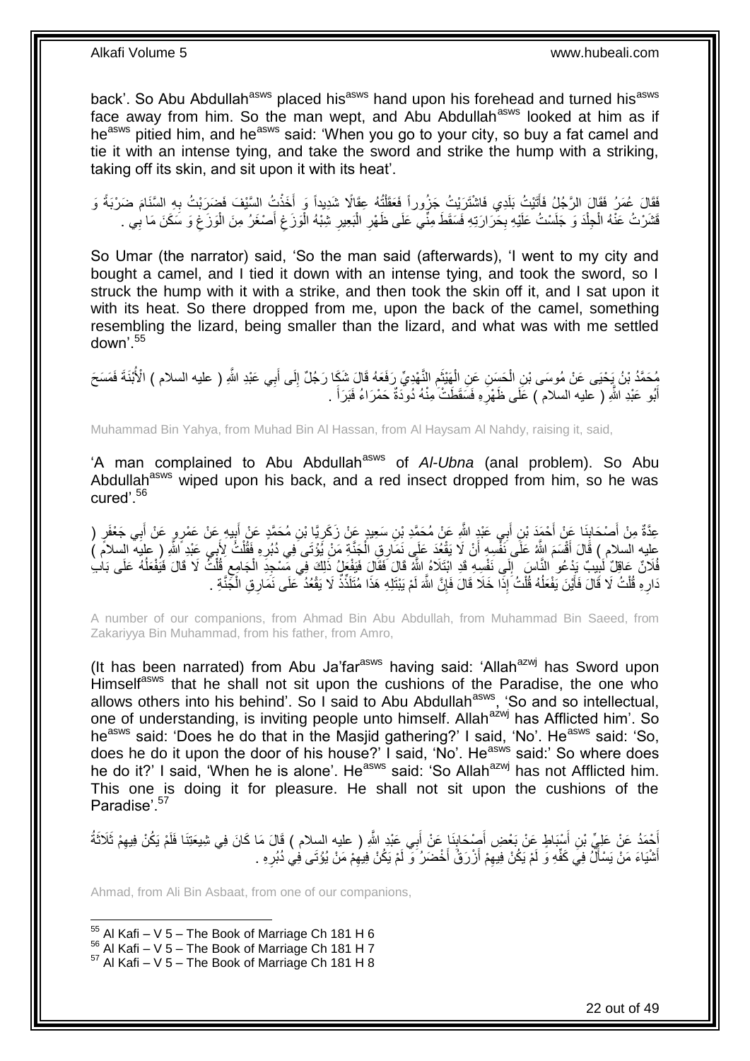back'. So Abu Abdullah[asws] placed his[asws] hand upon his forehead and turned his[asws] face away from him. So the man wept, and Abu Abdullah[asws] looked at him as if he[asws] pitied him, and he[asws] said: 'When you go to your city, so buy a fat camel and tie it with an intense tying, and take the sword and strike the hump with a striking, taking off its skin, and sit upon it with its heat'.

فَقَالَ عُمَرُ فَقَالَ الرَّجُلُ فَأَتَيْتُ بَلَدِي فَاشْتَرَيْتُ جَزُوراً فَعَقَلْتُهُ عِقَالًا شَدِيداً وَ أَخَذْتُ السَّيْفَ فَضَرَبْتُ بِهِ السَّنَامَ ضَرْبَةً وَ قَشَرْتُ عَنْهُ الْجِلْدَ وَ جَلَسْتُ عَلَيْهِ بِحَرَارَتِهِ فَسَقَطَ مِنِّي عَلَى ظَهْرِ الْبَعِيرِ شِبْهُ الْوَزَغِ أَصْغَرُ مِنَ الْوَزَغِ وَ سَكَنَ مَا بِي .

So Umar (the narrator) said, 'So the man said (afterwards), 'I went to my city and bought a camel, and I tied it down with an intense tying, and took the sword, so I struck the hump with it with a strike, and then took the skin off it, and I sat upon it with its heat. So there dropped from me, upon the back of the camel, something resembling the lizard, being smaller than the lizard, and what was with me settled down'.[55]

مُحَمَّدُ بْنُ يَحْيَى عَنْ مُوسَى بْنِ الْحَسَنِ عَنِ الْهَيْثَمِ النَّهْدِيِّ رَفَعَهُ قَالَ شَكَا رَجُلٌ إِلَى أَبِي عَبْدِ اللَّهِ ( عليه السلام ) الْأُبْنَةَ فَمَسَحَ أَبُو عَبْدِ اللَّهِ ( عليه السلام ) عَلَى ظَهْرِهِ فَسَقَطَتْ مِنْهُ دُودَةٌ حَمْرَاءُ فَبَرَأَ .

Muhammad Bin Yahya, from Muhad Bin Al Hassan, from Al Haysam Al Nahdy, raising it, said,

'A man complained to Abu Abdullah[asws] of *Al-Ubna* (anal problem). So Abu Abdullah[asws] wiped upon his back, and a red insect dropped from him, so he was cured'.[56]

عِدَّةٌ مِنْ أَصْحَابِنَا عَنْ أَحْمَدَ بْنِ أَبِي عَبْدِ اللَّهِ عَنْ مُحَمَّدِ بْنِ سَعِيدٍ عَنْ زَكَرِيَّا بْنِ مُحَمَّدٍ عَنْ أَبِيهِ عَنْ عَمْرٍو عَنْ أَبِي جَعْفَرٍ ( عليه السلام ) قَالَ أَقْسَمَ اللَّهُ عَلَى نَفْسِهِ أَنْ لَا يَقْعُدَ عَلَى نَمَارِقِ الْجَنَّةِ مَنْ يُؤْتَى فِي دُبُرِهِ فَقُلْتُ لِأَبِي عَبْدِ اللَّهِ ( عليه السلام ) فُلَانٌ عَاقِلٌ لَبِيبٌ يَدْعُو النَّاسَ إِلَى نَفْسِهِ قَدِ ابْتَلَاهُ اللَّهُ قَالَ فَقَالَ فَيَفْعَلُ ذَلِكَ فِي مَسْجِدِ الْجَامِعِ قُلْتُ لَا قَالَ فَيَفْعَلُهُ عَلَى بَابِ دَارِهِ قُلْتُ لَا قَالَ فَأَيْنَ يَفْعَلُهُ قُلْتُ إِذَا خَلَا قَالَ فَإِنَّ اللَّهَ لَمْ يَبْتَلِهِ هَذَا مُتَلَذِّذٌ لَا يَقْعُدُ عَلَى نَمَارِقِ الْجَنَّةِ .

A number of our companions, from Ahmad Bin Abu Abdullah, from Muhammad Bin Saeed, from Zakariyya Bin Muhammad, from his father, from Amro,

(It has been narrated) from Abu Ja'far[asws] having said: 'Allah[azwj] has Sword upon Himself[asws] that he shall not sit upon the cushions of the Paradise, the one who allows others into his behind'. So I said to Abu Abdullah[asws], 'So and so intellectual, one of understanding, is inviting people unto himself. Allah[azwj] has Afflicted him'. So he[asws] said: 'Does he do that in the Masjid gathering?' I said, 'No'. He[asws] said: 'So, does he do it upon the door of his house?' I said, 'No'. He[asws] said:' So where does he do it?' I said, 'When he is alone'. He[asws] said: 'So Allah[azwj] has not Afflicted him. This one is doing it for pleasure. He shall not sit upon the cushions of the Paradise'.[57]

أَحْمَدُ عَنْ عَلِيِّ بْنِ أَسْبَاطٍ عَنْ بَعْضِ أَصْحَابِنَا عَنْ أَبِي عَبْدِ اللَّهِ ( عليه السلام ) قَالَ مَا كَانَ فِي شِيعَتِنَا فَلَمْ يَكُنْ فِيهِمْ ثَلَاثَةُ أَشْيَاءَ مَنْ يَسْأَلُ فِي كَفِّهِ وَ لَمْ يَكُنْ فِيهِمْ أَزْرَقُ أَخْضَرُ وَ لَمْ يَكُنْ فِيهِمْ مَنْ يُؤْتَى فِي دُبُرِهِ .

Ahmad, from Ali Bin Asbaat, from one of our companions,

[55] Al Kafi – V 5 – The Book of Marriage Ch 181 H 6
[56] Al Kafi – V 5 – The Book of Marriage Ch 181 H 7
[57] Al Kafi – V 5 – The Book of Marriage Ch 181 H 8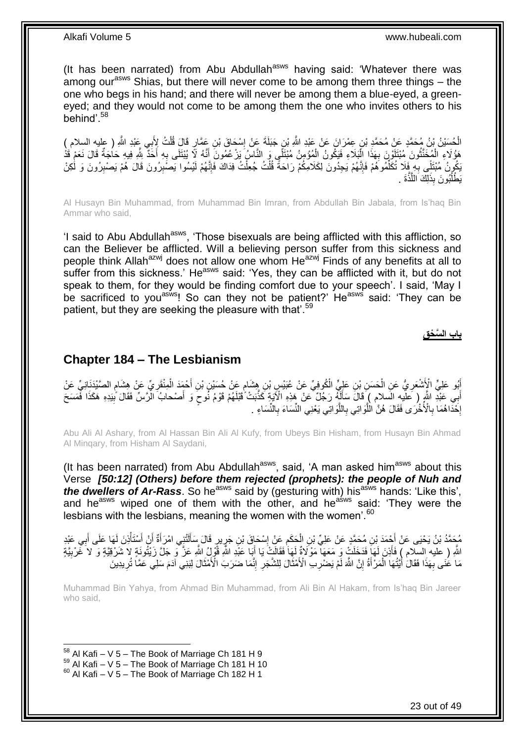(It has been narrated) from Abu Abdullah[asws] having said: 'Whatever there was among our[asws] Shias, but there will never come to be among them three things – the one who begs in his hand; and there will never be among them a blue-eyed, a green-eyed; and they would not come to be among them the one who invites others to his behind'.[58]

الْحُسَيْنُ بْنُ مُحَمَّدٍ عَنْ مُحَمَّدِ بْنِ عِمْرَانَ عَنْ عَبْدِ اللَّهِ بْنِ جَبَلَةَ عَنْ إِسْحَاقَ بْنِ عَمَّارٍ قَالَ قُلْتُ لِأَبِي عَبْدِ اللَّهِ ( عليه السلام ) هَؤُلَاءِ الْمُخَنَّثُونَ مُبْتَلَوْنَ بِهَذَا الْبَلَاءِ فَيَكُونُ الْمُؤْمِنُ مُبْتَلًى وَ النَّاسُ يَزْعُمُونَ أَنَّهُ لَا يُبْتَلَى بِهِ أَحَدٌ لِلَّهِ فِيهِ حَاجَةٌ قَالَ نَعَمْ قَدْ يَكُونُ مُبْتَلًى بِهِ فَلَا تُكَلِّمُوهُمْ فَإِنَّهُمْ يَجِدُونَ لِكَلَامِكُمْ رَاحَةً قُلْتُ جُعِلْتُ فِدَاكَ فَإِنَّهُمْ لَيْسُوا يَصْبِرُونَ قَالَ هُمْ يَصْبِرُونَ وَ لَكِنْ يَطْلُبُونَ بِذَلِكَ اللَّذَّةَ .

Al Husayn Bin Muhammad, from Muhammad Bin Imran, from Abdullah Bin Jabala, from Is'haq Bin Ammar who said,

'I said to Abu Abdullah[asws], 'Those bisexuals are being afflicted with this affliction, so can the Believer be afflicted. Will a believing person suffer from this sickness and people think Allah[azwj] does not allow one whom He[azwj] Finds of any benefits at all to suffer from this sickness.' He[asws] said: 'Yes, they can be afflicted with it, but do not speak to them, for they would be finding comfort due to your speech'. I said, 'May I be sacrificed to you[asws]! So can they not be patient?' He[asws] said: 'They can be patient, but they are seeking the pleasure with that'.[59]

## باب السَّحْقِ

## Chapter 184 – The Lesbianism

أَبُو عَلِيٍّ الْأَشْعَرِيُّ عَنِ الْحَسَنِ بْنِ عَلِيٍّ الْكُوفِيِّ عَنْ عُبَيْسِ بْنِ هِشَامٍ عَنْ حُسَيْنِ بْنِ أَحْمَدَ الْمِنْقَرِيِّ عَنْ هِشَامٍ الصَّيْدَنَانِيِّ عَنْ أَبِي عَبْدِ اللَّهِ ( عليه السلام ) قَالَ سَأَلَهُ رَجُلٌ عَنْ هَذِهِ الْآيَةِ كَذَّبَتْ قَبْلَهُمْ قَوْمُ نُوحٍ وَ أَصْحابُ الرَّسِّ فَقَالَ بِيَدِهِ هَكَذَا فَمَسَحَ إِحْدَاهُمَا بِالْأُخْرَى فَقَالَ هُنَّ اللَّوَاتِي بِاللَّوَاتِي يَعْنِي النِّسَاءَ بِالنِّسَاءِ .

Abu Ali Al Ashary, from Al Hassan Bin Ali Al Kufy, from Ubeys Bin Hisham, from Husayn Bin Ahmad Al Minqary, from Hisham Al Saydani,

(It has been narrated) from Abu Abdullah[asws], said, 'A man asked him[asws] about this Verse *[50:12] (Others) before them rejected (prophets): the people of Nuh and the dwellers of Ar-Rass*. So he[asws] said by (gesturing with) his[asws] hands: 'Like this', and he[asws] wiped one of them with the other, and he[asws] said: 'They were the lesbians with the lesbians, meaning the women with the women'.[60]

مُحَمَّدُ بْنُ يَحْيَى عَنْ أَحْمَدَ بْنِ مُحَمَّدٍ عَنْ عَلِيِّ بْنِ الْحَكَمِ عَنْ إِسْحَاقَ بْنِ جَرِيرٍ قَالَ سَأَلَتْنِي امْرَأَةٌ أَنْ أَسْتَأْذِنَ لَهَا عَلَى أَبِي عَبْدِ اللَّهِ ( عليه السلام ) فَأَذِنَ لَهَا فَدَخَلَتْ وَ مَعَهَا مَوْلَاةٌ لَهَا فَقَالَتْ يَا أَبَا عَبْدِ اللَّهِ قَوْلُ اللَّهِ عَزَّ وَ جَلَّ زَيْتُونَةٍ لا شَرْقِيَّةٍ وَ لا غَرْبِيَّةٍ مَا عَنَى بِهَذَا فَقَالَ أَيَّتُهَا الْمَرْأَةُ إِنَّ اللَّهَ لَمْ يَضْرِبِ الْأَمْثَالَ لِلشَّجَرِ إِنَّمَا ضَرَبَ الْأَمْثَالَ لِبَنِي آدَمَ سَلِي عَمَّا تُرِيدِينَ

Muhammad Bin Yahya, from Ahmad Bin Muhammad, from Ali Bin Al Hakam, from Is'haq Bin Jareer who said,

[58] Al Kafi – V 5 – The Book of Marriage Ch 181 H 9
[59] Al Kafi – V 5 – The Book of Marriage Ch 181 H 10
[60] Al Kafi – V 5 – The Book of Marriage Ch 182 H 1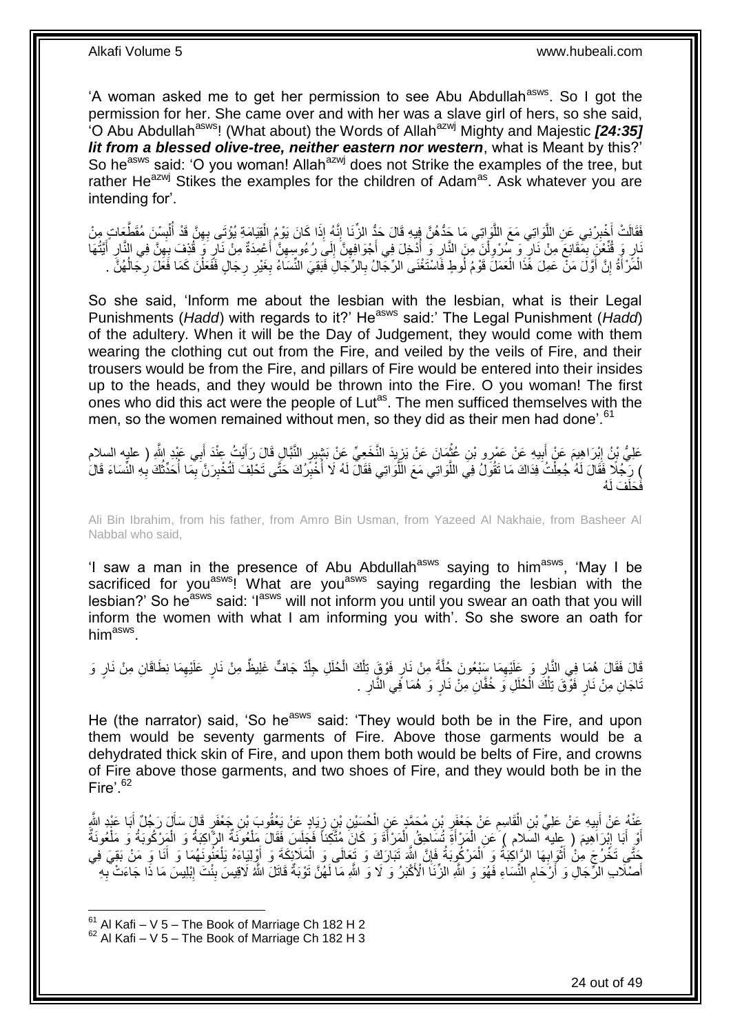'A woman asked me to get her permission to see Abu Abdullah[asws]. So I got the permission for her. She came over and with her was a slave girl of hers, so she said, 'O Abu Abdullah[asws]! (What about) the Words of Allah[azwj] Mighty and Majestic ***[24:35] lit from a blessed olive-tree, neither eastern nor western***, what is Meant by this?' So he[asws] said: 'O you woman! Allah[azwj] does not Strike the examples of the tree, but rather He[azwj] Stikes the examples for the children of Adam[as]. Ask whatever you are intending for'.

فَقَالَتْ أَخْبِرْنِي عَنِ اللَّوَاتِي مَعَ اللَّوَاتِي مَا حَدُّهُنَّ فِيهِ قَالَ حَدُّ الزِّنَا إِنَّهُ إِذَا كَانَ يَوْمُ الْقِيَامَةِ يُؤْتَى بِهِنَّ قَدْ أُلْبِسْنَ مُقَطَّعَاتٍ مِنْ نَارٍ وَ قُنِّعْنَ بِمَقَانِعَ مِنْ نَارٍ وَ سُرْوِلْنَ مِنَ النَّارِ وَ أُدْخِلَ فِي أَجْوَافِهِنَّ إِلَى رُءُوسِهِنَّ أَعْمِدَةٌ مِنْ نَارٍ وَ قُذِفَ بِهِنَّ فِي النَّارِ أَيَّتُهَا الْمَرْأَةُ إِنَّ أَوَّلَ مَنْ عَمِلَ هَذَا الْعَمَلَ قَوْمُ لُوطٍ فَاسْتَغْنَى الرِّجَالُ بِالرِّجَالِ فَبَقِيَ النِّسَاءُ بِغَيْرِ رِجَالٍ فَفَعَلْنَ كَمَا فَعَلَ رِجَالُهُنَّ .

So she said, 'Inform me about the lesbian with the lesbian, what is their Legal Punishments (*Hadd*) with regards to it?' He[asws] said:' The Legal Punishment (*Hadd*) of the adultery. When it will be the Day of Judgement, they would come with them wearing the clothing cut out from the Fire, and veiled by the veils of Fire, and their trousers would be from the Fire, and pillars of Fire would be entered into their insides up to the heads, and they would be thrown into the Fire. O you woman! The first ones who did this act were the people of Lut[as]. The men sufficed themselves with the men, so the women remained without men, so they did as their men had done'.[61]

عَلِيُّ بْنُ إِبْرَاهِيمَ عَنْ أَبِيهِ عَنْ عَمْرِو بْنِ عُثْمَانَ عَنْ يَزِيدَ النَّخَعِيِّ عَنْ بَشِيرٍ النَّبَّالِ قَالَ رَأَيْتُ عِنْدَ أَبِي عَبْدِ اللَّهِ ( عليه السلام ) رَجُلًا فَقَالَ لَهُ جُعِلْتُ فِدَاكَ مَا تَقُولُ فِي اللَّوَاتِي مَعَ اللَّوَاتِي فَقَالَ لَهُ لَا أُخْبِرُكَ حَتَّى تَحْلِفَ لَتُخْبِرَنَّ بِمَا أُحَدِّثُكَ بِهِ النِّسَاءَ قَالَ فَحَلَفَ لَهُ

Ali Bin Ibrahim, from his father, from Amro Bin Usman, from Yazeed Al Nakhaie, from Basheer Al Nabbal who said,

'I saw a man in the presence of Abu Abdullah[asws] saying to him[asws], 'May I be sacrificed for you[asws]! What are you[asws] saying regarding the lesbian with the lesbian?' So he[asws] said: 'I[asws] will not inform you until you swear an oath that you will inform the women with what I am informing you with'. So she swore an oath for him[asws].

قَالَ فَقَالَ هُمَا فِي النَّارِ وَ عَلَيْهِمَا سَبْعُونَ حُلَّةً مِنْ نَارٍ فَوْقَ تِلْكَ الْحُلَلِ جِلْدٌ جَافٌّ غَلِيظٌ مِنْ نَارٍ عَلَيْهِمَا نِطَاقَانِ مِنْ نَارٍ وَ تَاجَانِ مِنْ نَارٍ فَوْقَ تِلْكَ الْحُلَلِ وَ خُفَّانِ مِنْ نَارٍ وَ هُمَا فِي النَّارِ .

He (the narrator) said, 'So he[asws] said: 'They would both be in the Fire, and upon them would be seventy garments of Fire. Above those garments would be a dehydrated thick skin of Fire, and upon them both would be belts of Fire, and crowns of Fire above those garments, and two shoes of Fire, and they would both be in the Fire'.[62]

عَنْهُ عَنْ أَبِيهِ عَنْ عَلِيِّ بْنِ الْقَاسِمِ عَنْ جَعْفَرِ بْنِ مُحَمَّدٍ عَنِ الْحُسَيْنِ بْنِ زِيَادٍ عَنْ يَعْقُوبَ بْنِ جَعْفَرٍ قَالَ سَأَلَ رَجُلٌ أَبَا عَبْدِ اللَّهِ أَوْ أَبَا إِبْرَاهِيمَ ( عليه السلام ) عَنِ الْمَرْأَةِ تُسَاحِقُ الْمَرْأَةَ وَ كَانَ مُتَّكِئاً فَجَلَسَ فَقَالَ مَلْعُونَةٌ الرَّاكِبَةُ وَ الْمَرْكُوبَةُ وَ مَلْعُونَةٌ حَتَّى تَخْرُجَ مِنْ أَثْوَابِهَا الرَّاكِبَةُ وَ الْمَرْكُوبَةُ فَإِنَّ اللَّهَ تَبَارَكَ وَ تَعَالَى وَ الْمَلَائِكَةَ وَ أَوْلِيَاءَهُ يَلْعَنُونَهُمَا وَ أَنَا وَ مَنْ بَقِيَ فِي أَصْلَابِ الرِّجَالِ وَ أَرْحَامِ النِّسَاءِ فَهُوَ وَ اللَّهِ الزِّنَا الْأَكْبَرُ وَ لَا وَ اللَّهِ مَا لَهُنَّ تَوْبَةٌ قَاتَلَ اللَّهُ لَاقِيسَ بِنْتَ إِبْلِيسَ مَا ذَا جَاءَتْ بِهِ

[61] Al Kafi – V 5 – The Book of Marriage Ch 182 H 2
[62] Al Kafi – V 5 – The Book of Marriage Ch 182 H 3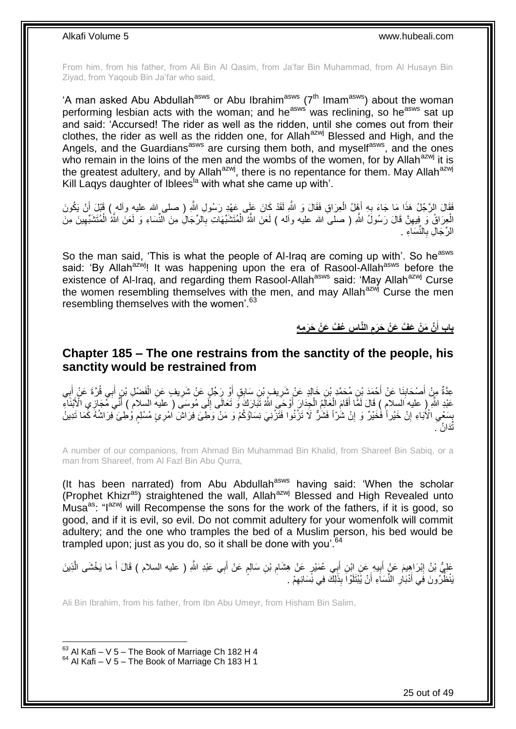From him, from his father, from Ali Bin Al Qasim, from Ja'far Bin Muhammad, from Al Husayn Bin Ziyad, from Yaqoub Bin Ja'far who said,

'A man asked Abu Abdullah[asws] or Abu Ibrahim[asws] (7[th] Imam[asws]) about the woman performing lesbian acts with the woman; and he[asws] was reclining, so he[asws] sat up and said: 'Accursed! The rider as well as the ridden, until she comes out from their clothes, the rider as well as the ridden one, for Allah[azwj] Blessed and High, and the Angels, and the Guardians[asws] are cursing them both, and myself[asws], and the ones who remain in the loins of the men and the wombs of the women, for by Allah[azwj] it is the greatest adultery, and by Allah[azwj], there is no repentance for them. May Allah[azwj] Kill Laqys daughter of Iblees[la] with what she came up with'.

فَقَالَ الرَّجُلُ هَذَا مَا جَاءَ بِهِ أَهْلُ الْعِرَاقِ فَقَالَ وَ اللَّهِ لَقَدْ كَانَ عَلَى عَهْدِ رَسُولِ اللَّهِ ( صلى الله عليه وآله ) قَبْلَ أَنْ يَكُونَ الْعِرَاقُ وَ فِيهِنَّ قَالَ رَسُولُ اللَّهِ ( صلى الله عليه وآله ) لَعَنَ اللَّهُ الْمُتَشَبِّهَاتِ بِالرِّجَالِ مِنَ النِّسَاءِ وَ لَعَنَ اللَّهُ الْمُتَشَبِّهِينَ مِنَ الرِّجَالِ بِالنِّسَاءِ .

So the man said, 'This is what the people of Al-Iraq are coming up with'. So he[asws] said: 'By Allah[azwj]! It was happening upon the era of Rasool-Allah[asws] before the existence of Al-Iraq, and regarding them Rasool-Allah[asws] said: 'May Allah[azwj] Curse the women resembling themselves with the men, and may Allah[azwj] Curse the men resembling themselves with the women'.[63]

## باب أَنَّ مَنْ عَفَّ عَنْ حَرَمِ النَّاسِ عُفَّ عَنْ حَرَمِهِ

## Chapter 185 – The one restrains from the sanctity of the people, his sanctity would be restrained from

عِدَّةٌ مِنْ أَصْحَابِنَا عَنْ أَحْمَدَ بْنِ مُحَمَّدِ بْنِ خَالِدٍ عَنْ شَرِيفِ بْنِ سَابِقٍ أَوْ رَجُلٍ عَنْ شَرِيفٍ عَنِ الْفَضْلِ بْنِ أَبِي قُرَّةَ عَنْ أَبِي عَبْدِ اللَّهِ ( عليه السلام ) قَالَ لَمَّا أَقَامَ الْعَالِمُ الْجِدَارَ أَوْحَى اللَّهُ تَبَارَكَ وَ تَعَالَى إِلَى مُوسَى ( عليه السلام ) أَنِّي مُجَازِي الْأَبْنَاءِ بِسَعْيِ الْآبَاءِ إِنْ خَيْراً فَخَيْرٌ وَ إِنْ شَرّاً فَشَرٌّ لَا تَزْنُوا فَتَزْنِيَ نِسَاؤُكُمْ وَ مَنْ وَطِئَ فِرَاشَ امْرِئٍ مُسْلِمٍ وُطِئَ فِرَاشُهُ كَمَا تَدِينُ تُدَانُ .

A number of our companions, from Ahmad Bin Muhammad Bin Khalid, from Shareef Bin Sabiq, or a man from Shareef, from Al Fazl Bin Abu Qurra,

(It has been narrated) from Abu Abdullah[asws] having said: 'When the scholar (Prophet Khizr[as]) straightened the wall, Allah[azwj] Blessed and High Revealed unto Musa[as]: "I[azwj] will Recompense the sons for the work of the fathers, if it is good, so good, and if it is evil, so evil. Do not commit adultery for your womenfolk will commit adultery; and the one who tramples the bed of a Muslim person, his bed would be trampled upon; just as you do, so it shall be done with you'.[64]

عَلِيُّ بْنُ إِبْرَاهِيمَ عَنْ أَبِيهِ عَنِ ابْنِ أَبِي عُمَيْرٍ عَنْ هِشَامِ بْنِ سَالِمٍ عَنْ أَبِي عَبْدِ اللَّهِ ( عليه السلام ) قَالَ أَ مَا يَخْشَى الَّذِينَ يَنْظُرُونَ فِي أَدْبَارِ النِّسَاءِ أَنْ يُبْتَلَوْا بِذَلِكَ فِي نِسَائِهِمْ .

Ali Bin Ibrahim, from his father, from Ibn Abu Umeyr, from Hisham Bin Salim,

[63] Al Kafi – V 5 – The Book of Marriage Ch 182 H 4
[64] Al Kafi – V 5 – The Book of Marriage Ch 183 H 1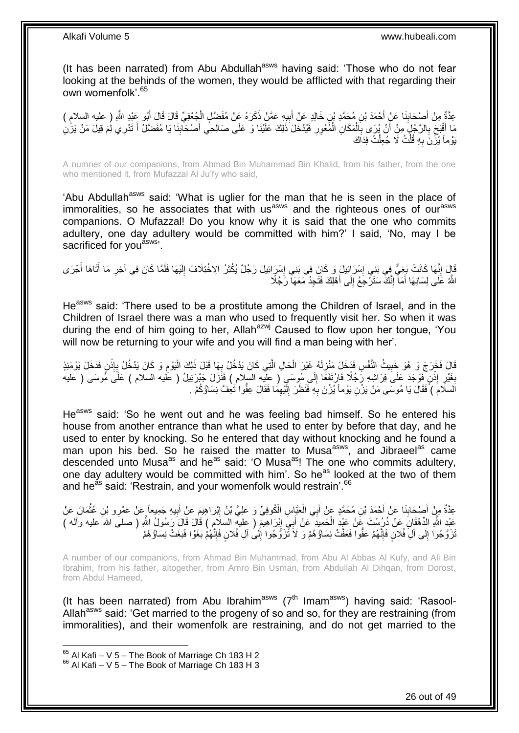(It has been narrated) from Abu Abdullah[asws] having said: 'Those who do not fear looking at the behinds of the women, they would be afflicted with that regarding their own womenfolk'.[65]

عِدَّةٌ مِنْ أَصْحَابِنَا عَنْ أَحْمَدَ بْنِ مُحَمَّدِ بْنِ خَالِدٍ عَنْ أَبِيهِ عَمَّنْ ذَكَرَهُ عَنْ مُفَضَّلٍ الْجُعْفِيِّ قَالَ قَالَ أَبُو عَبْدِ اللَّهِ ( عليه السلام ) مَا أَقْبَحَ بِالرَّجُلِ مِنْ أَنْ يُرَى بِالْمَكَانِ الْمُعْوِرِ فَيُدْخِلَ ذَلِكَ عَلَيْنَا وَ عَلَى صَالِحِي أَصْحَابِنَا يَا مُفَضَّلُ أَ تَدْرِي لِمَ قِيلَ مَنْ يَزْنِ يَوْماً يُزْنَ بِهِ قُلْتُ لَا جُعِلْتُ فِدَاكَ

A numner of our companions, from Ahmad Bin Muhammad Bin Khalid, from his father, from the one who mentioned it, from Mufazzal Al Ju'fy who said,

'Abu Abdullah[asws] said: 'What is uglier for the man that he is seen in the place of immoralities, so he associates that with us[asws] and the righteous ones of our[asws] companions. O Mufazzal! Do you know why it is said that the one who commits adultery, one day adultery would be committed with him?' I said, 'No, may I be sacrificed for you[asws]'.

قَالَ إِنَّهَا كَانَتْ بَغِيٌّ فِي بَنِي إِسْرَائِيلَ وَ كَانَ فِي بَنِي إِسْرَائِيلَ رَجُلٌ يُكْثِرُ الِاخْتِلَافَ إِلَيْهَا فَلَمَّا كَانَ فِي آخِرِ مَا أَتَاهَا أَجْرَى اللَّهُ عَلَى لِسَانِهَا أَمَا إِنَّكَ سَتَرْجِعُ إِلَى أَهْلِكَ فَتَجِدُ مَعَهَا رَجُلًا

He[asws] said: 'There used to be a prostitute among the Children of Israel, and in the Children of Israel there was a man who used to frequently visit her. So when it was during the end of him going to her, Allah[azwj] Caused to flow upon her tongue, 'You will now be returning to your wife and you will find a man being with her'.

قَالَ فَخَرَجَ وَ هُوَ خَبِيثُ النَّفْسِ فَدَخَلَ مَنْزِلَهُ غَيْرَ الْحَالِ الَّتِي كَانَ يَدْخُلُ بِهَا قَبْلَ ذَلِكَ الْيَوْمِ وَ كَانَ يَدْخُلُ بِإِذْنٍ فَدَخَلَ يَوْمَئِذٍ بِغَيْرِ إِذْنٍ فَوَجَدَ عَلَى فِرَاشِهِ رَجُلًا فَارْتَفَعَا إِلَى مُوسَى ( عليه السلام ) فَنَزَلَ جَبْرَئِيلُ ( عليه السلام ) عَلَى مُوسَى ( عليه السلام ) فَقَالَ يَا مُوسَى مَنْ يَزْنِ يَوْماً يُزْنَ بِهِ فَنَظَرَ إِلَيْهِمَا فَقَالَ عِفُّوا تَعِفَّ نِسَاؤُكُمْ .

He[asws] said: 'So he went out and he was feeling bad himself. So he entered his house from another entrance than what he used to enter by before that day, and he used to enter by knocking. So he entered that day without knocking and he found a man upon his bed. So he raised the matter to Musa[asws], and Jibraeel[as] came descended unto Musa[as] and he[as] said: 'O Musa[as]! The one who commits adultery, one day adultery would be committed with him'. So he[as] looked at the two of them and he[as] said: 'Restrain, and your womenfolk would restrain'.[66]

عِدَّةٌ مِنْ أَصْحَابِنَا عَنْ أَحْمَدَ بْنِ مُحَمَّدٍ عَنْ أَبِي الْعَبَّاسِ الْكُوفِيِّ وَ عَلِيُّ بْنُ إِبْرَاهِيمَ عَنْ أَبِيهِ جَمِيعاً عَنْ عَمْرِو بْنِ عُثْمَانَ عَنْ عَبْدِ اللَّهِ الدِّهْقَانِ عَنْ دُرُسْتَ عَنْ عَبْدِ الْحَمِيدِ عَنْ أَبِي إِبْرَاهِيمَ ( عليه السلام ) قَالَ قَالَ رَسُولُ اللَّهِ ( صلى الله عليه وآله ) تَزَوَّجُوا إِلَى آلِ فُلَانٍ فَإِنَّهُمْ عَفُّوا فَعَفَّتْ نِسَاؤُهُمْ وَ لَا تَزَوَّجُوا إِلَى آلِ فُلَانٍ فَإِنَّهُمْ بَغَوْا فَبَغَتْ نِسَاؤُهُمْ

A number of our companions, from Ahmad Bin Muhammad, from Abu Al Abbas Al Kufy, and Ali Bin Ibrahim, from his father, altogether, from Amro Bin Usman, from Abdullah Al Dihqan, from Dorost, from Abdul Hameed,

(It has been narrated) from Abu Ibrahim[asws] (7th Imam[asws]) having said: 'Rasool-Allah[asws] said: 'Get married to the progeny of so and so, for they are restraining (from immoralities), and their womenfolk are restraining, and do not get married to the

[65] Al Kafi – V 5 – The Book of Marriage Ch 183 H 2
[66] Al Kafi – V 5 – The Book of Marriage Ch 183 H 3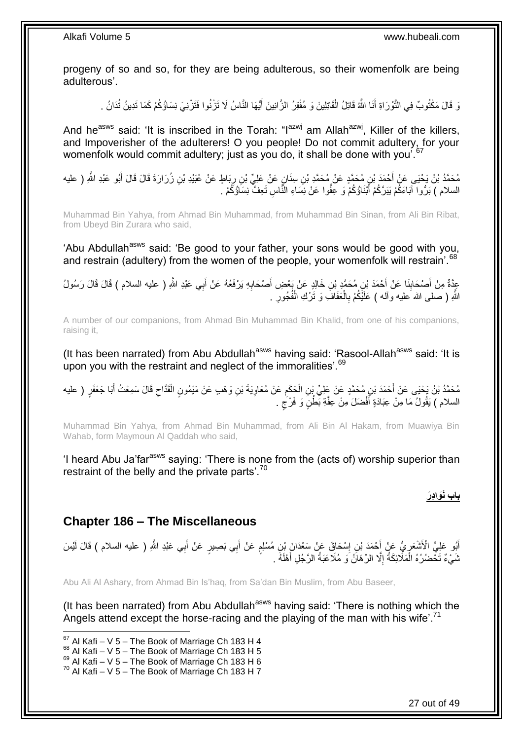progeny of so and so, for they are being adulterous, so their womenfolk are being adulterous'.

وَ قَالَ مَكْتُوبٌ فِي التَّوْرَاةِ أَنَا اللَّهُ قَاتِلُ الْقَاتِلِينَ وَ مُفْقِرُ الزَّانِينَ أَيُّهَا النَّاسُ لَا تَزْنُوا فَتَزْنِيَ نِسَاؤُكُمْ كَمَا تَدِينُ تُدَانُ .

And he[asws] said: 'It is inscribed in the Torah: "I[azwj] am Allah[azwj], Killer of the killers, and Impoverisher of the adulterers! O you people! Do not commit adultery, for your womenfolk would commit adultery; just as you do, it shall be done with you'.[67]

مُحَمَّدُ بْنُ يَحْيَى عَنْ أَحْمَدَ بْنِ مُحَمَّدٍ عَنْ مُحَمَّدِ بْنِ سِنَانٍ عَنْ عَلِيِّ بْنِ رِبَاطٍ عَنْ عُبَيْدِ بْنِ زُرَارَةَ قَالَ قَالَ أَبُو عَبْدِ اللَّهِ ( عليه السلام ) بَرُّوا آبَاءَكُمْ يَبَرَّكُمْ أَبْنَاؤُكُمْ وَ عِفُّوا عَنْ نِسَاءِ النَّاسِ تَعِفَّ نِسَاؤُكُمْ .

Muhammad Bin Yahya, from Ahmad Bin Muhammad, from Muhammad Bin Sinan, from Ali Bin Ribat, from Ubeyd Bin Zurara who said,

'Abu Abdullah[asws] said: 'Be good to your father, your sons would be good with you, and restrain (adultery) from the women of the people, your womenfolk will restrain'.[68]

عِدَّةٌ مِنْ أَصْحَابِنَا عَنْ أَحْمَدَ بْنِ مُحَمَّدِ بْنِ خَالِدٍ عَنْ بَعْضِ أَصْحَابِهِ يَرْفَعُهُ عَنْ أَبِي عَبْدِ اللَّهِ ( عليه السلام ) قَالَ قَالَ رَسُولُ اللَّهِ ( صلى الله عليه وآله ) عَلَيْكُمْ بِالْعَفَافِ وَ تَرْكِ الْفُجُورِ .

A number of our companions, from Ahmad Bin Muhammad Bin Khalid, from one of his companions, raising it,

(It has been narrated) from Abu Abdullah[asws] having said: 'Rasool-Allah[saww] said: 'It is upon you with the restraint and neglect of the immoralities'.[69]

مُحَمَّدُ بْنُ يَحْيَى عَنْ أَحْمَدَ بْنِ مُحَمَّدٍ عَنْ عَلِيِّ بْنِ الْحَكَمِ عَنْ مُعَاوِيَةَ بْنِ وَهْبٍ عَنْ مَيْمُونٍ الْقَدَّاحِ قَالَ سَمِعْتُ أَبَا جَعْفَرٍ ( عليه السلام ) يَقُولُ مَا مِنْ عِبَادَةٍ أَفْضَلَ مِنْ عِفَّةِ بَطْنٍ وَ فَرْجٍ .

Muhammad Bin Yahya, from Ahmad Bin Muhammad, from Ali Bin Al Hakam, from Muawiya Bin Wahab, form Maymoun Al Qaddah who said,

'I heard Abu Ja'far[asws] saying: 'There is none from the (acts of) worship superior than restraint of the belly and the private parts'.[70]

## باب نَوَادِرَ

## Chapter 186 – The Miscellaneous

أَبُو عَلِيٍّ الْأَشْعَرِيُّ عَنْ أَحْمَدَ بْنِ إِسْحَاقَ عَنْ سَعْدَانَ بْنِ مُسْلِمٍ عَنْ أَبِي بَصِيرٍ عَنْ أَبِي عَبْدِ اللَّهِ ( عليه السلام ) قَالَ لَيْسَ شَيْءٌ تَحْضُرُهُ الْمَلَائِكَةُ إِلَّا الرِّهَانُ وَ مُلَاعَبَةُ الرَّجُلِ أَهْلَهُ .

Abu Ali Al Ashary, from Ahmad Bin Is'haq, from Sa'dan Bin Muslim, from Abu Baseer,

(It has been narrated) from Abu Abdullah[asws] having said: 'There is nothing which the Angels attend except the horse-racing and the playing of the man with his wife'.[71]

---

[67] Al Kafi – V 5 – The Book of Marriage Ch 183 H 4
[68] Al Kafi – V 5 – The Book of Marriage Ch 183 H 5
[69] Al Kafi – V 5 – The Book of Marriage Ch 183 H 6
[70] Al Kafi – V 5 – The Book of Marriage Ch 183 H 7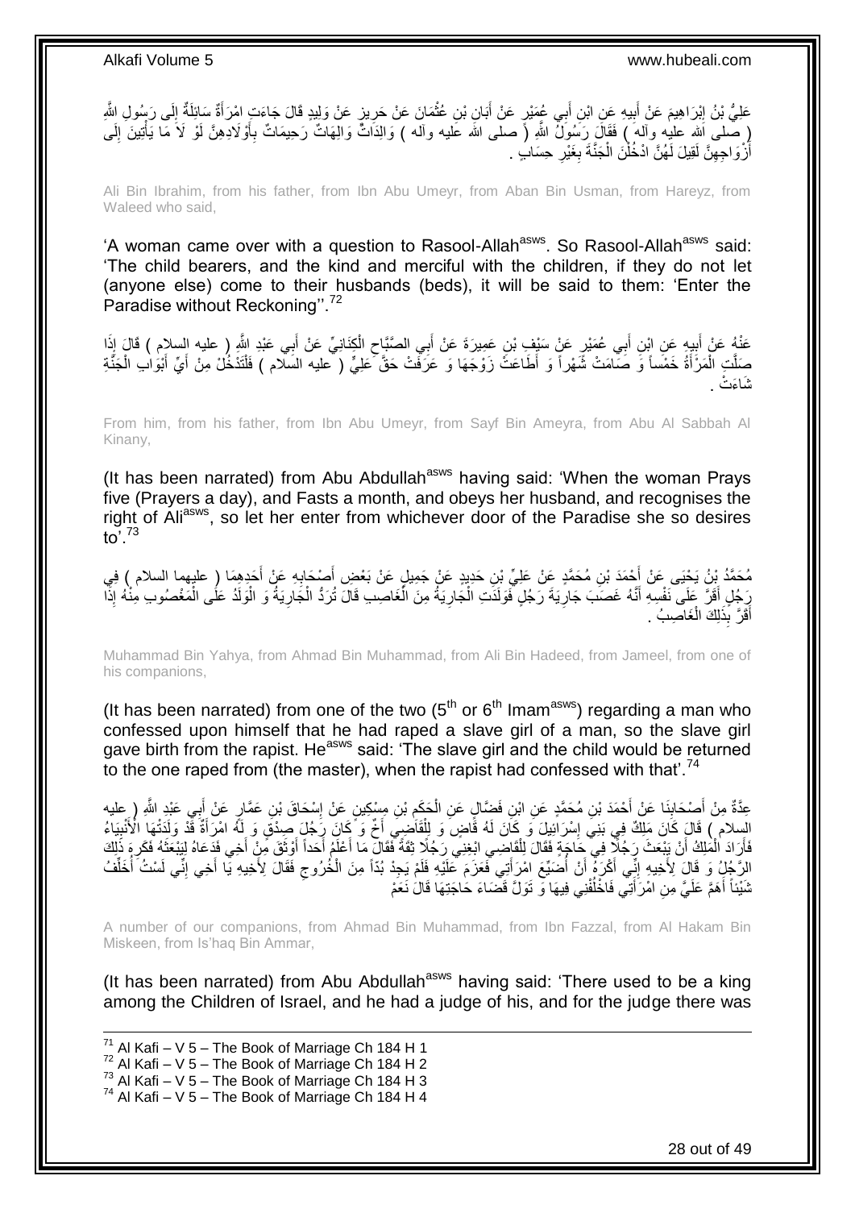عَلِيُّ بْنُ إِبْرَاهِيمَ عَنْ أَبِيهِ عَنِ ابْنِ أَبِي عُمَيْرٍ عَنْ أَبَانِ بْنِ عُثْمَانَ عَنْ حَرِيزٍ عَنْ وَلِيدٍ قَالَ جَاءَتِ امْرَأَةٌ سَائِلَةٌ إِلَى رَسُولِ اللَّهِ ( صلى الله عليه وآله ) فَقَالَ رَسُولُ اللَّهِ ( صلى الله عليه وآله ) وَالِدَاتٌ وَالِهَاتٌ رَحِيمَاتٌ بِأَوْلَادِهِنَّ لَوْ لَا مَا يَأْتِينَ إِلَى أَزْوَاجِهِنَّ لَقِيلَ لَهُنَّ ادْخُلْنَ الْجَنَّةَ بِغَيْرِ حِسَابٍ .

Ali Bin Ibrahim, from his father, from Ibn Abu Umeyr, from Aban Bin Usman, from Hareyz, from Waleed who said,

'A woman came over with a question to Rasool-Allah[asws]. So Rasool-Allah[asws] said: 'The child bearers, and the kind and merciful with the children, if they do not let (anyone else) come to their husbands (beds), it will be said to them: 'Enter the Paradise without Reckoning''.[72]

عَنْهُ عَنْ أَبِيهِ عَنِ ابْنِ أَبِي عُمَيْرٍ عَنْ سَيْفِ بْنِ عَمِيرَةَ عَنْ أَبِي الصَّبَّاحِ الْكِنَانِيِّ عَنْ أَبِي عَبْدِ اللَّهِ ( عليه السلام ) قَالَ إِذَا صَلَّتِ الْمَرْأَةُ خَمْساً وَ صَامَتْ شَهْراً وَ أَطَاعَتْ زَوْجَهَا وَ عَرَفَتْ حَقَّ عَلِيٍّ ( عليه السلام ) فَلْتَدْخُلْ مِنْ أَيِّ أَبْوَابِ الْجَنَّةِ شَاءَتْ .

From him, from his father, from Ibn Abu Umeyr, from Sayf Bin Ameyra, from Abu Al Sabbah Al Kinany,

(It has been narrated) from Abu Abdullah[asws] having said: 'When the woman Prays five (Prayers a day), and Fasts a month, and obeys her husband, and recognises the right of Ali[asws], so let her enter from whichever door of the Paradise she so desires to'.[73]

مُحَمَّدُ بْنُ يَحْيَى عَنْ أَحْمَدَ بْنِ مُحَمَّدٍ عَنْ عَلِيِّ بْنِ حَدِيدٍ عَنْ جَمِيلٍ عَنْ بَعْضِ أَصْحَابِهِ عَنْ أَحَدِهِمَا ( عليهما السلام ) فِي رَجُلٍ أَقَرَّ عَلَى نَفْسِهِ أَنَّهُ غَصَبَ جَارِيَةَ رَجُلٍ فَوَلَدَتِ الْجَارِيَةُ مِنَ الْغَاصِبِ قَالَ تُرَدُّ الْجَارِيَةُ وَ الْوَلَدُ عَلَى الْمَغْصُوبِ مِنْهُ إِذَا أَقَرَّ بِذَلِكَ الْغَاصِبُ .

Muhammad Bin Yahya, from Ahmad Bin Muhammad, from Ali Bin Hadeed, from Jameel, from one of his companions,

(It has been narrated) from one of the two (5[th] or 6[th] Imam[asws]) regarding a man who confessed upon himself that he had raped a slave girl of a man, so the slave girl gave birth from the rapist. He[asws] said: 'The slave girl and the child would be returned to the one raped from (the master), when the rapist had confessed with that'.[74]

عِدَّةٌ مِنْ أَصْحَابِنَا عَنْ أَحْمَدَ بْنِ مُحَمَّدٍ عَنِ ابْنِ فَضَّالٍ عَنِ الْحَكَمِ بْنِ مِسْكِينٍ عَنْ إِسْحَاقَ بْنِ عَمَّارٍ عَنْ أَبِي عَبْدِ اللَّهِ ( عليه السلام ) قَالَ كَانَ مَلِكٌ فِي بَنِي إِسْرَائِيلَ وَ كَانَ لَهُ قَاضٍ وَ لِلْقَاضِي أَخٌ وَ كَانَ رَجُلَ صِدْقٍ وَ لَهُ امْرَأَةٌ قَدْ وَلَدَتْهَا الْأَنْبِيَاءُ فَأَرَادَ الْمَلِكُ أَنْ يَبْعَثَ رَجُلًا فِي حَاجَةٍ فَقَالَ لِلْقَاضِي ابْغِنِي رَجُلًا ثِقَةً فَقَالَ مَا أَعْلَمُ أَحَداً أَوْثَقَ مِنْ أَخِي فَدَعَاهُ لِيَبْعَثَهُ فَكَرِهَ ذَلِكَ الرَّجُلُ وَ قَالَ لِأَخِيهِ إِنِّي أَكْرَهُ أَنْ أُضَيِّعَ امْرَأَتِي فَعَزَمَ عَلَيْهِ فَلَمْ يَجِدْ بُدّاً مِنَ الْخُرُوجِ فَقَالَ لِأَخِيهِ يَا أَخِي إِنِّي لَسْتُ أُخَلِّفُ شَيْئاً أَهَمَّ عَلَيَّ مِنِ امْرَأَتِي فَاخْلُفْنِي فِيهَا وَ تَوَلَّ قَضَاءَ حَاجَتِهَا قَالَ نَعَمْ

A number of our companions, from Ahmad Bin Muhammad, from Ibn Fazzal, from Al Hakam Bin Miskeen, from Is'haq Bin Ammar,

(It has been narrated) from Abu Abdullah[asws] having said: 'There used to be a king among the Children of Israel, and he had a judge of his, and for the judge there was

[71] Al Kafi – V 5 – The Book of Marriage Ch 184 H 1
[72] Al Kafi – V 5 – The Book of Marriage Ch 184 H 2
[73] Al Kafi – V 5 – The Book of Marriage Ch 184 H 3
[74] Al Kafi – V 5 – The Book of Marriage Ch 184 H 4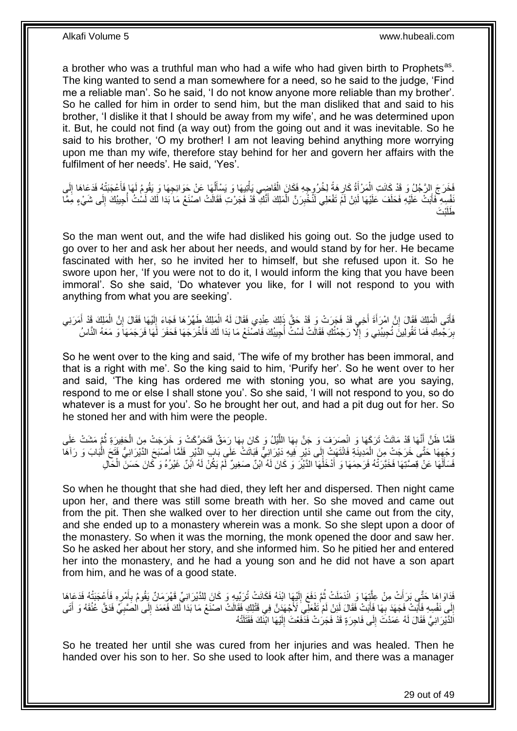a brother who was a truthful man who had a wife who had given birth to Prophets[as]. The king wanted to send a man somewhere for a need, so he said to the judge, 'Find me a reliable man'. So he said, 'I do not know anyone more reliable than my brother'. So he called for him in order to send him, but the man disliked that and said to his brother, 'I dislike it that I should be away from my wife', and he was determined upon it. But, he could not find (a way out) from the going out and it was inevitable. So he said to his brother, 'O my brother! I am not leaving behind anything more worrying upon me than my wife, therefore stay behind for her and govern her affairs with the fulfilment of her needs'. He said, 'Yes'.

فَخَرَجَ الرَّجُلُ وَ قَدْ كَانَتِ الْمَرْأَةُ كَارِهَةً لِخُرُوجِهِ فَكَانَ الْقَاضِي يَأْتِيهَا وَ يَسْأَلُهَا عَنْ حَوَائِجِهَا وَ يَقُومُ لَهَا فَأَعْجَبَتْهُ فَدَعَاهَا إِلَى نَفْسِهِ فَأَبَتْ عَلَيْهِ فَحَلَفَ عَلَيْهَا لَئِنْ لَمْ تَفْعَلِي لَتُخْبِرَنَّ الْمَلِكَ أَنَّكِ قَدْ فَجَرْتِ فَقَالَتِ اصْنَعْ مَا بَدَا لَكَ لَسْتُ أُجِيبُكَ إِلَى شَيْءٍ مِمَّا طَلَبْتَ

So the man went out, and the wife had disliked his going out. So the judge used to go over to her and ask her about her needs, and would stand by for her. He became fascinated with her, so he invited her to himself, but she refused upon it. So he swore upon her, 'If you were not to do it, I would inform the king that you have been immoral'. So she said, 'Do whatever you like, for I will not respond to you with anything from what you are seeking'.

فَأَتَى الْمَلِكَ فَقَالَ إِنَّ امْرَأَةَ أَخِي قَدْ فَجَرَتْ وَ قَدْ حَقَّ ذَلِكَ عِنْدِي فَقَالَ لَهُ الْمَلِكُ طَهِّرْهَا فَجَاءَ إِلَيْهَا فَقَالَ إِنَّ الْمَلِكَ قَدْ أَمَرَنِي بِرَجْمِكِ فَمَا تَقُولِينَ تُجِيبِينِي وَ إِلَّا رَجَمْتُكِ فَقَالَتْ لَسْتُ أُجِيبُكَ فَاصْنَعْ مَا بَدَا لَكَ فَأَخْرَجَهَا فَحَفَرَ لَهَا فَرَجَمَهَا وَ مَعَهُ النَّاسُ

So he went over to the king and said, 'The wife of my brother has been immoral, and that is a right with me'. So the king said to him, 'Purify her'. So he went over to her and said, 'The king has ordered me with stoning you, so what are you saying, respond to me or else I shall stone you'. So she said, 'I will not respond to you, so do whatever is a must for you'. So he brought her out, and had a pit dug out for her. So he stoned her and with him were the people.

فَلَمَّا ظَنَّ أَنَّهَا قَدْ مَاتَتْ تَرَكَهَا وَ انْصَرَفَ وَ جَنَّ بِهَا اللَّيْلُ وَ كَانَ بِهَا رَمَقٌ فَتَحَرَّكَتْ وَ خَرَجَتْ مِنَ الْحَفِيرَةِ ثُمَّ مَشَتْ عَلَى وَجْهِهَا حَتَّى خَرَجَتْ مِنَ الْمَدِينَةِ فَانْتَهَتْ إِلَى دَيْرٍ فِيهِ دَيْرَانِيٌّ فَبَاتَتْ عَلَى بَابِ الدَّيْرِ فَلَمَّا أَصْبَحَ الدَّيْرَانِيُّ فَتَحَ الْبَابَ وَ رَآهَا فَسَأَلَهَا عَنْ قِصَّتِهَا فَخَبَّرَتْهُ فَرَحِمَهَا وَ أَدْخَلَهَا الدَّيْرَ وَ كَانَ لَهُ ابْنٌ صَغِيرٌ لَمْ يَكُنْ لَهُ ابْنٌ غَيْرُهُ وَ كَانَ حَسَنَ الْحَالِ

So when he thought that she had died, they left her and dispersed. Then night came upon her, and there was still some breath with her. So she moved and came out from the pit. Then she walked over to her direction until she came out from the city, and she ended up to a monastery wherein was a monk. So she slept upon a door of the monastery. So when it was the morning, the monk opened the door and saw her. So he asked her about her story, and she informed him. So he pitied her and entered her into the monastery, and he had a young son and he did not have a son apart from him, and he was of a good state.

فَدَاوَاهَا حَتَّى بَرَأَتْ مِنْ عِلَّتِهَا وَ انْدَمَلَتْ ثُمَّ دَفَعَ إِلَيْهَا ابْنَهُ فَكَانَتْ تُرَبِّيهِ وَ كَانَ لِلدَّيْرَانِيِّ قَهْرَمَانٌ يَقُومُ بِأَمْرِهِ فَأَعْجَبَتْهُ فَدَعَاهَا إِلَى نَفْسِهِ فَأَبَتْ فَجَهَدَ بِهَا فَأَبَتْ فَقَالَ لَئِنْ لَمْ تَفْعَلِي لَأَجْهَدَنَّ فِي قَتْلِكِ فَقَالَتِ اصْنَعْ مَا بَدَا لَكَ فَعَمَدَ إِلَى الصَّبِيِّ فَدَقَّ عُنُقَهُ وَ أَتَى الدَّيْرَانِيَّ فَقَالَ لَهُ عَمَدْتَ إِلَى فَاجِرَةٍ قَدْ فَجَرَتْ فَدَفَعْتَ إِلَيْهَا ابْنَكَ فَقَتَلَتْهُ

So he treated her until she was cured from her injuries and was healed. Then he handed over his son to her. So she used to look after him, and there was a manager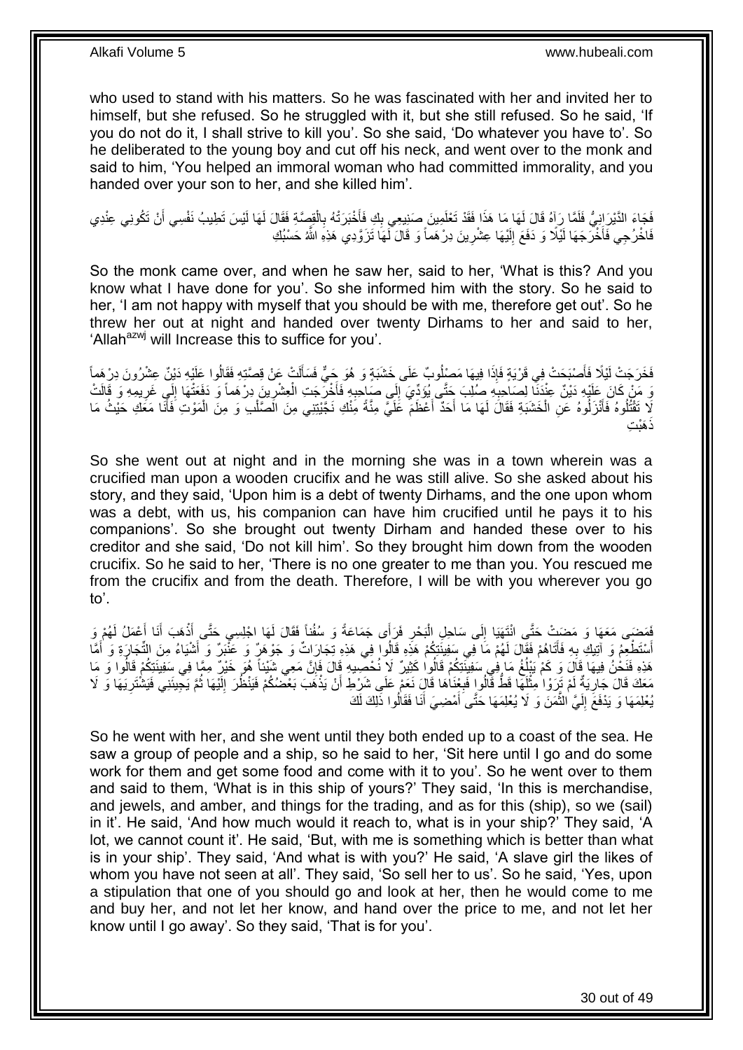who used to stand with his matters. So he was fascinated with her and invited her to himself, but she refused. So he struggled with it, but she still refused. So he said, 'If you do not do it, I shall strive to kill you'. So she said, 'Do whatever you have to'. So he deliberated to the young boy and cut off his neck, and went over to the monk and said to him, 'You helped an immoral woman who had committed immorality, and you handed over your son to her, and she killed him'.

فَجَاءَ الدَّيْرَانِيُّ فَلَمَّا رَآهُ قَالَ لَهَا مَا هَذَا فَقَدْ تَعْلَمِينَ صَنِيعِي بِكِ فَأَخْبَرَتْهُ بِالْقِصَّةِ فَقَالَ لَهَا لَيْسَ تَطِيبُ نَفْسِي أَنْ تَكُونِي عِنْدِي فَاخْرُجِي فَأَخْرَجَهَا لَيْلًا وَ دَفَعَ إِلَيْهَا عِشْرِينَ دِرْهَماً وَ قَالَ لَهَا تَزَوَّدِي هَذِهِ اللَّهُ حَسْبُكِ

So the monk came over, and when he saw her, said to her, 'What is this? And you know what I have done for you'. So she informed him with the story. So he said to her, 'I am not happy with myself that you should be with me, therefore get out'. So he threw her out at night and handed over twenty Dirhams to her and said to her, 'Allah[azwj] will Increase this to suffice for you'.

فَخَرَجَتْ لَيْلًا فَأَصْبَحَتْ فِي قَرْيَةٍ فَإِذَا فِيهَا مَصْلُوبٌ عَلَى خَشَبَةٍ وَ هُوَ حَيٌّ فَسَأَلَتْ عَنْ قِصَّتِهِ فَقَالُوا عَلَيْهِ دَيْنٌ عِشْرُونَ دِرْهَماً وَ مَنْ كَانَ عَلَيْهِ دَيْنٌ عِنْدَنَا لِصَاحِبِهِ صُلِبَ حَتَّى يُؤَدِّيَ إِلَى صَاحِبِهِ فَأَخْرَجَتِ الْعِشْرِينَ دِرْهَماً وَ دَفَعَتْهَا إِلَى غَرِيمِهِ وَ قَالَتْ لَا تَقْتُلُوهُ فَأَنْزَلُوهُ عَنِ الْخَشَبَةِ فَقَالَ لَهَا مَا أَحَدٌ أَعْظَمَ عَلَيَّ مِنَّةً مِنْكِ نَجَّيْتِنِي مِنَ الصَّلْبِ وَ مِنَ الْمَوْتِ فَأَنَا مَعَكِ حَيْثُ مَا ذَهَبْتِ

So she went out at night and in the morning she was in a town wherein was a crucified man upon a wooden crucifix and he was still alive. So she asked about his story, and they said, 'Upon him is a debt of twenty Dirhams, and the one upon whom was a debt, with us, his companion can have him crucified until he pays it to his companions'. So she brought out twenty Dirham and handed these over to his creditor and she said, 'Do not kill him'. So they brought him down from the wooden crucifix. So he said to her, 'There is no one greater to me than you. You rescued me from the crucifix and from the death. Therefore, I will be with you wherever you go to'.

فَمَضَى مَعَهَا وَ مَضَتْ حَتَّى انْتَهَيَا إِلَى سَاحِلِ الْبَحْرِ فَرَأَى جَمَاعَةً وَ سُفُناً فَقَالَ لَهَا اجْلِسِي حَتَّى أَذْهَبَ أَنَا أَعْمَلُ لَهُمْ وَ أَسْتَطْعِمُ وَ آتِيكِ بِهِ فَأَتَاهُمْ فَقَالَ لَهُمْ مَا فِي سَفِينَتِكُمْ هَذِهِ قَالُوا فِي هَذِهِ تِجَارَاتٌ وَ جَوْهَرٌ وَ عَنْبَرٌ وَ أَشْيَاءُ مِنَ التِّجَارَةِ وَ أَمَّا هَذِهِ فَنَحْنُ فِيهَا قَالَ وَ كَمْ يَبْلُغُ مَا فِي سَفِينَتِكُمْ قَالُوا كَثِيرٌ لَا نُحْصِيهِ قَالَ فَإِنَّ مَعِي شَيْئاً هُوَ خَيْرٌ مِمَّا فِي سَفِينَتِكُمْ قَالُوا وَ مَا مَعَكَ قَالَ جَارِيَةٌ لَمْ تَرَوْا مِثْلَهَا قَطُّ قَالُوا فَبِعْنَاهَا قَالَ نَعَمْ عَلَى شَرْطٍ أَنْ يَذْهَبَ بَعْضُكُمْ فَيَنْظُرَ إِلَيْهَا ثُمَّ يَجِيئَنِي فَيَشْتَرِيَهَا وَ لَا يُعْلِمَهَا وَ يَدْفَعَ إِلَيَّ الثَّمَنَ وَ لَا يُعْلِمَهَا حَتَّى أَمْضِيَ أَنَا فَقَالُوا ذَلِكَ لَكَ

So he went with her, and she went until they both ended up to a coast of the sea. He saw a group of people and a ship, so he said to her, 'Sit here until I go and do some work for them and get some food and come with it to you'. So he went over to them and said to them, 'What is in this ship of yours?' They said, 'In this is merchandise, and jewels, and amber, and things for the trading, and as for this (ship), so we (sail) in it'. He said, 'And how much would it reach to, what is in your ship?' They said, 'A lot, we cannot count it'. He said, 'But, with me is something which is better than what is in your ship'. They said, 'And what is with you?' He said, 'A slave girl the likes of whom you have not seen at all'. They said, 'So sell her to us'. So he said, 'Yes, upon a stipulation that one of you should go and look at her, then he would come to me and buy her, and not let her know, and hand over the price to me, and not let her know until I go away'. So they said, 'That is for you'.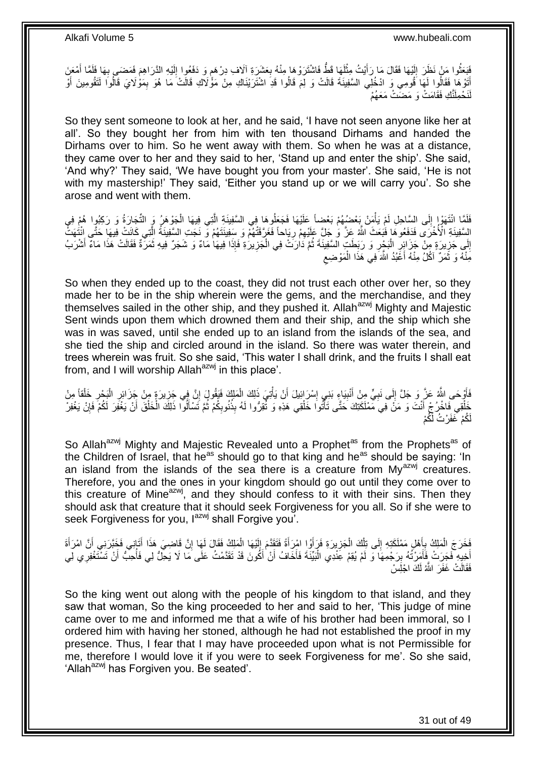فَبَعَثُوا مَنْ نَظَرَ إِلَيْهَا فَقَالَ مَا رَأَيْتُ مِثْلَهَا قَطُّ فَاشْتَرَوْهَا مِنْهُ بِعَشَرَةِ آلَافِ دِرْهَمٍ وَ دَفَعُوا إِلَيْهِ الدَّرَاهِمَ فَمَضَى بِهَا فَلَمَّا أَمْعَنَ أَتَوْهَا فَقَالُوا لَهَا قُومِي وَ ادْخُلِي السَّفِينَةَ قَالَتْ وَ لِمَ قَالُوا قَدِ اشْتَرَيْنَاكِ مِنْ مَوْلَاكِ قَالَتْ مَا هُوَ بِمَوْلَايَ قَالُوا لَتَقُومِينَ أَوْ لَنَحْمِلَنَّكِ فَقَامَتْ وَ مَضَتْ مَعَهُمْ

So they sent someone to look at her, and he said, 'I have not seen anyone like her at all'. So they bought her from him with ten thousand Dirhams and handed the Dirhams over to him. So he went away with them. So when he was at a distance, they came over to her and they said to her, 'Stand up and enter the ship'. She said, 'And why?' They said, 'We have bought you from your master'. She said, 'He is not with my mastership!' They said, 'Either you stand up or we will carry you'. So she arose and went with them.

فَلَمَّا انْتَهَوْا إِلَى السَّاحِلِ لَمْ يَأْمَنْ بَعْضُهُمْ بَعْضاً عَلَيْهَا فَجَعَلُوهَا فِي السَّفِينَةِ الَّتِي فِيهَا الْجَوْهَرُ وَ التِّجَارَةُ وَ رَكِبُوا هُمْ فِي السَّفِينَةِ الْأُخْرَى فَدَفَعُوهَا فَبَعَثَ اللَّهُ عَزَّ وَ جَلَّ عَلَيْهِمْ رِيَاحاً فَغَرَّقَتْهُمْ وَ سَفِينَتَهُمْ وَ نَجَتِ السَّفِينَةُ الَّتِي كَانَتْ فِيهَا حَتَّى انْتَهَتْ إِلَى جَزِيرَةٍ مِنْ جَزَائِرِ الْبَحْرِ وَ رَبَطَتِ السَّفِينَةَ ثُمَّ دَارَتْ فِي الْجَزِيرَةِ فَإِذَا فِيهَا مَاءٌ وَ شَجَرٌ فِيهِ ثَمَرَةٌ فَقَالَتْ هَذَا مَاءٌ أَشْرَبُ مِنْهُ وَ ثَمَرٌ آكُلُ مِنْهُ أَعْبُدُ اللَّهَ فِي هَذَا الْمَوْضِعِ

So when they ended up to the coast, they did not trust each other over her, so they made her to be in the ship wherein were the gems, and the merchandise, and they themselves sailed in the other ship, and they pushed it. Allah[azwj] Mighty and Majestic Sent winds upon them which drowned them and their ship, and the ship which she was in was saved, until she ended up to an island from the islands of the sea, and she tied the ship and circled around in the island. So there was water therein, and trees wherein was fruit. So she said, 'This water I shall drink, and the fruits I shall eat from, and I will worship Allah[azwj] in this place'.

فَأَوْحَى اللَّهُ عَزَّ وَ جَلَّ إِلَى نَبِيٍّ مِنْ أَنْبِيَاءِ بَنِي إِسْرَائِيلَ أَنْ يَأْتِيَ ذَلِكَ الْمَلِكَ فَيَقُولَ إِنَّ فِي جَزِيرَةٍ مِنْ جَزَائِرِ الْبَحْرِ خَلْقاً مِنْ خَلْقِي فَاخْرُجْ أَنْتَ وَ مَنْ فِي مَمْلَكَتِكَ حَتَّى تَأْتُوا خَلْقِي هَذِهِ وَ تُقِرُّوا لَهُ بِذُنُوبِكُمْ ثُمَّ تَسْأَلُوا ذَلِكَ الْخَلْقَ أَنْ يَغْفِرَ لَكُمْ فَإِنْ يَغْفِرْ لَكُمْ غَفَرْتُ لَكُمْ

So Allah[azwj] Mighty and Majestic Revealed unto a Prophet[as] from the Prophets[as] of the Children of Israel, that he[as] should go to that king and he[as] should be saying: 'In an island from the islands of the sea there is a creature from My[azwj] creatures. Therefore, you and the ones in your kingdom should go out until they come over to this creature of Mine[azwj], and they should confess to it with their sins. Then they should ask that creature that it should seek Forgiveness for you all. So if she were to seek Forgiveness for you, I[azwj] shall Forgive you'.

فَخَرَجَ الْمَلِكُ بِأَهْلِ مَمْلَكَتِهِ إِلَى تِلْكَ الْجَزِيرَةِ فَرَأَوْا امْرَأَةً فَتَقَدَّمَ إِلَيْهَا الْمَلِكُ فَقَالَ لَهَا إِنَّ قَاضِيَ هَذَا أَتَانِي فَخَبَّرَنِي أَنَّ امْرَأَةَ أَخِيهِ فَجَرَتْ فَأَمَرْتُهُ بِرَجْمِهَا وَ لَمْ يُقِمْ عِنْدِي الْبَيِّنَةَ فَأَخَافُ أَنْ أَكُونَ قَدْ تَقَدَّمْتُ عَلَى مَا لَا يَحِلُّ لِي فَأُحِبُّ أَنْ تَسْتَغْفِرِي لِي فَقَالَتْ غَفَرَ اللَّهُ لَكَ اجْلِسْ

So the king went out along with the people of his kingdom to that island, and they saw that woman, So the king proceeded to her and said to her, 'This judge of mine came over to me and informed me that a wife of his brother had been immoral, so I ordered him with having her stoned, although he had not established the proof in my presence. Thus, I fear that I may have proceeded upon what is not Permissible for me, therefore I would love it if you were to seek Forgiveness for me'. So she said, 'Allah[azwj] has Forgiven you. Be seated'.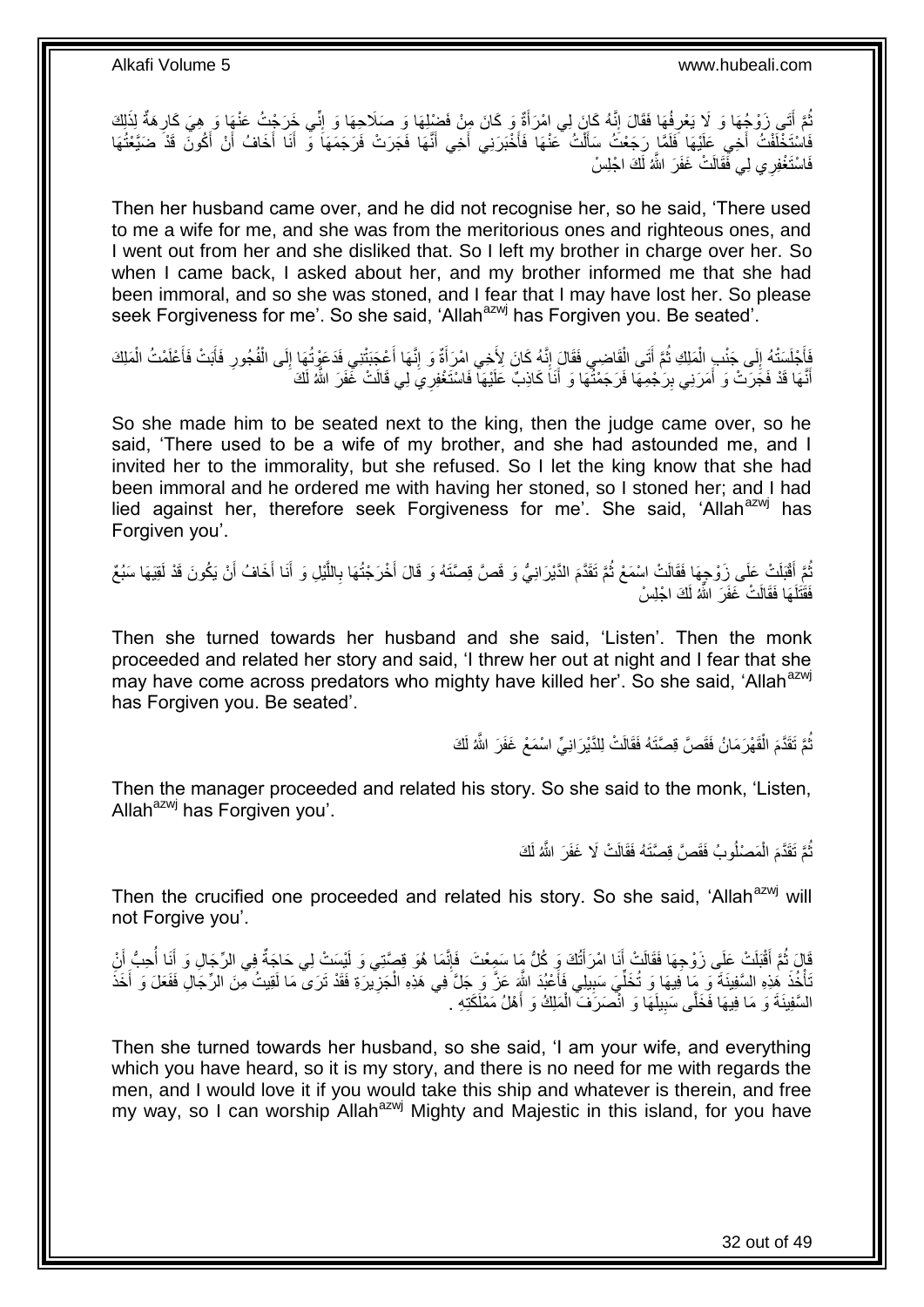ثُمَّ أَتَى زَوْجُهَا وَ لَا يَعْرِفُهَا فَقَالَ إِنَّهُ كَانَ لِي امْرَأَةٌ وَ كَانَ مِنْ فَضْلِهَا وَ صَلَاحِهَا وَ إِنِّي خَرَجْتُ عَنْهَا وَ هِيَ كَارِهَةٌ لِذَلِكَ فَاسْتَخْلَفْتُ أَخِي عَلَيْهَا فَلَمَّا رَجَعْتُ سَأَلْتُ عَنْهَا فَأَخْبَرَنِي أَخِي أَنَّهَا فَجَرَتْ فَرَجَمَهَا وَ أَنَا أَخَافُ أَنْ أَكُونَ قَدْ ضَيَّعْتُهَا فَاسْتَغْفِرِي لِي فَقَالَتْ غَفَرَ اللَّهُ لَكَ اجْلِسْ

Then her husband came over, and he did not recognise her, so he said, 'There used to me a wife for me, and she was from the meritorious ones and righteous ones, and I went out from her and she disliked that. So I left my brother in charge over her. So when I came back, I asked about her, and my brother informed me that she had been immoral, and so she was stoned, and I fear that I may have lost her. So please seek Forgiveness for me'. So she said, 'Allah[azwj] has Forgiven you. Be seated'.

فَأَجْلَسَتْهُ إِلَى جَنْبِ الْمَلِكِ ثُمَّ أَتَى الْقَاضِي فَقَالَ إِنَّهُ كَانَ لِأَخِي امْرَأَةٌ وَ إِنَّهَا أَعْجَبَتْنِي فَدَعَوْتُهَا إِلَى الْفُجُورِ فَأَبَتْ فَأَعْلَمْتُ الْمَلِكَ أَنَّهَا قَدْ فَجَرَتْ وَ أَمَرَنِي بِرَجْمِهَا فَرَجَمْتُهَا وَ أَنَا كَاذِبٌ عَلَيْهَا فَاسْتَغْفِرِي لِي قَالَتْ غَفَرَ اللَّهُ لَكَ

So she made him to be seated next to the king, then the judge came over, so he said, 'There used to be a wife of my brother, and she had astounded me, and I invited her to the immorality, but she refused. So I let the king know that she had been immoral and he ordered me with having her stoned, so I stoned her; and I had lied against her, therefore seek Forgiveness for me'. She said, 'Allah[azwj] has Forgiven you'.

ثُمَّ أَقْبَلَتْ عَلَى زَوْجِهَا فَقَالَتِ اسْمَعْ ثُمَّ تَقَدَّمَ الدَّيْرَانِيُّ وَ قَصَّ قِصَّتَهُ وَ قَالَ أَخْرَجْتُهَا بِاللَّيْلِ وَ أَنَا أَخَافُ أَنْ يَكُونَ قَدْ لَقِيَهَا سَبُعٌ فَقَتَلَهَا فَقَالَتْ غَفَرَ اللَّهُ لَكَ اجْلِسْ

Then she turned towards her husband and she said, 'Listen'. Then the monk proceeded and related her story and said, 'I threw her out at night and I fear that she may have come across predators who mighty have killed her'. So she said, 'Allah[azwj] has Forgiven you. Be seated'.

ثُمَّ تَقَدَّمَ الْقَهْرَمَانُ فَقَصَّ قِصَّتَهُ فَقَالَتْ لِلدَّيْرَانِيِّ اسْمَعْ غَفَرَ اللَّهُ لَكَ

Then the manager proceeded and related his story. So she said to the monk, 'Listen, Allah[azwj] has Forgiven you'.

ثُمَّ تَقَدَّمَ الْمَصْلُوبُ فَقَصَّ قِصَّتَهُ فَقَالَتْ لَا غَفَرَ اللَّهُ لَكَ

Then the crucified one proceeded and related his story. So she said, 'Allah[azwj] will not Forgive you'.

قَالَ ثُمَّ أَقْبَلَتْ عَلَى زَوْجِهَا فَقَالَتْ أَنَا امْرَأَتُكَ وَ كُلُّ مَا سَمِعْتَ فَإِنَّمَا هُوَ قِصَّتِي وَ لَيْسَتْ لِي حَاجَةٌ فِي الرِّجَالِ وَ أَنَا أُحِبُّ أَنْ تَأْخُذَ هَذِهِ السَّفِينَةَ وَ مَا فِيهَا وَ تُخَلِّيَ سَبِيلِي فَأَعْبُدَ اللَّهَ عَزَّ وَ جَلَّ فِي هَذِهِ الْجَزِيرَةِ فَقَدْ تَرَى مَا لَقِيتُ مِنَ الرِّجَالِ فَفَعَلَ وَ أَخَذَ السَّفِينَةَ وَ مَا فِيهَا فَخَلَّى سَبِيلَهَا وَ انْصَرَفَ الْمَلِكُ وَ أَهْلُ مَمْلَكَتِهِ .

Then she turned towards her husband, so she said, 'I am your wife, and everything which you have heard, so it is my story, and there is no need for me with regards the men, and I would love it if you would take this ship and whatever is therein, and free my way, so I can worship Allah[azwj] Mighty and Majestic in this island, for you have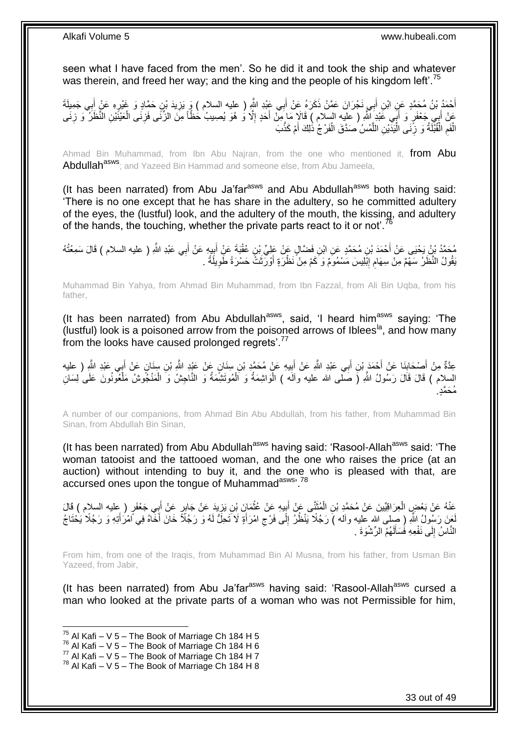seen what I have faced from the men'. So he did it and took the ship and whatever was therein, and freed her way; and the king and the people of his kingdom left'.[75]

أَحْمَدُ بْنُ مُحَمَّدٍ عَنِ ابْنِ أَبِي نَجْرَانَ عَمَّنْ ذَكَرَهُ عَنْ أَبِي عَبْدِ اللَّهِ ( عليه السلام ) وَ يَزِيدَ بْنِ حَمَّادٍ وَ غَيْرِهِ عَنْ أَبِي جَمِيلَةَ عَنْ أَبِي جَعْفَرٍ وَ أَبِي عَبْدِ اللَّهِ ( عليه السلام ) قَالا مَا مِنْ أَحَدٍ إِلَّا وَ هُوَ يُصِيبُ حَظّاً مِنَ الزِّنَى فَزِنَى الْعَيْنَيْنِ النَّظَرُ وَ زِنَى الْفَمِ الْقُبْلَةُ وَ زِنَى الْيَدَيْنِ اللَّمْسُ صَدَّقَ الْفَرْجُ ذَلِكَ أَمْ كَذَّبَ

Ahmad Bin Muhammad, from Ibn Abu Najran, from the one who mentioned it, from Abu Abdullah[asws]; and Yazeed Bin Hammad and someone else, from Abu Jameela,

(It has been narrated) from Abu Ja'far[asws] and Abu Abdullah[asws] both having said: 'There is no one except that he has share in the adultery, so he committed adultery of the eyes, the (lustful) look, and the adultery of the mouth, the kissing, and adultery of the hands, the touching, whether the private parts react to it or not'.[76]

مُحَمَّدُ بْنُ يَحْيَى عَنْ أَحْمَدَ بْنِ مُحَمَّدٍ عَنِ ابْنِ فَضَّالٍ عَنْ عَلِيِّ بْنِ عُقْبَةَ عَنْ أَبِيهِ عَنْ أَبِي عَبْدِ اللَّهِ ( عليه السلام ) قَالَ سَمِعْتُهُ يَقُولُ النَّظَرُ سَهْمٌ مِنْ سِهَامِ إِبْلِيسَ مَسْمُومٌ وَ كَمْ مِنْ نَظْرَةٍ أَوْرَثَتْ حَسْرَةً طَوِيلَةً .

Muhammad Bin Yahya, from Ahmad Bin Muhammad, from Ibn Fazzal, from Ali Bin Uqba, from his father,

(It has been narrated) from Abu Abdullah[asws], said, 'I heard him[asws] saying: 'The (lustful) look is a poisoned arrow from the poisoned arrows of Iblees[la], and how many from the looks have caused prolonged regrets'.[77]

عِدَّةٌ مِنْ أَصْحَابِنَا عَنْ أَحْمَدَ بْنِ أَبِي عَبْدِ اللَّهِ عَنْ أَبِيهِ عَنْ مُحَمَّدِ بْنِ سِنَانٍ عَنْ عَبْدِ اللَّهِ بْنِ سِنَانٍ عَنْ أَبِي عَبْدِ اللَّهِ ( عليه السلام ) قَالَ قَالَ رَسُولُ اللَّهِ ( صلى الله عليه وآله ) الْوَاشِمَةُ وَ الْمُوتَشِمَةُ وَ النَّاجِشُ وَ الْمَنْجُوشُ مَلْعُونُونَ عَلَى لِسَانِ مُحَمَّدٍ.

A number of our companions, from Ahmad Bin Abu Abdullah, from his father, from Muhammad Bin Sinan, from Abdullah Bin Sinan,

(It has been narrated) from Abu Abdullah[asws] having said: 'Rasool-Allah[asws] said: 'The woman tatooist and the tattooed woman, and the one who raises the price (at an auction) without intending to buy it, and the one who is pleased with that, are accursed ones upon the tongue of Muhammad[asws]'.[78]

عَنْهُ عَنْ بَعْضِ الْعِرَاقِيِّينَ عَنْ مُحَمَّدِ بْنِ الْمُثَنَّى عَنْ أَبِيهِ عَنْ عُثْمَانَ بْنِ يَزِيدَ عَنْ جَابِرٍ عَنْ أَبِي جَعْفَرٍ ( عليه السلام ) قَالَ لَعَنَ رَسُولُ اللَّهِ ( صلى الله عليه وآله ) رَجُلًا يَنْظُرُ إِلَى فَرْجِ امْرَأَةٍ لَا تَحِلُّ لَهُ وَ رَجُلًا خَانَ أَخَاهُ فِي امْرَأَتِهِ وَ رَجُلًا يَحْتَاجُ النَّاسُ إِلَى نَفْعِهِ فَسَأَلَهُمُ الرِّشْوَةَ .

From him, from one of the Iraqis, from Muhammad Bin Al Musna, from his father, from Usman Bin Yazeed, from Jabir,

(It has been narrated) from Abu Ja'far[asws] having said: 'Rasool-Allah[asws] cursed a man who looked at the private parts of a woman who was not Permissible for him,

[75] Al Kafi – V 5 – The Book of Marriage Ch 184 H 5
[76] Al Kafi – V 5 – The Book of Marriage Ch 184 H 6
[77] Al Kafi – V 5 – The Book of Marriage Ch 184 H 7
[78] Al Kafi – V 5 – The Book of Marriage Ch 184 H 8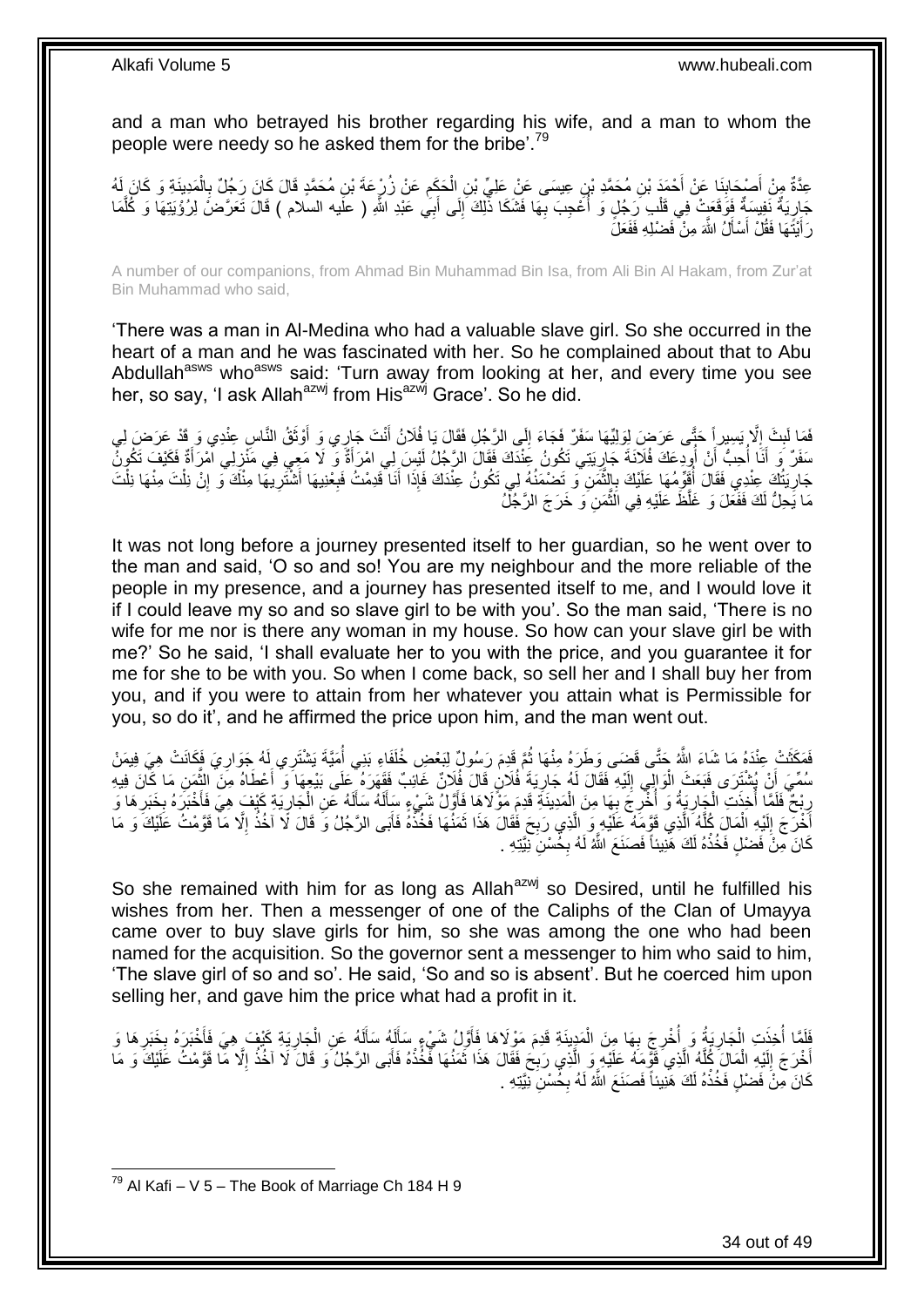and a man who betrayed his brother regarding his wife, and a man to whom the people were needy so he asked them for the bribe'.[79]

عِدَّةٌ مِنْ أَصْحَابِنَا عَنْ أَحْمَدَ بْنِ مُحَمَّدِ بْنِ عِيسَى عَنْ عَلِيِّ بْنِ الْحَكَمِ عَنْ زُرْعَةَ بْنِ مُحَمَّدٍ قَالَ كَانَ رَجُلٌ بِالْمَدِينَةِ وَ كَانَ لَهُ جَارِيَةٌ نَفِيسَةٌ فَوَقَعَتْ فِي قَلْبِ رَجُلٍ وَ أُعْجِبَ بِهَا فَشَكَا ذَلِكَ إِلَى أَبِي عَبْدِ اللَّهِ ( عليه السلام ) قَالَ تَعَرَّضْ لِرُؤْيَتِهَا وَ كُلَّمَا رَأَيْتَهَا فَقُلْ أَسْأَلُ اللَّهَ مِنْ فَضْلِهِ فَفَعَلَ

A number of our companions, from Ahmad Bin Muhammad Bin Isa, from Ali Bin Al Hakam, from Zur'at Bin Muhammad who said,

'There was a man in Al-Medina who had a valuable slave girl. So she occurred in the heart of a man and he was fascinated with her. So he complained about that to Abu Abdullah[asws] who[asws] said: 'Turn away from looking at her, and every time you see her, so say, 'I ask Allah[azwj] from His[azwj] Grace'. So he did.

فَمَا لَبِثَ إِلَّا يَسِيراً حَتَّى عَرَضَ لِوَلِيِّهَا سَفَرٌ فَجَاءَ إِلَى الرَّجُلِ فَقَالَ يَا فُلَانُ أَنْتَ جَارِي وَ أَوْثَقُ النَّاسِ عِنْدِي وَ قَدْ عَرَضَ لِي سَفَرٌ وَ أَنَا أُحِبُّ أَنْ أُودِعَكَ فُلَانَةَ جَارِيَتِي تَكُونُ عِنْدَكَ فَقَالَ الرَّجُلُ لَيْسَ لِي امْرَأَةٌ وَ لَا مَعِي فِي مَنْزِلِي امْرَأَةٌ فَكَيْفَ تَكُونُ جَارِيَتُكَ عِنْدِي فَقَالَ أُقَوِّمُهَا عَلَيْكَ بِالثَّمَنِ وَ تَضْمَنُهُ لِي تَكُونُ عِنْدَكَ فَإِذَا أَنَا قَدِمْتُ فَبِعْنِيهَا أَشْتَرِيهَا مِنْكَ وَ إِنْ نِلْتَ مِنْهَا نِلْتَ مَا يَحِلُّ لَكَ فَفَعَلَ وَ غَلَّظَ عَلَيْهِ فِي الثَّمَنِ وَ خَرَجَ الرَّجُلُ

It was not long before a journey presented itself to her guardian, so he went over to the man and said, 'O so and so! You are my neighbour and the more reliable of the people in my presence, and a journey has presented itself to me, and I would love it if I could leave my so and so slave girl to be with you'. So the man said, 'There is no wife for me nor is there any woman in my house. So how can your slave girl be with me?' So he said, 'I shall evaluate her to you with the price, and you guarantee it for me for she to be with you. So when I come back, so sell her and I shall buy her from you, and if you were to attain from her whatever you attain what is Permissible for you, so do it', and he affirmed the price upon him, and the man went out.

فَمَكَثَتْ عِنْدَهُ مَا شَاءَ اللَّهُ حَتَّى قَضَى وَطَرَهُ مِنْهَا ثُمَّ قَدِمَ رَسُولٌ لِبَعْضِ خُلَفَاءِ بَنِي أُمَيَّةَ يَشْتَرِي لَهُ جَوَارِيَ فَكَانَتْ هِيَ فِيمَنْ سُمِّيَ أَنْ يُشْتَرَى فَبَعَثَ الْوَالِي إِلَيْهِ فَقَالَ لَهُ جَارِيَةُ فُلَانٍ قَالَ فُلَانٌ غَائِبٌ فَقَهَرَهُ عَلَى بَيْعِهَا وَ أَعْطَاهُ مِنَ الثَّمَنِ مَا كَانَ فِيهِ رِبْحٌ فَلَمَّا أُخِذَتِ الْجَارِيَةُ وَ أُخْرِجَ بِهَا مِنَ الْمَدِينَةِ قَدِمَ مَوْلَاهَا فَأَوَّلُ شَيْءٍ سَأَلَهُ سَأَلَهُ عَنِ الْجَارِيَةِ كَيْفَ هِيَ فَأَخْبَرَهُ بِخَبَرِهَا وَ أَخْرَجَ إِلَيْهِ الْمَالَ كُلَّهُ الَّذِي قَوَّمَهُ عَلَيْهِ وَ الَّذِي رَبِحَ فَقَالَ هَذَا ثَمَنُهَا فَخُذْهُ فَأَبَى الرَّجُلُ وَ قَالَ لَا آخُذُ إِلَّا مَا قَوَّمْتُ عَلَيْكَ وَ مَا كَانَ مِنْ فَضْلٍ فَخُذْهُ لَكَ هَنِيئاً فَصَنَعَ اللَّهُ لَهُ بِحُسْنِ نِيَّتِهِ .

So she remained with him for as long as Allah[azwj] so Desired, until he fulfilled his wishes from her. Then a messenger of one of the Caliphs of the Clan of Umayya came over to buy slave girls for him, so she was among the one who had been named for the acquisition. So the governor sent a messenger to him who said to him, 'The slave girl of so and so'. He said, 'So and so is absent'. But he coerced him upon selling her, and gave him the price what had a profit in it.

فَلَمَّا أُخِذَتِ الْجَارِيَةُ وَ أُخْرِجَ بِهَا مِنَ الْمَدِينَةِ قَدِمَ مَوْلَاهَا فَأَوَّلُ شَيْءٍ سَأَلَهُ سَأَلَهُ عَنِ الْجَارِيَةِ كَيْفَ هِيَ فَأَخْبَرَهُ بِخَبَرِهَا وَ أَخْرَجَ إِلَيْهِ الْمَالَ كُلَّهُ الَّذِي قَوَّمَهُ عَلَيْهِ وَ الَّذِي رَبِحَ فَقَالَ هَذَا ثَمَنُهَا فَخُذْهُ فَأَبَى الرَّجُلُ وَ قَالَ لَا آخُذُ إِلَّا مَا قَوَّمْتُ عَلَيْكَ وَ مَا كَانَ مِنْ فَضْلٍ فَخُذْهُ لَكَ هَنِيئاً فَصَنَعَ اللَّهُ لَهُ بِحُسْنِ نِيَّتِهِ .

[79] Al Kafi – V 5 – The Book of Marriage Ch 184 H 9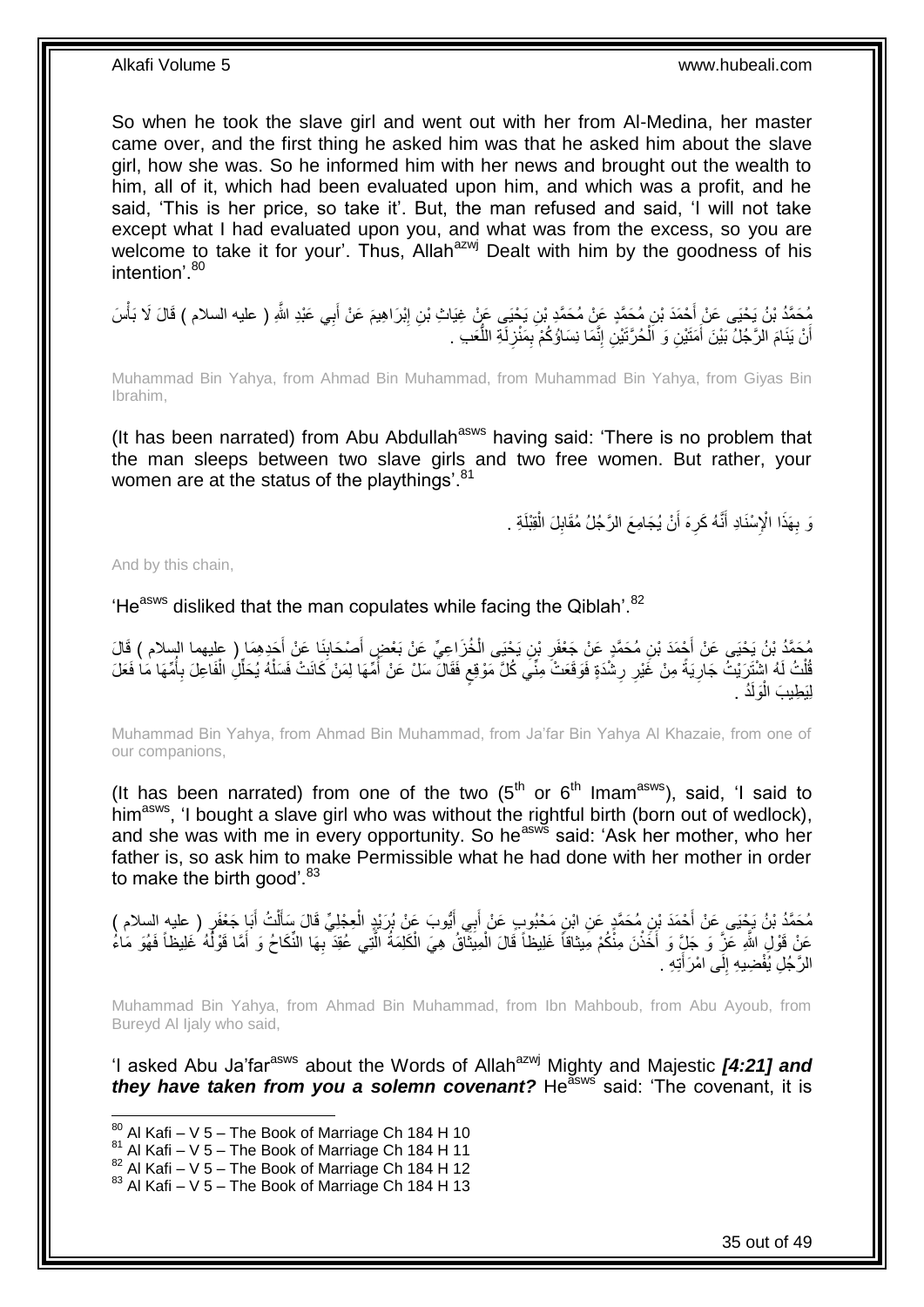So when he took the slave girl and went out with her from Al-Medina, her master came over, and the first thing he asked him was that he asked him about the slave girl, how she was. So he informed him with her news and brought out the wealth to him, all of it, which had been evaluated upon him, and which was a profit, and he said, 'This is her price, so take it'. But, the man refused and said, 'I will not take except what I had evaluated upon you, and what was from the excess, so you are welcome to take it for your'. Thus, Allah[azwj] Dealt with him by the goodness of his intention'.[80]

مُحَمَّدُ بْنُ يَحْيَى عَنْ أَحْمَدَ بْنِ مُحَمَّدٍ عَنْ مُحَمَّدِ بْنِ يَحْيَى عَنْ غِيَاثِ بْنِ إِبْرَاهِيمَ عَنْ أَبِي عَبْدِ اللَّهِ ( عليه السلام ) قَالَ لَا بَأْسَ أَنْ يَنَامَ الرَّجُلُ بَيْنَ أَمَتَيْنِ وَ الْحُرَّتَيْنِ إِنَّمَا نِسَاؤُكُمْ بِمَنْزِلَةِ اللُّعَبِ .

Muhammad Bin Yahya, from Ahmad Bin Muhammad, from Muhammad Bin Yahya, from Giyas Bin Ibrahim,

(It has been narrated) from Abu Abdullah[asws] having said: 'There is no problem that the man sleeps between two slave girls and two free women. But rather, your women are at the status of the playthings'.[81]

وَ بِهَذَا الْإِسْنَادِ أَنَّهُ كَرِهَ أَنْ يُجَامِعَ الرَّجُلُ مُقَابِلَ الْقِبْلَةِ .

And by this chain,

'He[asws] disliked that the man copulates while facing the Qiblah'.[82]

مُحَمَّدُ بْنُ يَحْيَى عَنْ أَحْمَدَ بْنِ مُحَمَّدٍ عَنْ جَعْفَرِ بْنِ يَحْيَى الْخُزَاعِيِّ عَنْ بَعْضِ أَصْحَابِنَا عَنْ أَحَدِهِمَا ( عليهما السلام ) قَالَ قُلْتُ لَهُ اشْتَرَيْتُ جَارِيَةً مِنْ غَيْرِ رِشْدَةٍ فَوَقَعَتْ مِنِّي كُلَّ مَوْقِعٍ فَقَالَ سَلْ عَنْ أُمِّهَا لِمَنْ كَانَتْ فَسَلْهُ يُحَلِّلِ الْفَاعِلَ بِأُمِّهَا مَا فَعَلَ لِيَطِيبَ الْوَلَدُ .

Muhammad Bin Yahya, from Ahmad Bin Muhammad, from Ja'far Bin Yahya Al Khazaie, from one of our companions,

(It has been narrated) from one of the two ($5^{th}$ or $6^{th}$ Imam[asws]), said, 'I said to him[asws], 'I bought a slave girl who was without the rightful birth (born out of wedlock), and she was with me in every opportunity. So he[asws] said: 'Ask her mother, who her father is, so ask him to make Permissible what he had done with her mother in order to make the birth good'.[83]

مُحَمَّدُ بْنُ يَحْيَى عَنْ أَحْمَدَ بْنِ مُحَمَّدٍ عَنِ ابْنِ مَحْبُوبٍ عَنْ أَبِي أَيُّوبَ عَنْ بُرَيْدٍ الْعِجْلِيِّ قَالَ سَأَلْتُ أَبَا جَعْفَرٍ ( عليه السلام ) عَنْ قَوْلِ اللَّهِ عَزَّ وَ جَلَّ وَ أَخَذْنَ مِنْكُمْ مِيثاقاً غَلِيظاً قَالَ الْمِيثَاقُ هِيَ الْكَلِمَةُ الَّتِي عُقِدَ بِهَا النِّكَاحُ وَ أَمَّا قَوْلُهُ غَلِيظاً فَهُوَ مَاءُ الرَّجُلِ يُفْضِيهِ إِلَى امْرَأَتِهِ .

Muhammad Bin Yahya, from Ahmad Bin Muhammad, from Ibn Mahboub, from Abu Ayoub, from Bureyd Al Ijaly who said,

'I asked Abu Ja'far[asws] about the Words of Allah[azwj] Mighty and Majestic ***[4:21] and they have taken from you a solemn covenant?*** He[asws] said: 'The covenant, it is

[80] Al Kafi – V 5 – The Book of Marriage Ch 184 H 10
[81] Al Kafi – V 5 – The Book of Marriage Ch 184 H 11
[82] Al Kafi – V 5 – The Book of Marriage Ch 184 H 12
[83] Al Kafi – V 5 – The Book of Marriage Ch 184 H 13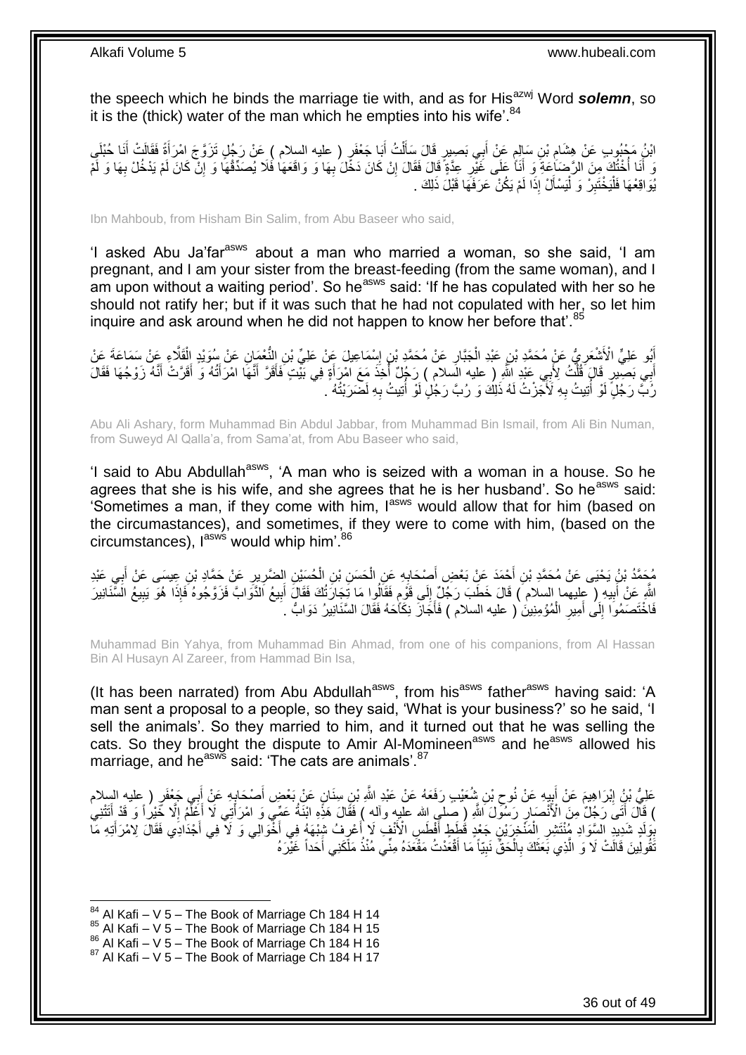the speech which he binds the marriage tie with, and as for His[azwj] Word ***solemn***, so it is the (thick) water of the man which he empties into his wife'.[84]

ابْنُ مَحْبُوبٍ عَنْ هِشَامِ بْنِ سَالِمٍ عَنْ أَبِي بَصِيرٍ قَالَ سَأَلْتُ أَبَا جَعْفَرٍ ( عليه السلام ) عَنْ رَجُلٍ تَزَوَّجَ امْرَأَةً فَقَالَتْ أَنَا حُبْلَى وَ أَنَا أُخْتُكَ مِنَ الرَّضَاعَةِ وَ أَنَا عَلَى غَيْرِ عِدَّةٍ قَالَ فَقَالَ إِنْ كَانَ دَخَلَ بِهَا وَ وَاقَعَهَا فَلَا يُصَدِّقْهَا وَ إِنْ كَانَ لَمْ يَدْخُلْ بِهَا وَ لَمْ يُوَاقِعْهَا فَلْيَخْتَبِرْ وَ لْيَسْأَلْ إِذَا لَمْ يَكُنْ عَرَفَهَا قَبْلَ ذَلِكَ .

Ibn Mahboub, from Hisham Bin Salim, from Abu Baseer who said,

'I asked Abu Ja'far[asws] about a man who married a woman, so she said, 'I am pregnant, and I am your sister from the breast-feeding (from the same woman), and I am upon without a waiting period'. So he[asws] said: 'If he has copulated with her so he should not ratify her; but if it was such that he had not copulated with her, so let him inquire and ask around when he did not happen to know her before that'.[85]

أَبُو عَلِيٍّ الْأَشْعَرِيُّ عَنْ مُحَمَّدِ بْنِ عَبْدِ الْجَبَّارِ عَنْ مُحَمَّدِ بْنِ إِسْمَاعِيلَ عَنْ عَلِيِّ بْنِ النُّعْمَانِ عَنْ سُوَيْدٍ الْقَلَّاءِ عَنْ سَمَاعَةَ عَنْ أَبِي بَصِيرٍ قَالَ قُلْتُ لِأَبِي عَبْدِ اللَّهِ ( عليه السلام ) رَجُلٌ أُخِذَ مَعَ امْرَأَةٍ فِي بَيْتٍ فَأَقَرَّ أَنَّهَا امْرَأَتُهُ وَ أَقَرَّتْ أَنَّهُ زَوْجُهَا فَقَالَ رُبَّ رَجُلٍ لَوْ أُتِيتُ بِهِ لَأَجَزْتُ لَهُ ذَلِكَ وَ رُبَّ رَجُلٍ لَوْ أُتِيتُ بِهِ لَضَرَبْتُهُ .

Abu Ali Ashary, form Muhammad Bin Abdul Jabbar, from Muhammad Bin Ismail, from Ali Bin Numan, from Suweyd Al Qalla'a, from Sama'at, from Abu Baseer who said,

'I said to Abu Abdullah[asws], 'A man who is seized with a woman in a house. So he agrees that she is his wife, and she agrees that he is her husband'. So he[asws] said: 'Sometimes a man, if they come with him, I[asws] would allow that for him (based on the circumastances), and sometimes, if they were to come with him, (based on the circumstances), I[asws] would whip him'.[86]

مُحَمَّدُ بْنُ يَحْيَى عَنْ مُحَمَّدِ بْنِ أَحْمَدَ عَنْ بَعْضِ أَصْحَابِهِ عَنِ الْحَسَنِ بْنِ الْحُسَيْنِ الضَّرِيرِ عَنْ حَمَّادِ بْنِ عِيسَى عَنْ أَبِي عَبْدِ اللَّهِ عَنْ أَبِيهِ ( عليهما السلام ) قَالَ خَطَبَ رَجُلٌ إِلَى قَوْمٍ فَقَالُوا مَا تِجَارَتُكَ فَقَالَ أَبِيعُ الدَّوَابَّ فَزَوَّجُوهُ فَإِذَا هُوَ يَبِيعُ السَّنَانِيرَ فَاخْتَصَمُوا إِلَى أَمِيرِ الْمُؤْمِنِينَ ( عليه السلام ) فَأَجَازَ نِكَاحَهُ فَقَالَ السَّنَانِيرُ دَوَابُّ .

Muhammad Bin Yahya, from Muhammad Bin Ahmad, from one of his companions, from Al Hassan Bin Al Husayn Al Zareer, from Hammad Bin Isa,

(It has been narrated) from Abu Abdullah[asws], from his[asws] father[asws] having said: 'A man sent a proposal to a people, so they said, 'What is your business?' so he said, 'I sell the animals'. So they married to him, and it turned out that he was selling the cats. So they brought the dispute to Amir Al-Momineen[asws] and he[asws] allowed his marriage, and he[asws] said: 'The cats are animals'.[87]

عَلِيُّ بْنُ إِبْرَاهِيمَ عَنْ أَبِيهِ عَنْ نُوحِ بْنِ شُعَيْبٍ رَفَعَهُ عَنْ عَبْدِ اللَّهِ بْنِ سِنَانٍ عَنْ بَعْضِ أَصْحَابِهِ عَنْ أَبِي جَعْفَرٍ ( عليه السلام ) قَالَ أَتَى رَجُلٌ مِنَ الْأَنْصَارِ رَسُولَ اللَّهِ ( صلى الله عليه وآله ) فَقَالَ هَذِهِ ابْنَةُ عَمِّي وَ امْرَأَتِي لَا أَعْلَمُ إِلَّا خَيْراً وَ قَدْ أَتَتْنِي بِوَلَدٍ شَدِيدِ السَّوَادِ مُنْتَشِرِ الْمَنْخِرَيْنِ جَعْدٍ قَطَطٍ أَفْطَسِ الْأَنْفِ لَا أَعْرِفُ شِبْهَهُ فِي أَخْوَالِي وَ لَا فِي أَجْدَادِي فَقَالَ لِامْرَأَتِهِ مَا تَقُولِينَ قَالَتْ لَا وَ الَّذِي بَعَثَكَ بِالْحَقِّ نَبِيّاً مَا أَقْعَدْتُ مَقْعَدَهُ مِنِّي مُنْذُ مَلَكَنِي أَحَداً غَيْرَهُ

[84] Al Kafi – V 5 – The Book of Marriage Ch 184 H 14
[85] Al Kafi – V 5 – The Book of Marriage Ch 184 H 15
[86] Al Kafi – V 5 – The Book of Marriage Ch 184 H 16
[87] Al Kafi – V 5 – The Book of Marriage Ch 184 H 17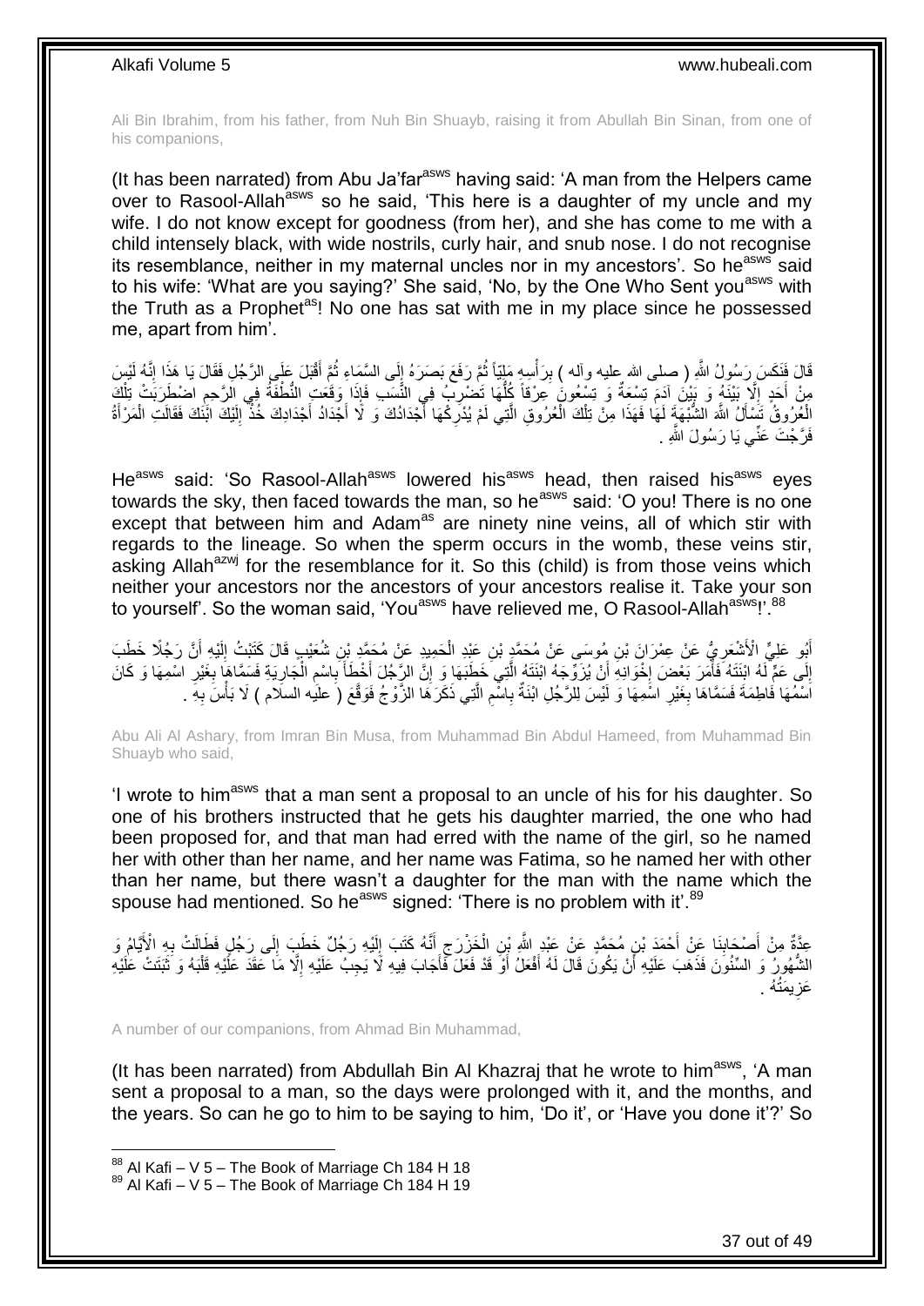Ali Bin Ibrahim, from his father, from Nuh Bin Shuayb, raising it from Abullah Bin Sinan, from one of his companions,

(It has been narrated) from Abu Ja'far[asws] having said: 'A man from the Helpers came over to Rasool-Allah[asws] so he said, 'This here is a daughter of my uncle and my wife. I do not know except for goodness (from her), and she has come to me with a child intensely black, with wide nostrils, curly hair, and snub nose. I do not recognise its resemblance, neither in my maternal uncles nor in my ancestors'. So he[asws] said to his wife: 'What are you saying?' She said, 'No, by the One Who Sent you[asws] with the Truth as a Prophet[as]! No one has sat with me in my place since he possessed me, apart from him'.

قَالَ فَنَكَسَ رَسُولُ اللَّهِ ( صلى الله عليه وآله ) بِرَأْسِهِ مَلِيّاً ثُمَّ رَفَعَ بَصَرَهُ إِلَى السَّمَاءِ ثُمَّ أَقْبَلَ عَلَى الرَّجُلِ فَقَالَ يَا هَذَا إِنَّهُ لَيْسَ مِنْ أَحَدٍ إِلَّا بَيْنَهُ وَ بَيْنَ آدَمَ تِسْعَةٌ وَ تِسْعُونَ عِرْقاً كُلُّهَا تَضْرِبُ فِي النَّسَبِ فَإِذَا وَقَعَتِ النُّطْفَةُ فِي الرَّحِمِ اضْطَرَبَتْ تِلْكَ الْعُرُوقُ تَسْأَلُ اللَّهَ الشَّبَهَ لَهَا فَهَذَا مِنْ تِلْكَ الْعُرُوقِ الَّتِي لَمْ يُدْرِكْهَا أَجْدَادُكَ وَ لَا أَجْدَادُ أَجْدَادِكَ خُذْ إِلَيْكَ ابْنَكَ فَقَالَتِ الْمَرْأَةُ فَرَّجْتَ عَنِّي يَا رَسُولَ اللَّهِ .

He[asws] said: 'So Rasool-Allah[asws] lowered his[asws] head, then raised his[asws] eyes towards the sky, then faced towards the man, so he[asws] said: 'O you! There is no one except that between him and Adam[as] are ninety nine veins, all of which stir with regards to the lineage. So when the sperm occurs in the womb, these veins stir, asking Allah[azwj] for the resemblance for it. So this (child) is from those veins which neither your ancestors nor the ancestors of your ancestors realise it. Take your son to yourself'. So the woman said, 'You[asws] have relieved me, O Rasool-Allah[asws]!'.[88]

أَبُو عَلِيٍّ الْأَشْعَرِيُّ عَنْ عِمْرَانَ بْنِ مُوسَى عَنْ مُحَمَّدِ بْنِ عَبْدِ الْحَمِيدِ عَنْ مُحَمَّدِ بْنِ شُعَيْبٍ قَالَ كَتَبْتُ إِلَيْهِ أَنَّ رَجُلًا خَطَبَ إِلَى عَمٍّ لَهُ ابْنَتَهُ فَأَمَرَ بَعْضَ إِخْوَانِهِ أَنْ يُزَوِّجَهُ ابْنَتَهُ الَّتِي خَطَبَهَا وَ إِنَّ الرَّجُلَ أَخْطَأَ بِاسْمِ الْجَارِيَةِ فَسَمَّاهَا بِغَيْرِ اسْمِهَا وَ كَانَ اسْمُهَا فَاطِمَةَ فَسَمَّاهَا بِغَيْرِ اسْمِهَا وَ لَيْسَ لِلرَّجُلِ ابْنَةٌ بِاسْمِ الَّتِي ذَكَرَهَا الزَّوْجُ فَوَقَّعَ ( عليه السلام ) لَا بَأْسَ بِهِ .

Abu Ali Al Ashary, from Imran Bin Musa, from Muhammad Bin Abdul Hameed, from Muhammad Bin Shuayb who said,

'I wrote to him[asws] that a man sent a proposal to an uncle of his for his daughter. So one of his brothers instructed that he gets his daughter married, the one who had been proposed for, and that man had erred with the name of the girl, so he named her with other than her name, and her name was Fatima, so he named her with other than her name, but there wasn't a daughter for the man with the name which the spouse had mentioned. So he[asws] signed: 'There is no problem with it'.[89]

عِدَّةٌ مِنْ أَصْحَابِنَا عَنْ أَحْمَدَ بْنِ مُحَمَّدٍ عَنْ عَبْدِ اللَّهِ بْنِ الْخَزْرَجِ أَنَّهُ كَتَبَ إِلَيْهِ رَجُلٌ خَطَبَ إِلَى رَجُلٍ فَطَالَتْ بِهِ الْأَيَّامُ وَ الشُّهُورُ وَ السِّنُونَ فَذَهَبَ عَلَيْهِ أَنْ يَكُونَ قَالَ لَهُ أَفْعَلُ أَوْ قَدْ فَعَلَ فَأَجَابَ فِيهِ لَا يَجِبُ عَلَيْهِ إِلَّا مَا عَقَدَ عَلَيْهِ قَلْبَهُ وَ ثَبَتَتْ عَلَيْهِ عَزِيمَتُهُ .

A number of our companions, from Ahmad Bin Muhammad,

(It has been narrated) from Abdullah Bin Al Khazraj that he wrote to him[asws], 'A man sent a proposal to a man, so the days were prolonged with it, and the months, and the years. So can he go to him to be saying to him, 'Do it', or 'Have you done it'?' So

[88] Al Kafi – V 5 – The Book of Marriage Ch 184 H 18
[89] Al Kafi – V 5 – The Book of Marriage Ch 184 H 19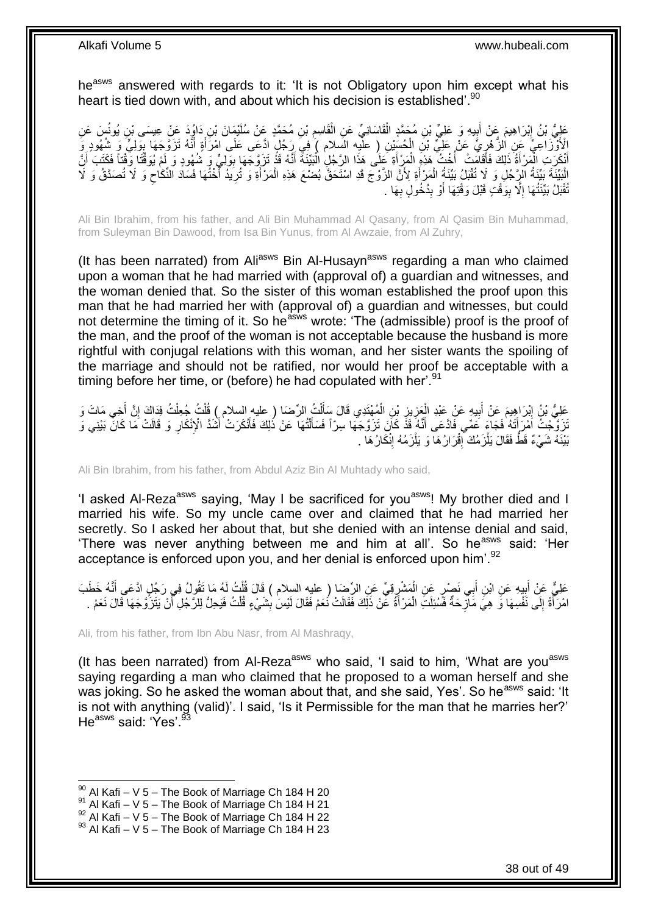he[asws] answered with regards to it: 'It is not Obligatory upon him except what his heart is tied down with, and about which his decision is established'.[90]

عَلِيُّ بْنُ إِبْرَاهِيمَ عَنْ أَبِيهِ وَ عَلِيِّ بْنِ مُحَمَّدٍ الْقَاسَانِيِّ عَنِ الْقَاسِمِ بْنِ مُحَمَّدٍ عَنْ سُلَيْمَانَ بْنِ دَاوُدَ عَنْ عِيسَى بْنِ يُونُسَ عَنِ الْأَوْزَاعِيِّ عَنِ الزُّهْرِيِّ عَنْ عَلِيِّ بْنِ الْحُسَيْنِ ( عليه السلام ) فِي رَجُلٍ ادَّعَى عَلَى امْرَأَةٍ أَنَّهُ تَزَوَّجَهَا بِوَلِيٍّ وَ شُهُودٍ وَ أَنْكَرَتِ الْمَرْأَةُ ذَلِكَ فَأَقَامَتْ أُخْتُ هَذِهِ الْمَرْأَةِ عَلَى هَذَا الرَّجُلِ الْبَيِّنَةَ أَنَّهُ قَدْ تَزَوَّجَهَا بِوَلِيٍّ وَ شُهُودٍ وَ لَمْ يُوَقِّتَا وَقْتاً فَكَتَبَ أَنَّ الْبَيِّنَةَ بَيِّنَةُ الرَّجُلِ وَ لَا تُقْبَلُ بَيِّنَةُ الْمَرْأَةِ لِأَنَّ الزَّوْجَ قَدِ اسْتَحَقَّ بُضْعَ هَذِهِ الْمَرْأَةِ وَ تُرِيدُ أُخْتُهَا فَسَادَ النِّكَاحِ وَ لَا تُصَدَّقُ وَ لَا تُقْبَلُ بَيِّنَتُهَا إِلَّا بِوَقْتٍ قَبْلَ وَقْتِهَا أَوْ بِدُخُولٍ بِهَا .

Ali Bin Ibrahim, from his father, and Ali Bin Muhammad Al Qasany, from Al Qasim Bin Muhammad, from Suleyman Bin Dawood, from Isa Bin Yunus, from Al Awzaie, from Al Zuhry,

(It has been narrated) from Ali[asws] Bin Al-Husayn[asws] regarding a man who claimed upon a woman that he had married with (approval of) a guardian and witnesses, and the woman denied that. So the sister of this woman established the proof upon this man that he had married her with (approval of) a guardian and witnesses, but could not determine the timing of it. So he[asws] wrote: 'The (admissible) proof is the proof of the man, and the proof of the woman is not acceptable because the husband is more rightful with conjugal relations with this woman, and her sister wants the spoiling of the marriage and should not be ratified, nor would her proof be acceptable with a timing before her time, or (before) he had copulated with her'.[91]

عَلِيُّ بْنُ إِبْرَاهِيمَ عَنْ أَبِيهِ عَنْ عَبْدِ الْعَزِيزِ بْنِ الْمُهْتَدِي قَالَ سَأَلْتُ الرِّضَا ( عليه السلام ) قُلْتُ جُعِلْتُ فِدَاكَ إِنَّ أَخِي مَاتَ وَ تَزَوَّجْتُ امْرَأَتَهُ فَجَاءَ عَمِّي فَادَّعَى أَنَّهُ قَدْ كَانَ تَزَوَّجَهَا سِرّاً فَسَأَلْتُهَا عَنْ ذَلِكَ فَأَنْكَرَتْ أَشَدَّ الْإِنْكَارِ وَ قَالَتْ مَا كَانَ بَيْنِي وَ بَيْنَهُ شَيْءٌ قَطُّ فَقَالَ يَلْزَمُكَ إِقْرَارُهَا وَ يَلْزَمُهُ إِنْكَارُهَا .

Ali Bin Ibrahim, from his father, from Abdul Aziz Bin Al Muhtady who said,

'I asked Al-Reza[asws] saying, 'May I be sacrificed for you[asws]! My brother died and I married his wife. So my uncle came over and claimed that he had married her secretly. So I asked her about that, but she denied with an intense denial and said, 'There was never anything between me and him at all'. So he[asws] said: 'Her acceptance is enforced upon you, and her denial is enforced upon him'.[92]

عَلِيٌّ عَنْ أَبِيهِ عَنِ ابْنِ أَبِي نَصْرٍ عَنِ الْمَشْرِقِيِّ عَنِ الرِّضَا ( عليه السلام ) قَالَ قُلْتُ لَهُ مَا تَقُولُ فِي رَجُلٍ ادَّعَى أَنَّهُ خَطَبَ امْرَأَةً إِلَى نَفْسِهَا وَ هِيَ مَازِحَةٌ فَسُئِلَتِ الْمَرْأَةُ عَنْ ذَلِكَ فَقَالَتْ نَعَمْ فَقَالَ لَيْسَ بِشَيْءٍ قُلْتُ فَيَحِلُّ لِلرَّجُلِ أَنْ يَتَزَوَّجَهَا قَالَ نَعَمْ .

Ali, from his father, from Ibn Abu Nasr, from Al Mashraqy,

(It has been narrated) from Al-Reza[asws] who said, 'I said to him, 'What are you[asws] saying regarding a man who claimed that he proposed to a woman herself and she was joking. So he asked the woman about that, and she said, Yes'. So he[asws] said: 'It is not with anything (valid)'. I said, 'Is it Permissible for the man that he marries her?' He[asws] said: 'Yes'.[93]

[90] Al Kafi – V 5 – The Book of Marriage Ch 184 H 20
[91] Al Kafi – V 5 – The Book of Marriage Ch 184 H 21
[92] Al Kafi – V 5 – The Book of Marriage Ch 184 H 22
[93] Al Kafi – V 5 – The Book of Marriage Ch 184 H 23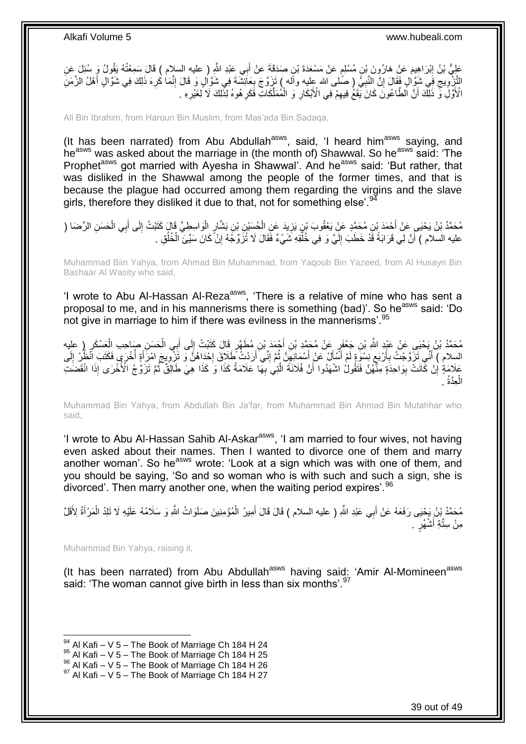عَلِيُّ بْنُ إِبْرَاهِيمَ عَنْ هَارُونَ بْنِ مُسْلِمٍ عَنْ مَسْعَدَةَ بْنِ صَدَقَةَ عَنْ أَبِي عَبْدِ اللَّهِ ( عليه السلام ) قَالَ سَمِعْتُهُ يَقُولُ وَ سُئِلَ عَنِ التَّزْوِيجِ فِي شَوَّالٍ فَقَالَ إِنَّ النَّبِيَّ ( صلى الله عليه وآله ) تَزَوَّجَ بِعَائِشَةَ فِي شَوَّالٍ وَ قَالَ إِنَّمَا كَرِهَ ذَلِكَ فِي شَوَّالٍ أَهْلُ الزَّمَنِ الْأَوَّلِ وَ ذَلِكَ أَنَّ الطَّاعُونَ كَانَ يَقَعُ فِيهِمْ فِي الْأَبْكَارِ وَ الْمُمَلَّكَاتِ فَكَرِهُوهُ لِذَلِكَ لَا لِغَيْرِهِ .

Ali Bin Ibrahim, from Haroun Bin Muslim, from Mas'ada Bin Sadaqa,

(It has been narrated) from Abu Abdullah[asws], said, 'I heard him[asws] saying, and he[asws] was asked about the marriage in (the month of) Shawwal. So he[asws] said: 'The Prophet[saww] got married with Ayesha in Shawwal'. And he[asws] said: 'But rather, that was disliked in the Shawwal among the people of the former times, and that is because the plague had occurred among them regarding the virgins and the slave girls, therefore they disliked it due to that, not for something else'.[94]

مُحَمَّدُ بْنُ يَحْيَى عَنْ أَحْمَدَ بْنِ مُحَمَّدٍ عَنْ يَعْقُوبَ بْنِ يَزِيدَ عَنِ الْحُسَيْنِ بْنِ بَشَّارٍ الْوَاسِطِيِّ قَالَ كَتَبْتُ إِلَى أَبِي الْحَسَنِ الرِّضَا ( عليه السلام ) أَنَّ لِي قَرَابَةً قَدْ خَطَبَ إِلَيَّ وَ فِي خُلُقِهِ شَيْءٌ فَقَالَ لَا تُزَوِّجْهُ إِنْ كَانَ سَيِّئَ الْخُلُقِ .

Muhammad Biin Yahya, from Ahmad Bin Muhammad, from Yaqoub Bin Yazeed, from Al Husayn Bin Bashaar Al Wasity who said,

'I wrote to Abu Al-Hassan Al-Reza[asws], 'There is a relative of mine who has sent a proposal to me, and in his mannerisms there is something (bad)'. So he[asws] said: 'Do not give in marriage to him if there was evilness in the mannerisms'.[95]

مُحَمَّدُ بْنُ يَحْيَى عَنْ عَبْدِ اللَّهِ بْنِ جَعْفَرٍ عَنْ مُحَمَّدِ بْنِ أَحْمَدَ بْنِ مُطَهَّرٍ قَالَ كَتَبْتُ إِلَى أَبِي الْحَسَنِ صَاحِبِ الْعَسْكَرِ ( عليه السلام ) أَنِّي تَزَوَّجْتُ بِأَرْبَعِ نِسْوَةٍ لَمْ أَسْأَلْ عَنْ أَسْمَائِهِنَّ ثُمَّ إِنِّي أَرَدْتُ طَلَاقَ إِحْدَاهُنَّ وَ تَزْوِيجَ امْرَأَةٍ أُخْرَى فَكَتَبَ انْظُرْ إِلَى عَلَامَةٍ إِنْ كَانَتْ بِوَاحِدَةٍ مِنْهُنَّ فَتَقُولُ اشْهَدُوا أَنَّ فُلَانَةَ الَّتِي بِهَا عَلَامَةُ كَذَا وَ كَذَا هِيَ طَالِقٌ ثُمَّ تَزَوَّجُ الْأُخْرَى إِذَا انْقَضَتِ الْعِدَّةُ .

Muhammad Bin Yahya, from Abdullah Bin Ja'far, from Muhammad Bin Ahmad Bin Mutahhar who said,

'I wrote to Abu Al-Hassan Sahib Al-Askar[asws], 'I am married to four wives, not having even asked about their names. Then I wanted to divorce one of them and marry another woman'. So he[asws] wrote: 'Look at a sign which was with one of them, and you should be saying, 'So and so woman who is with such and such a sign, she is divorced'. Then marry another one, when the waiting period expires'.[96]

مُحَمَّدُ بْنُ يَحْيَى رَفَعَهُ عَنْ أَبِي عَبْدِ اللَّهِ ( عليه السلام ) قَالَ قَالَ أَمِيرُ الْمُؤْمِنِينَ صَلَوَاتُ اللَّهِ وَ سَلَامُهُ عَلَيْهِ لَا تَلِدُ الْمَرْأَةُ لِأَقَلَّ مِنْ سِتَّةِ أَشْهُرٍ .

Muhammad Bin Yahya, raising it,

(It has been narrated) from Abu Abdullah[asws] having said: 'Amir Al-Momineen[asws] said: 'The woman cannot give birth in less than six months'.[97]

[94] Al Kafi – V 5 – The Book of Marriage Ch 184 H 24
[95] Al Kafi – V 5 – The Book of Marriage Ch 184 H 25
[96] Al Kafi – V 5 – The Book of Marriage Ch 184 H 26
[97] Al Kafi – V 5 – The Book of Marriage Ch 184 H 27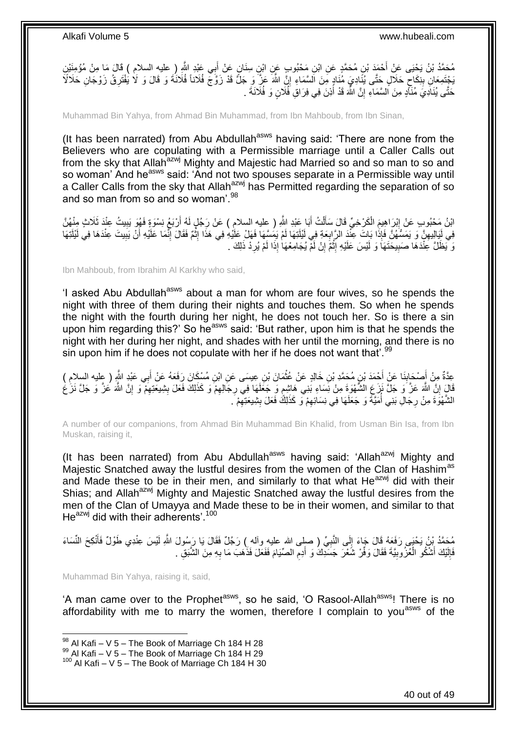مُحَمَّدُ بْنُ يَحْيَى عَنْ أَحْمَدَ بْنِ مُحَمَّدٍ عَنِ ابْنِ مَحْبُوبٍ عَنِ ابْنِ سِنَانٍ عَنْ أَبِي عَبْدِ اللَّهِ ( عليه السلام ) قَالَ مَا مِنْ مُؤْمِنَيْنِ يَجْتَمِعَانِ بِنِكَاحٍ حَلَالٍ حَتَّى يُنَادِيَ مُنَادٍ مِنَ السَّمَاءِ إِنَّ اللَّهَ عَزَّ وَ جَلَّ قَدْ زَوَّجَ فُلَاناً فُلَانَةَ وَ قَالَ وَ لَا يَفْتَرِقُ زَوْجَانِ حَلَالًا حَتَّى يُنَادِيَ مُنَادٍ مِنَ السَّمَاءِ إِنَّ اللَّهَ قَدْ أَذِنَ فِي فِرَاقِ فُلَانٍ وَ فُلَانَةَ .

Muhammad Bin Yahya, from Ahmad Bin Muhammad, from Ibn Mahboub, from Ibn Sinan,

(It has been narrated) from Abu Abdullah[asws] having said: 'There are none from the Believers who are copulating with a Permissible marriage until a Caller Calls out from the sky that Allah[azwj] Mighty and Majestic had Married so and so man to so and so woman' And he[asws] said: 'And not two spouses separate in a Permissible way until a Caller Calls from the sky that Allah[azwj] has Permitted regarding the separation of so and so man from so and so woman'.[98]

ابْنُ مَحْبُوبٍ عَنْ إِبْرَاهِيمَ الْكَرْخِيِّ قَالَ سَأَلْتُ أَبَا عَبْدِ اللَّهِ ( عليه السلام ) عَنْ رَجُلٍ لَهُ أَرْبَعُ نِسْوَةٍ فَهُوَ يَبِيتُ عِنْدَ ثَلَاثٍ مِنْهُنَّ فِي لَيَالِيهِنَّ وَ يَمَسُّهُنَّ فَإِذَا بَاتَ عِنْدَ الرَّابِعَةِ فِي لَيْلَتِهَا لَمْ يَمَسَّهَا فَهَلْ عَلَيْهِ فِي هَذَا إِثْمٌ فَقَالَ إِنَّمَا عَلَيْهِ أَنْ يَبِيتَ عِنْدَهَا فِي لَيْلَتِهَا وَ يَظَلَّ عِنْدَهَا صَبِيحَتَهَا وَ لَيْسَ عَلَيْهِ إِثْمٌ إِنْ لَمْ يُجَامِعْهَا إِذَا لَمْ يُرِدْ ذَلِكَ .

Ibn Mahboub, from Ibrahim Al Karkhy who said,

'I asked Abu Abdullah[asws] about a man for whom are four wives, so he spends the night with three of them during their nights and touches them. So when he spends the night with the fourth during her night, he does not touch her. So is there a sin upon him regarding this?' So he[asws] said: 'But rather, upon him is that he spends the night with her during her night, and shades with her until the morning, and there is no sin upon him if he does not copulate with her if he does not want that'.[99]

عِدَّةٌ مِنْ أَصْحَابِنَا عَنْ أَحْمَدَ بْنِ مُحَمَّدِ بْنِ خَالِدٍ عَنْ عُثْمَانَ بْنِ عِيسَى عَنِ ابْنِ مُسْكَانَ رَفَعَهُ عَنْ أَبِي عَبْدِ اللَّهِ ( عليه السلام ) قَالَ إِنَّ اللَّهَ عَزَّ وَ جَلَّ نَزَعَ الشَّهْوَةَ مِنْ نِسَاءِ بَنِي هَاشِمٍ وَ جَعَلَهَا فِي رِجَالِهِمْ وَ كَذَلِكَ فَعَلَ بِشِيعَتِهِمْ وَ إِنَّ اللَّهَ عَزَّ وَ جَلَّ نَزَعَ الشَّهْوَةَ مِنْ رِجَالِ بَنِي أُمَيَّةَ وَ جَعَلَهَا فِي نِسَائِهِمْ وَ كَذَلِكَ فَعَلَ بِشِيعَتِهِمْ .

A number of our companions, from Ahmad Bin Muhammad Bin Khalid, from Usman Bin Isa, from Ibn Muskan, raising it,

(It has been narrated) from Abu Abdullah[asws] having said: 'Allah[azwj] Mighty and Majestic Snatched away the lustful desires from the women of the Clan of Hashim[as] and Made these to be in their men, and similarly to that what He[azwj] did with their Shias; and Allah[azwj] Mighty and Majestic Snatched away the lustful desires from the men of the Clan of Umayya and Made these to be in their women, and similar to that He[azwj] did with their adherents'.[100]

مُحَمَّدُ بْنُ يَحْيَى رَفَعَهُ قَالَ جَاءَ إِلَى النَّبِيِّ ( صلى الله عليه وآله ) رَجُلٌ فَقَالَ يَا رَسُولَ اللَّهِ لَيْسَ عِنْدِي طَوْلٌ فَأَنْكِحَ النِّسَاءَ فَإِلَيْكَ أَشْكُو الْعُزُوبِيَّةَ فَقَالَ وَفِّرْ شَعْرَ جَسَدِكَ وَ أَدِمِ الصِّيَامَ فَفَعَلَ فَذَهَبَ مَا بِهِ مِنَ الشَّبَقِ .

Muhammad Bin Yahya, raising it, said,

'A man came over to the Prophet[asws], so he said, 'O Rasool-Allah[asws]! There is no affordability with me to marry the women, therefore I complain to you[asws] of the

[98] Al Kafi – V 5 – The Book of Marriage Ch 184 H 28
[99] Al Kafi – V 5 – The Book of Marriage Ch 184 H 29
[100] Al Kafi – V 5 – The Book of Marriage Ch 184 H 30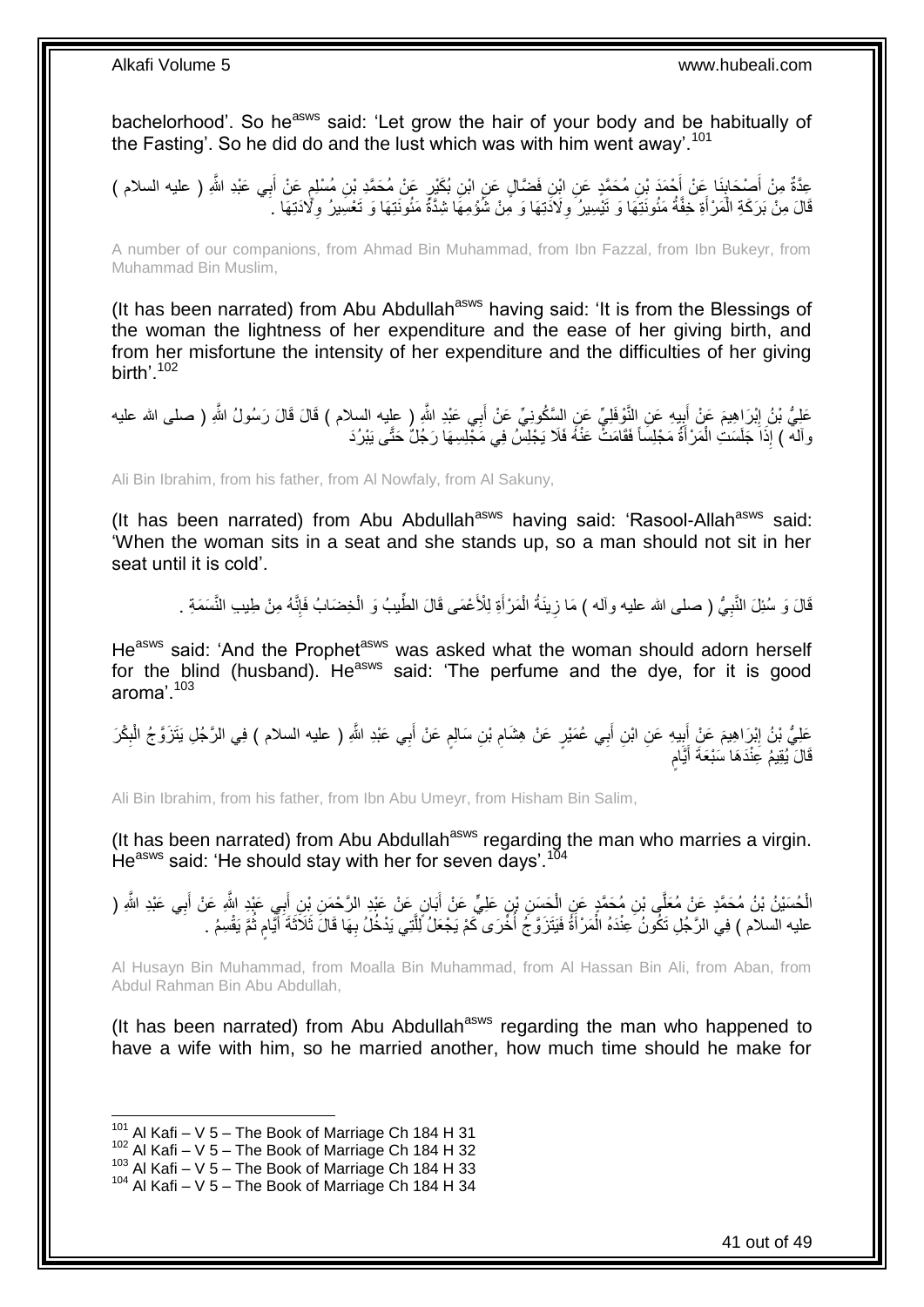bachelorhood'. So he[asws] said: 'Let grow the hair of your body and be habitually of the Fasting'. So he did do and the lust which was with him went away'.[101]

عِدَّةٌ مِنْ أَصْحَابِنَا عَنْ أَحْمَدَ بْنِ مُحَمَّدٍ عَنِ ابْنِ فَضَّالٍ عَنِ ابْنِ بُكَيْرٍ عَنْ مُحَمَّدِ بْنِ مُسْلِمٍ عَنْ أَبِي عَبْدِ اللَّهِ ( عليه السلام ) قَالَ مِنْ بَرَكَةِ الْمَرْأَةِ خِفَّةُ مَئُونَتِهَا وَ تَيْسِيرُ وِلَادَتِهَا وَ مِنْ شُؤْمِهَا شِدَّةُ مَئُونَتِهَا وَ تَعْسِيرُ وِلَادَتِهَا .

A number of our companions, from Ahmad Bin Muhammad, from Ibn Fazzal, from Ibn Bukeyr, from Muhammad Bin Muslim,

(It has been narrated) from Abu Abdullah[asws] having said: 'It is from the Blessings of the woman the lightness of her expenditure and the ease of her giving birth, and from her misfortune the intensity of her expenditure and the difficulties of her giving birth'.[102]

عَلِيُّ بْنُ إِبْرَاهِيمَ عَنْ أَبِيهِ عَنِ النَّوْفَلِيِّ عَنِ السَّكُونِيِّ عَنْ أَبِي عَبْدِ اللَّهِ ( عليه السلام ) قَالَ قَالَ رَسُولُ اللَّهِ ( صلى الله عليه وآله ) إِذَا جَلَسَتِ الْمَرْأَةُ مَجْلِساً فَقَامَتْ عَنْهُ فَلَا يَجْلِسْ فِي مَجْلِسِهَا رَجُلٌ حَتَّى يَبْرُدَ

Ali Bin Ibrahim, from his father, from Al Nowfaly, from Al Sakuny,

(It has been narrated) from Abu Abdullah[asws] having said: 'Rasool-Allah[asws] said: 'When the woman sits in a seat and she stands up, so a man should not sit in her seat until it is cold'.

قَالَ وَ سُئِلَ النَّبِيُّ ( صلى الله عليه وآله ) مَا زِينَةُ الْمَرْأَةِ لِلْأَعْمَى قَالَ الطِّيبُ وَ الْخِضَابُ فَإِنَّهُ مِنْ طِيبِ النَّسَمَةِ .

He[asws] said: 'And the Prophet[asws] was asked what the woman should adorn herself for the blind (husband). He[asws] said: 'The perfume and the dye, for it is good aroma'.[103]

عَلِيُّ بْنُ إِبْرَاهِيمَ عَنْ أَبِيهِ عَنِ ابْنِ أَبِي عُمَيْرٍ عَنْ هِشَامِ بْنِ سَالِمٍ عَنْ أَبِي عَبْدِ اللَّهِ ( عليه السلام ) فِي الرَّجُلِ يَتَزَوَّجُ الْبِكْرَ قَالَ يُقِيمُ عِنْدَهَا سَبْعَةَ أَيَّامٍ

Ali Bin Ibrahim, from his father, from Ibn Abu Umeyr, from Hisham Bin Salim,

(It has been narrated) from Abu Abdullah[asws] regarding the man who marries a virgin. He[asws] said: 'He should stay with her for seven days'.[104]

الْحُسَيْنُ بْنُ مُحَمَّدٍ عَنْ مُعَلَّى بْنِ مُحَمَّدٍ عَنِ الْحَسَنِ بْنِ عَلِيٍّ عَنْ أَبَانٍ عَنْ عَبْدِ الرَّحْمَنِ بْنِ أَبِي عَبْدِ اللَّهِ عَنْ أَبِي عَبْدِ اللَّهِ ( عليه السلام ) فِي الرَّجُلِ تَكُونُ عِنْدَهُ الْمَرْأَةُ فَيَتَزَوَّجُ أُخْرَى كَمْ يَجْعَلُ لِلَّتِي يَدْخُلُ بِهَا قَالَ ثَلَاثَةَ أَيَّامٍ ثُمَّ يَقْسِمُ .

Al Husayn Bin Muhammad, from Moalla Bin Muhammad, from Al Hassan Bin Ali, from Aban, from Abdul Rahman Bin Abu Abdullah,

(It has been narrated) from Abu Abdullah[asws] regarding the man who happened to have a wife with him, so he married another, how much time should he make for

---

[101] Al Kafi – V 5 – The Book of Marriage Ch 184 H 31
[102] Al Kafi – V 5 – The Book of Marriage Ch 184 H 32
[103] Al Kafi – V 5 – The Book of Marriage Ch 184 H 33
[104] Al Kafi – V 5 – The Book of Marriage Ch 184 H 34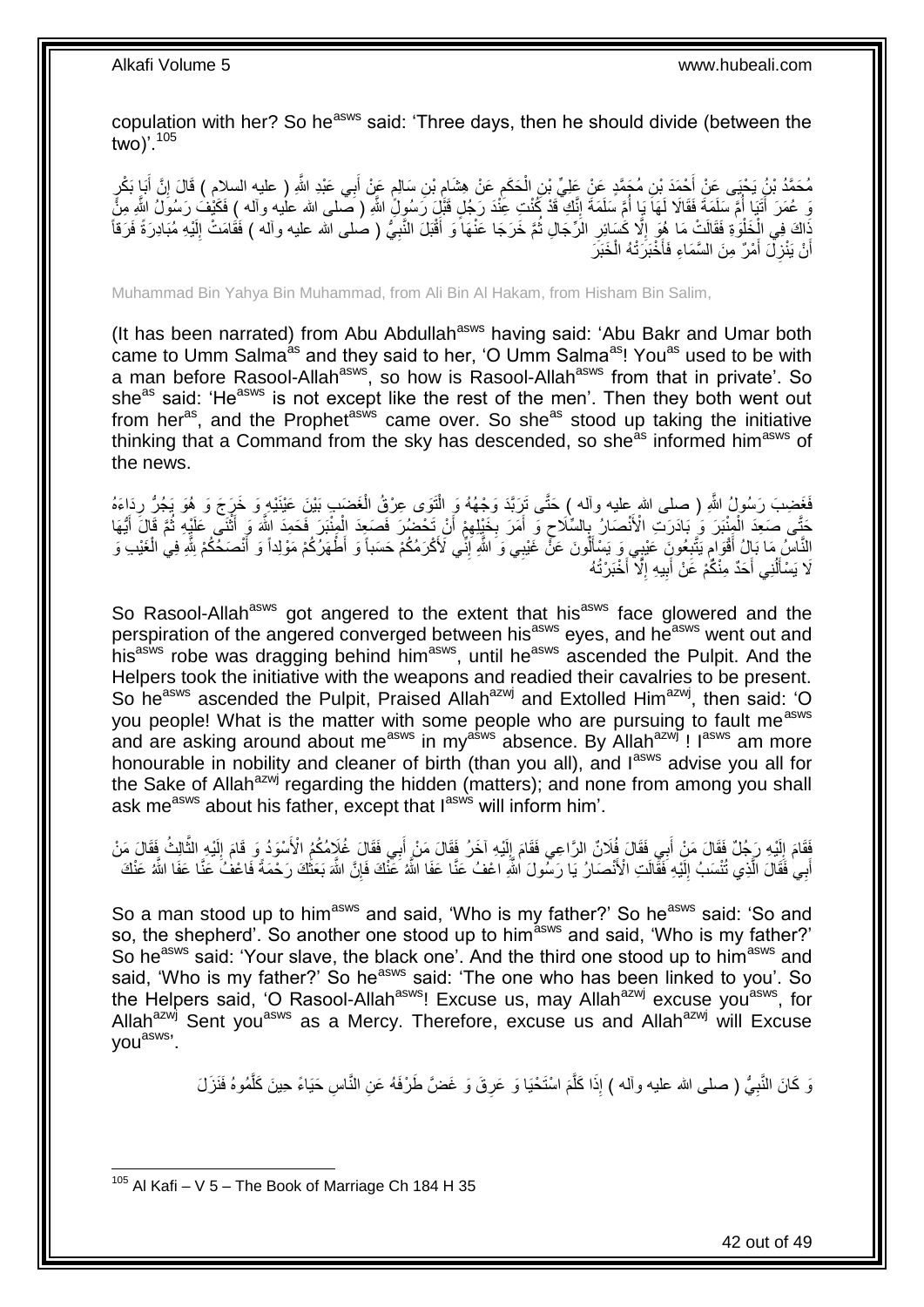copulation with her? So he[asws] said: 'Three days, then he should divide (between the two)'.[105]

مُحَمَّدُ بْنُ يَحْيَى عَنْ أَحْمَدَ بْنِ مُحَمَّدٍ عَنْ عَلِيِّ بْنِ الْحَكَمِ عَنْ هِشَامِ بْنِ سَالِمٍ عَنْ أَبِي عَبْدِ اللَّهِ ( عليه السلام ) قَالَ إِنَّ أَبَا بَكْرٍ وَ عُمَرَ أَتَيَا أُمَّ سَلَمَةَ فَقَالَا لَهَا يَا أُمَّ سَلَمَةَ إِنَّكِ قَدْ كُنْتِ عِنْدَ رَجُلٍ قَبْلَ رَسُولِ اللَّهِ ( صلى الله عليه وآله ) فَكَيْفَ رَسُولُ اللَّهِ مِنْ ذَاكَ فِي الْخَلْوَةِ فَقَالَتْ مَا هُوَ إِلَّا كَسَائِرِ الرِّجَالِ ثُمَّ خَرَجَا عَنْهَا وَ أَقْبَلَ النَّبِيُّ ( صلى الله عليه وآله ) فَقَامَتْ إِلَيْهِ مُبَادِرَةً فَرَقاً أَنْ يَنْزِلَ أَمْرٌ مِنَ السَّمَاءِ فَأَخْبَرَتْهُ الْخَبَرَ

Muhammad Bin Yahya Bin Muhammad, from Ali Bin Al Hakam, from Hisham Bin Salim,

(It has been narrated) from Abu Abdullah[asws] having said: 'Abu Bakr and Umar both came to Umm Salma[as] and they said to her, 'O Umm Salma[as]! You[as] used to be with a man before Rasool-Allah[asws], so how is Rasool-Allah[asws] from that in private'. So she[as] said: 'He[asws] is not except like the rest of the men'. Then they both went out from her[as], and the Prophet[asws] came over. So she[as] stood up taking the initiative thinking that a Command from the sky has descended, so she[as] informed him[asws] of the news.

فَغَضِبَ رَسُولُ اللَّهِ ( صلى الله عليه وآله ) حَتَّى تَرَبَّدَ وَجْهُهُ وَ الْتَوَى عِرْقُ الْغَضَبِ بَيْنَ عَيْنَيْهِ وَ خَرَجَ وَ هُوَ يَجُرُّ رِدَاءَهُ حَتَّى صَعِدَ الْمِنْبَرَ وَ بَادَرَتِ الْأَنْصَارُ بِالسِّلَاحِ وَ أَمَرَ بِخَيْلِهِمْ أَنْ تَحْضُرَ فَصَعِدَ الْمِنْبَرَ فَحَمِدَ اللَّهَ وَ أَثْنَى عَلَيْهِ ثُمَّ قَالَ أَيُّهَا النَّاسُ مَا بَالُ أَقْوَامٍ يَتَّبِعُونَ عَيْبِي وَ يَسْأَلُونَ عَنْ غَيْبِي وَ اللَّهِ إِنِّي لَأَكْرَمُكُمْ حَسَباً وَ أَطْهَرُكُمْ مَوْلِداً وَ أَنْصَحُكُمْ لِلَّهِ فِي الْغَيْبِ وَ لَا يَسْأَلُنِي أَحَدٌ مِنْكُمْ عَنْ أَبِيهِ إِلَّا أَخْبَرْتُهُ

So Rasool-Allah[asws] got angered to the extent that his[asws] face glowered and the perspiration of the angered converged between his[asws] eyes, and he[asws] went out and his[asws] robe was dragging behind him[asws], until he[asws] ascended the Pulpit. And the Helpers took the initiative with the weapons and readied their cavalries to be present. So he[asws] ascended the Pulpit, Praised Allah[azwj] and Extolled Him[azwj], then said: 'O you people! What is the matter with some people who are pursuing to fault me[asws] and are asking around about me[asws] in my[asws] absence. By Allah[azwj] ! I[asws] am more honourable in nobility and cleaner of birth (than you all), and I[asws] advise you all for the Sake of Allah[azwj] regarding the hidden (matters); and none from among you shall ask me[asws] about his father, except that I[asws] will inform him'.

فَقَامَ إِلَيْهِ رَجُلٌ فَقَالَ مَنْ أَبِي فَقَالَ فُلَانٌ الرَّاعِي فَقَامَ إِلَيْهِ آخَرُ فَقَالَ مَنْ أَبِي فَقَالَ غُلَامُكُمُ الْأَسْوَدُ وَ قَامَ إِلَيْهِ الثَّالِثُ فَقَالَ مَنْ أَبِي فَقَالَ الَّذِي تُنْسَبُ إِلَيْهِ فَقَالَتِ الْأَنْصَارُ يَا رَسُولَ اللَّهِ اعْفُ عَنَّا عَفَا اللَّهُ عَنْكَ فَإِنَّ اللَّهَ بَعَثَكَ رَحْمَةً فَاعْفُ عَنَّا عَفَا اللَّهُ عَنْكَ

So a man stood up to him[asws] and said, 'Who is my father?' So he[asws] said: 'So and so, the shepherd'. So another one stood up to him[asws] and said, 'Who is my father?' So he[asws] said: 'Your slave, the black one'. And the third one stood up to him[asws] and said, 'Who is my father?' So he[asws] said: 'The one who has been linked to you'. So the Helpers said, 'O Rasool-Allah[asws]! Excuse us, may Allah[azwj] excuse you[asws], for Allah[azwj] Sent you[asws] as a Mercy. Therefore, excuse us and Allah[azwj] will Excuse you[asws]'.

وَ كَانَ النَّبِيُّ ( صلى الله عليه وآله ) إِذَا كَلَّمَ اسْتَحْيَا وَ عَرِقَ وَ غَضَّ طَرْفَهُ عَنِ النَّاسِ حَيَاءً حِينَ كَلَّمُوهُ فَنَزَلَ

[105] Al Kafi – V 5 – The Book of Marriage Ch 184 H 35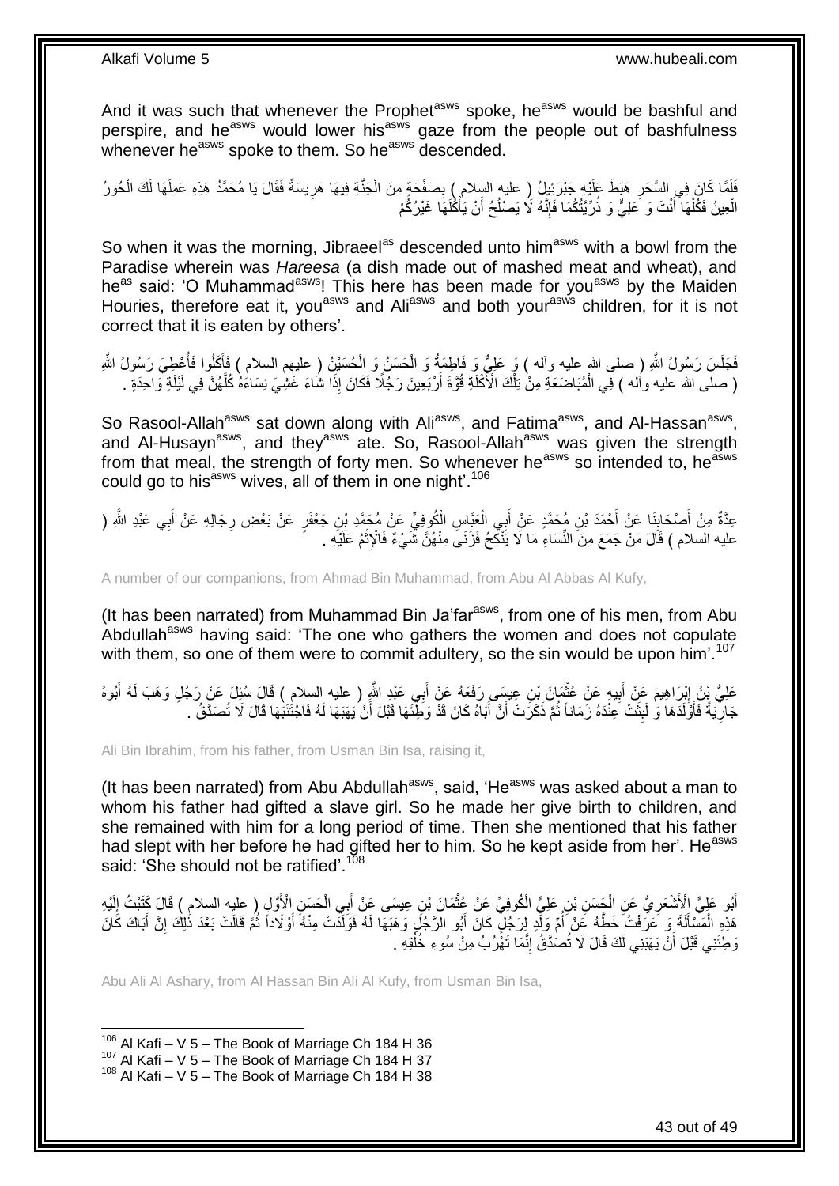And it was such that whenever the Prophet[asws] spoke, he[asws] would be bashful and perspire, and he[asws] would lower his[asws] gaze from the people out of bashfulness whenever he[asws] spoke to them. So he[asws] descended.

فَلَمَّا كَانَ فِي السَّحَرِ هَبَطَ عَلَيْهِ جَبْرَئِيلُ ( عليه السلام ) بِصَحْفَةٍ مِنَ الْجَنَّةِ فِيهَا هَرِيسَةٌ فَقَالَ يَا مُحَمَّدُ هَذِهِ عَمِلَهَا لَكَ الْحُورُ الْعِينُ فَكُلْهَا أَنْتَ وَ عَلِيٌّ وَ ذُرِّيَّتُكُمَا فَإِنَّهُ لَا يَصْلُحُ أَنْ يَأْكُلَهَا غَيْرُكُمْ

So when it was the morning, Jibraeel[as] descended unto him[asws] with a bowl from the Paradise wherein was *Hareesa* (a dish made out of mashed meat and wheat), and he[as] said: 'O Muhammad[asws]! This here has been made for you[asws] by the Maiden Houries, therefore eat it, you[asws] and Ali[asws] and both your[asws] children, for it is not correct that it is eaten by others'.

فَجَلَسَ رَسُولُ اللَّهِ ( صلى الله عليه وآله ) وَ عَلِيٌّ وَ فَاطِمَةُ وَ الْحَسَنُ وَ الْحُسَيْنُ ( عليهم السلام ) فَأَكَلُوا فَأُعْطِيَ رَسُولُ اللَّهِ ( صلى الله عليه وآله ) فِي الْمُبَاضَعَةِ مِنْ تِلْكَ الْأَكْلَةِ قُوَّةَ أَرْبَعِينَ رَجُلًا فَكَانَ إِذَا شَاءَ غَشِيَ نِسَاءَهُ كُلَّهُنَّ فِي لَيْلَةٍ وَاحِدَةٍ .

So Rasool-Allah[asws] sat down along with Ali[asws], and Fatima[asws], and Al-Hassan[asws], and Al-Husayn[asws], and they[asws] ate. So, Rasool-Allah[asws] was given the strength from that meal, the strength of forty men. So whenever he[asws] so intended to, he[asws] could go to his[asws] wives, all of them in one night'.[106]

عِدَّةٌ مِنْ أَصْحَابِنَا عَنْ أَحْمَدَ بْنِ مُحَمَّدٍ عَنْ أَبِي الْعَبَّاسِ الْكُوفِيِّ عَنْ مُحَمَّدِ بْنِ جَعْفَرٍ عَنْ بَعْضِ رِجَالِهِ عَنْ أَبِي عَبْدِ اللَّهِ ( عليه السلام ) قَالَ مَنْ جَمَعَ مِنَ النِّسَاءِ مَا لَا يَنْكِحُ فَزَنَى مِنْهُنَّ شَيْءٌ فَالْإِثْمُ عَلَيْهِ .

A number of our companions, from Ahmad Bin Muhammad, from Abu Al Abbas Al Kufy,

(It has been narrated) from Muhammad Bin Ja'far[asws], from one of his men, from Abu Abdullah[asws] having said: 'The one who gathers the women and does not copulate with them, so one of them were to commit adultery, so the sin would be upon him'.[107]

عَلِيُّ بْنُ إِبْرَاهِيمَ عَنْ أَبِيهِ عَنْ عُثْمَانَ بْنِ عِيسَى رَفَعَهُ عَنْ أَبِي عَبْدِ اللَّهِ ( عليه السلام ) قَالَ سُئِلَ عَنْ رَجُلٍ وَهَبَ لَهُ أَبُوهُ جَارِيَةً فَأَوْلَدَهَا وَ لَبِثَتْ عِنْدَهُ زَمَاناً ثُمَّ ذَكَرَتْ أَنَّ أَبَاهُ كَانَ قَدْ وَطِئَهَا قَبْلَ أَنْ يَهَبَهَا لَهُ فَاجْتَنَبَهَا قَالَ لَا تُصَدَّقُ .

Ali Bin Ibrahim, from his father, from Usman Bin Isa, raising it,

(It has been narrated) from Abu Abdullah[asws], said, 'He[asws] was asked about a man to whom his father had gifted a slave girl. So he made her give birth to children, and she remained with him for a long period of time. Then she mentioned that his father had slept with her before he had gifted her to him. So he kept aside from her'. He[asws] said: 'She should not be ratified'.[108]

أَبُو عَلِيٍّ الْأَشْعَرِيُّ عَنِ الْحَسَنِ بْنِ عَلِيٍّ الْكُوفِيِّ عَنْ عُثْمَانَ بْنِ عِيسَى عَنْ أَبِي الْحَسَنِ الْأَوَّلِ ( عليه السلام ) قَالَ كَتَبْتُ إِلَيْهِ هَذِهِ الْمَسْأَلَةَ وَ عَرَفْتُ خَطَّهُ عَنْ أُمِّ وَلَدٍ لِرَجُلٍ كَانَ أَبُو الرَّجُلِ وَهَبَهَا لَهُ فَوَلَدَتْ مِنْهُ أَوْلَاداً ثُمَّ قَالَتْ بَعْدَ ذَلِكَ إِنَّ أَبَاكَ كَانَ وَطِئَنِي قَبْلَ أَنْ يَهَبَنِي لَكَ قَالَ لَا تُصَدَّقُ إِنَّمَا تَهْرُبُ مِنْ سُوءِ خُلُقِهِ .

Abu Ali Al Ashary, from Al Hassan Bin Ali Al Kufy, from Usman Bin Isa,

---

[106] Al Kafi – V 5 – The Book of Marriage Ch 184 H 36
[107] Al Kafi – V 5 – The Book of Marriage Ch 184 H 37
[108] Al Kafi – V 5 – The Book of Marriage Ch 184 H 38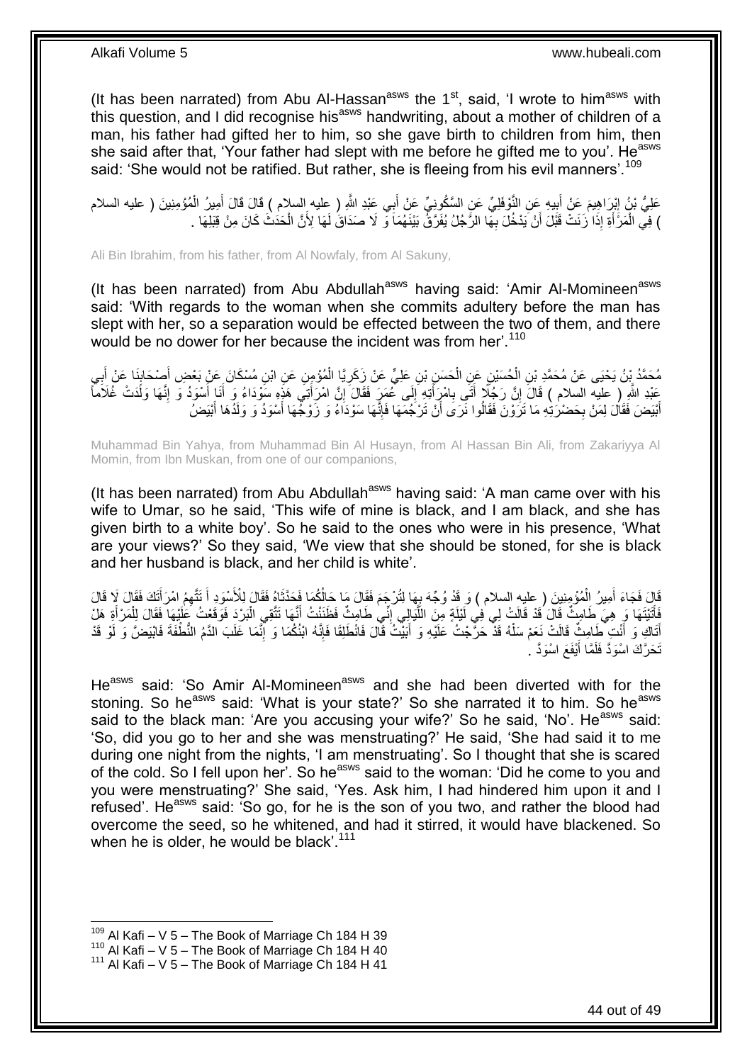(It has been narrated) from Abu Al-Hassan[asws] the 1[st], said, 'I wrote to him[asws] with this question, and I did recognise his[asws] handwriting, about a mother of children of a man, his father had gifted her to him, so she gave birth to children from him, then she said after that, 'Your father had slept with me before he gifted me to you'. He[asws] said: 'She would not be ratified. But rather, she is fleeing from his evil manners'.[109]

عَلِيُّ بْنُ إِبْرَاهِيمَ عَنْ أَبِيهِ عَنِ النَّوْفَلِيِّ عَنِ السَّكُونِيِّ عَنْ أَبِي عَبْدِ اللَّهِ ( عليه السلام ) قَالَ قَالَ أَمِيرُ الْمُؤْمِنِينَ ( عليه السلام ) فِي الْمَرْأَةِ إِذَا زَنَتْ قَبْلَ أَنْ يَدْخُلَ بِهَا الرَّجُلُ يُفَرَّقُ بَيْنَهُمَا وَ لَا صَدَاقَ لَهَا لِأَنَّ الْحَدَثَ كَانَ مِنْ قِبَلِهَا .

Ali Bin Ibrahim, from his father, from Al Nowfaly, from Al Sakuny,

(It has been narrated) from Abu Abdullah[asws] having said: 'Amir Al-Momineen[asws] said: 'With regards to the woman when she commits adultery before the man has slept with her, so a separation would be effected between the two of them, and there would be no dower for her because the incident was from her'.[110]

مُحَمَّدُ بْنُ يَحْيَى عَنْ مُحَمَّدِ بْنِ الْحُسَيْنِ عَنِ الْحَسَنِ بْنِ عَلِيٍّ عَنْ زَكَرِيَّا الْمُؤْمِنِ عَنِ ابْنِ مُسْكَانَ عَنْ بَعْضِ أَصْحَابِنَا عَنْ أَبِي عَبْدِ اللَّهِ ( عليه السلام ) قَالَ إِنَّ رَجُلًا أَتَى بِامْرَأَتِهِ إِلَى عُمَرَ فَقَالَ إِنَّ امْرَأَتِي هَذِهِ سَوْدَاءُ وَ أَنَا أَسْوَدُ وَ إِنَّهَا وَلَدَتْ غُلَاماً أَبْيَضَ فَقَالَ لِمَنْ بِحَضْرَتِهِ مَا تَرَوْنَ فَقَالُوا نَرَى أَنْ تَرْجُمَهَا فَإِنَّهَا سَوْدَاءُ وَ زَوْجُهَا أَسْوَدُ وَ وَلَدُهَا أَبْيَضُ

Muhammad Bin Yahya, from Muhammad Bin Al Husayn, from Al Hassan Bin Ali, from Zakariyya Al Momin, from Ibn Muskan, from one of our companions,

(It has been narrated) from Abu Abdullah[asws] having said: 'A man came over with his wife to Umar, so he said, 'This wife of mine is black, and I am black, and she has given birth to a white boy'. So he said to the ones who were in his presence, 'What are your views?' So they said, 'We view that she should be stoned, for she is black and her husband is black, and her child is white'.

قَالَ فَجَاءَ أَمِيرُ الْمُؤْمِنِينَ ( عليه السلام ) وَ قَدْ وُجِّهَ بِهَا لِتُرْجَمَ فَقَالَ مَا حَالُكُمَا فَحَدَّثَاهُ فَقَالَ لِلْأَسْوَدِ أَ تَتَّهِمُ امْرَأَتَكَ فَقَالَ لَا قَالَ فَأَتَيْتَهَا وَ هِيَ طَامِثٌ قَالَ قَدْ قَالَتْ لِي فِي لَيْلَةٍ مِنَ اللَّيَالِي إِنِّي طَامِثٌ فَظَنَنْتُ أَنَّهَا تَتَّقِي الْبَرْدَ فَوَقَعْتُ عَلَيْهَا فَقَالَ لِلْمَرْأَةِ هَلْ أَتَاكِ وَ أَنْتِ طَامِثٌ قَالَتْ نَعَمْ سَلْهُ قَدْ حَرَّجْتُ عَلَيْهِ وَ أَبَيْتُ قَالَ فَانْطَلِقَا فَإِنَّهُ ابْنُكُمَا وَ إِنَّمَا غَلَبَ الدَّمُ النُّطْفَةَ فَابْيَضَّ وَ لَوْ قَدْ تَحَرَّكَ اسْوَدَّ فَلَمَّا أَيْفَعَ اسْوَدَّ .

He[asws] said: 'So Amir Al-Momineen[asws] and she had been diverted with for the stoning. So he[asws] said: 'What is your state?' So she narrated it to him. So he[asws] said to the black man: 'Are you accusing your wife?' So he said, 'No'. He[asws] said: 'So, did you go to her and she was menstruating?' He said, 'She had said it to me during one night from the nights, 'I am menstruating'. So I thought that she is scared of the cold. So I fell upon her'. So he[asws] said to the woman: 'Did he come to you and you were menstruating?' She said, 'Yes. Ask him, I had hindered him upon it and I refused'. He[asws] said: 'So go, for he is the son of you two, and rather the blood had overcome the seed, so he whitened, and had it stirred, it would have blackened. So when he is older, he would be black'.[111]

[109] Al Kafi – V 5 – The Book of Marriage Ch 184 H 39
[110] Al Kafi – V 5 – The Book of Marriage Ch 184 H 40
[111] Al Kafi – V 5 – The Book of Marriage Ch 184 H 41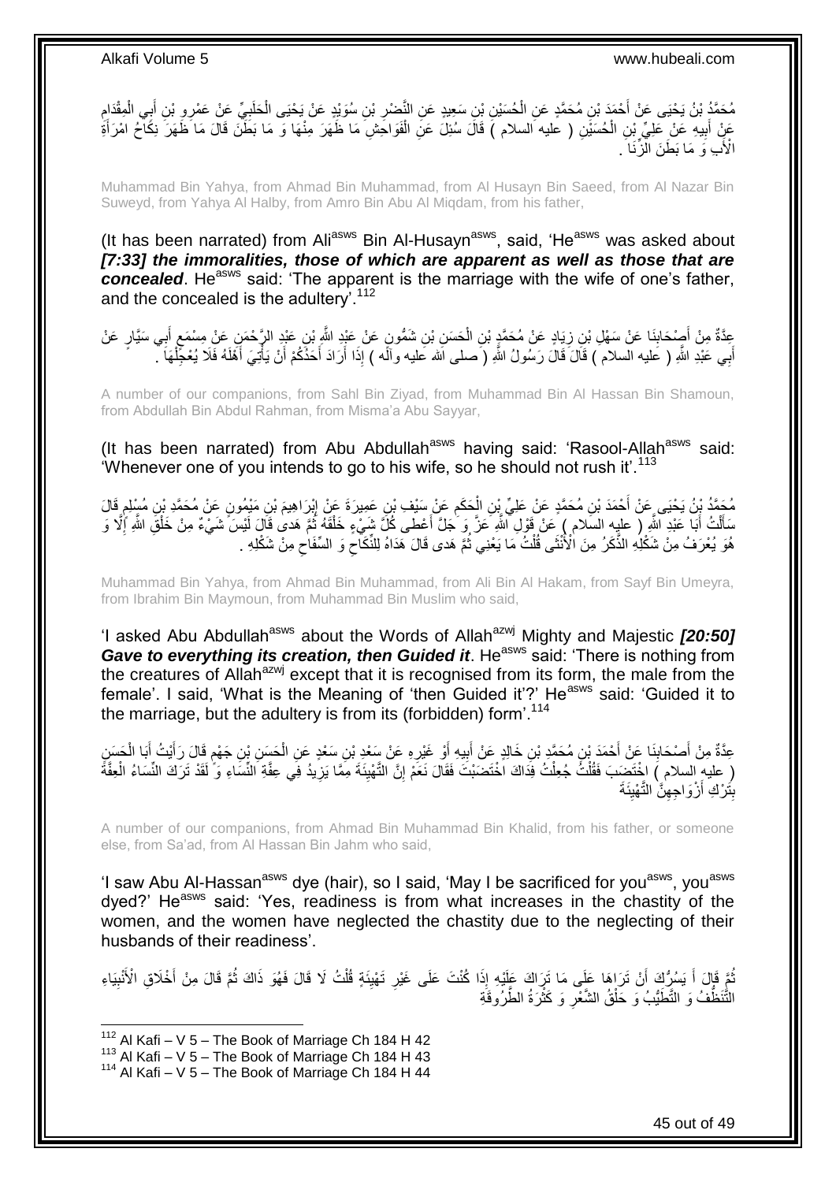مُحَمَّدُ بْنُ يَحْيَى عَنْ أَحْمَدَ بْنِ مُحَمَّدٍ عَنِ الْحُسَيْنِ بْنِ سَعِيدٍ عَنِ النَّضْرِ بْنِ سُوَيْدٍ عَنْ يَحْيَى الْحَلَبِيِّ عَنْ عَمْرِو بْنِ أَبِي الْمِقْدَامِ عَنْ أَبِيهِ عَنْ عَلِيِّ بْنِ الْحُسَيْنِ ( عليه السلام ) قَالَ سُئِلَ عَنِ الْفَوَاحِشِ مَا ظَهَرَ مِنْهَا وَ مَا بَطَنَ قَالَ مَا ظَهَرَ نِكَاحُ امْرَأَةِ الْأَبِ وَ مَا بَطَنَ الزِّنَا .

Muhammad Bin Yahya, from Ahmad Bin Muhammad, from Al Husayn Bin Saeed, from Al Nazar Bin Suweyd, from Yahya Al Halby, from Amro Bin Abu Al Miqdam, from his father,

(It has been narrated) from Ali[asws] Bin Al-Husayn[asws], said, 'He[asws] was asked about ***[7:33] the immoralities, those of which are apparent as well as those that are concealed***. He[asws] said: 'The apparent is the marriage with the wife of one's father, and the concealed is the adultery'.[112]

عِدَّةٌ مِنْ أَصْحَابِنَا عَنْ سَهْلِ بْنِ زِيَادٍ عَنْ مُحَمَّدِ بْنِ الْحَسَنِ بْنِ شَمُّونٍ عَنْ عَبْدِ اللَّهِ بْنِ عَبْدِ الرَّحْمَنِ عَنْ مِسْمَعٍ أَبِي سَيَّارٍ عَنْ أَبِي عَبْدِ اللَّهِ ( عليه السلام ) قَالَ قَالَ رَسُولُ اللَّهِ ( صلى الله عليه وآله ) إِذَا أَرَادَ أَحَدُكُمْ أَنْ يَأْتِيَ أَهْلَهُ فَلَا يُعَجِّلْهَا .

A number of our companions, from Sahl Bin Ziyad, from Muhammad Bin Al Hassan Bin Shamoun, from Abdullah Bin Abdul Rahman, from Misma'a Abu Sayyar,

(It has been narrated) from Abu Abdullah[asws] having said: 'Rasool-Allah[saww] said: 'Whenever one of you intends to go to his wife, so he should not rush it'.[113]

مُحَمَّدُ بْنُ يَحْيَى عَنْ أَحْمَدَ بْنِ مُحَمَّدٍ عَنْ عَلِيِّ بْنِ الْحَكَمِ عَنْ سَيْفِ بْنِ عَمِيرَةَ عَنْ إِبْرَاهِيمَ بْنِ مَيْمُونٍ عَنْ مُحَمَّدِ بْنِ مُسْلِمٍ قَالَ سَأَلْتُ أَبَا عَبْدِ اللَّهِ ( عليه السلام ) عَنْ قَوْلِ اللَّهِ عَزَّ وَ جَلَّ أَعْطى‏ كُلَّ شَيْ‏ءٍ خَلْقَهُ ثُمَّ هَدى‏ قَالَ لَيْسَ شَيْ‏ءٌ مِنْ خَلْقِ اللَّهِ إِلَّا وَ هُوَ يَعْرِفُ مِنْ شَكْلِهِ الذَّكَرُ مِنَ الْأُنْثَى قُلْتُ مَا يَعْنِي ثُمَّ هَدى‏ قَالَ هَدَاهُ لِلنِّكَاحِ وَ السِّفَاحِ مِنْ شَكْلِهِ .

Muhammad Bin Yahya, from Ahmad Bin Muhammad, from Ali Bin Al Hakam, from Sayf Bin Umeyra, from Ibrahim Bin Maymoun, from Muhammad Bin Muslim who said,

'I asked Abu Abdullah[asws] about the Words of Allah[azwj] Mighty and Majestic ***[20:50] Gave to everything its creation, then Guided it***. He[asws] said: 'There is nothing from the creatures of Allah[azwj] except that it is recognised from its form, the male from the female'. I said, 'What is the Meaning of 'then Guided it'?' He[asws] said: 'Guided it to the marriage, but the adultery is from its (forbidden) form'.[114]

عِدَّةٌ مِنْ أَصْحَابِنَا عَنْ أَحْمَدَ بْنِ مُحَمَّدِ بْنِ خَالِدٍ عَنْ أَبِيهِ أَوْ غَيْرِهِ عَنْ سَعْدِ بْنِ سَعْدٍ عَنِ الْحَسَنِ بْنِ جَهْمٍ قَالَ رَأَيْتُ أَبَا الْحَسَنِ ( عليه السلام ) اخْتَضَبَ فَقُلْتُ جُعِلْتُ فِدَاكَ اخْتَضَبْتَ فَقَالَ نَعَمْ إِنَّ التَّهْيِئَةَ مِمَّا يَزِيدُ فِي عِفَّةِ النِّسَاءِ وَ لَقَدْ تَرَكَ النِّسَاءُ الْعِفَّةَ بِتَرْكِ أَزْوَاجِهِنَّ التَّهْيِئَةَ

A number of our companions, from Ahmad Bin Muhammad Bin Khalid, from his father, or someone else, from Sa'ad, from Al Hassan Bin Jahm who said,

'I saw Abu Al-Hassan[asws] dye (hair), so I said, 'May I be sacrificed for you[asws], you[asws] dyed?' He[asws] said: 'Yes, readiness is from what increases in the chastity of the women, and the women have neglected the chastity due to the neglecting of their husbands of their readiness'.

ثُمَّ قَالَ أَ يَسُرُّكَ أَنْ تَرَاهَا عَلَى مَا تَرَاكَ عَلَيْهِ إِذَا كُنْتَ عَلَى غَيْرِ تَهْيِئَةٍ قُلْتُ لَا قَالَ فَهُوَ ذَاكَ ثُمَّ قَالَ مِنْ أَخْلَاقِ الْأَنْبِيَاءِ التَّنَظُّفُ وَ التَّطَيُّبُ وَ حَلْقُ الشَّعْرِ وَ كَثْرَةُ الطَّرُوقَةِ

[112] Al Kafi – V 5 – The Book of Marriage Ch 184 H 42
[113] Al Kafi – V 5 – The Book of Marriage Ch 184 H 43
[114] Al Kafi – V 5 – The Book of Marriage Ch 184 H 44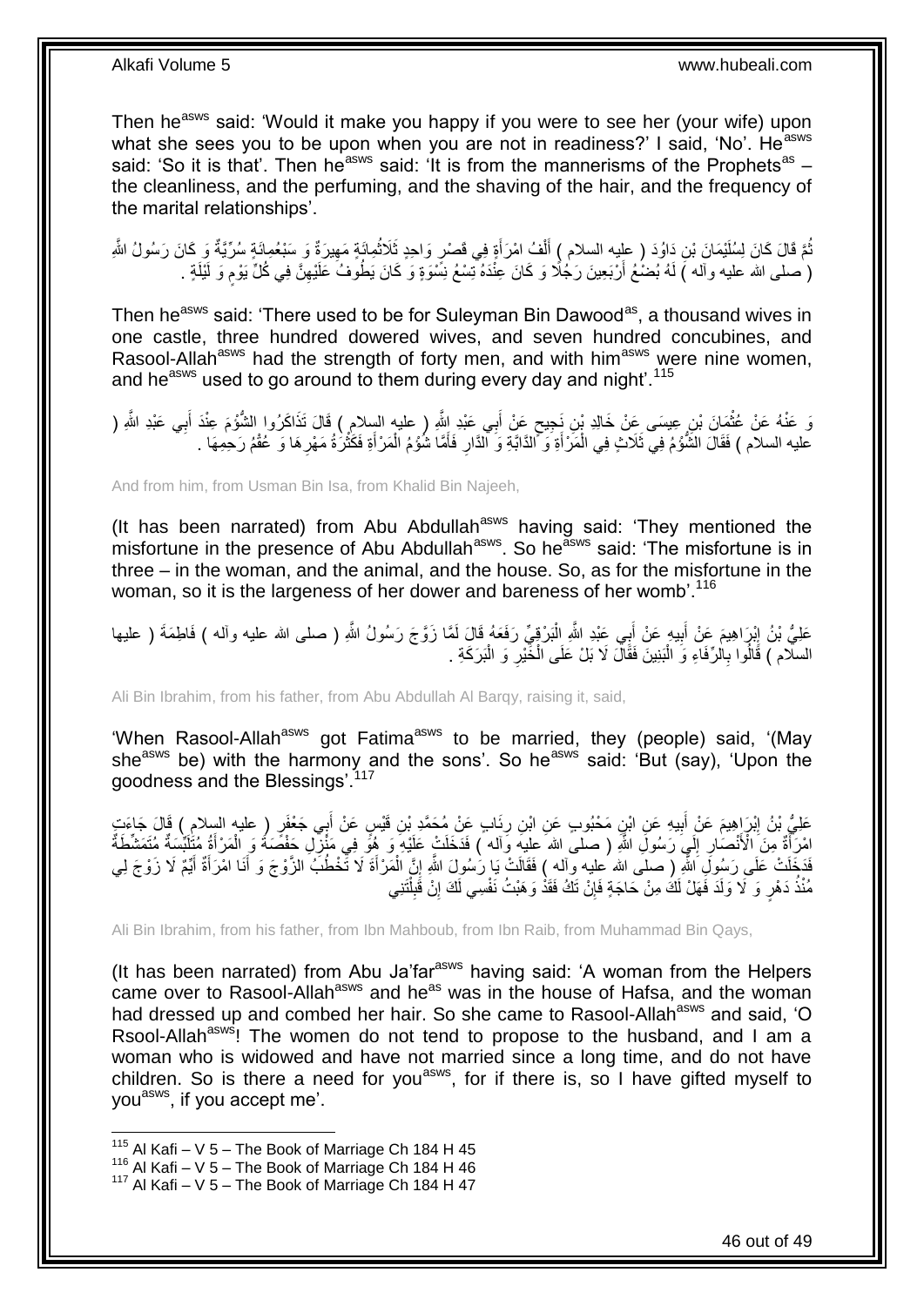Then he[asws] said: 'Would it make you happy if you were to see her (your wife) upon what she sees you to be upon when you are not in readiness?' I said, 'No'. He[asws] said: 'So it is that'. Then he[asws] said: 'It is from the mannerisms of the Prophets[as] – the cleanliness, and the perfuming, and the shaving of the hair, and the frequency of the marital relationships'.

ثُمَّ قَالَ كَانَ لِسُلَيْمَانَ بْنِ دَاوُدَ ( عليه السلام ) أَلْفُ امْرَأَةٍ فِي قَصْرٍ وَاحِدٍ ثَلَاثُمِائَةٍ مَهِيرَةٌ وَ سَبْعُمِائَةٍ سُرِّيَّةٌ وَ كَانَ رَسُولُ اللَّهِ ( صلى الله عليه وآله ) لَهُ بُضْعُ أَرْبَعِينَ رَجُلًا وَ كَانَ عِنْدَهُ تِسْعُ نِسْوَةٍ وَ كَانَ يَطُوفُ عَلَيْهِنَّ فِي كُلِّ يَوْمٍ وَ لَيْلَةٍ .

Then he[asws] said: 'There used to be for Suleyman Bin Dawood[as], a thousand wives in one castle, three hundred dowered wives, and seven hundred concubines, and Rasool-Allah[asws] had the strength of forty men, and with him[asws] were nine women, and he[asws] used to go around to them during every day and night'.[115]

وَ عَنْهُ عَنْ عُثْمَانَ بْنِ عِيسَى عَنْ خَالِدِ بْنِ نَجِيحٍ عَنْ أَبِي عَبْدِ اللَّهِ ( عليه السلام ) قَالَ تَذَاكَرُوا الشُّؤْمَ عِنْدَ أَبِي عَبْدِ اللَّهِ ( عليه السلام ) فَقَالَ الشُّؤْمُ فِي ثَلَاثٍ فِي الْمَرْأَةِ وَ الدَّابَّةِ وَ الدَّارِ فَأَمَّا شُؤْمُ الْمَرْأَةِ فَكَثْرَةُ مَهْرِهَا وَ عُقْمُ رَحِمِهَا .

And from him, from Usman Bin Isa, from Khalid Bin Najeeh,

(It has been narrated) from Abu Abdullah[asws] having said: 'They mentioned the misfortune in the presence of Abu Abdullah[asws]. So he[asws] said: 'The misfortune is in three – in the woman, and the animal, and the house. So, as for the misfortune in the woman, so it is the largeness of her dower and bareness of her womb'.[116]

عَلِيُّ بْنُ إِبْرَاهِيمَ عَنْ أَبِيهِ عَنْ أَبِي عَبْدِ اللَّهِ الْبَرْقِيِّ رَفَعَهُ قَالَ لَمَّا زَوَّجَ رَسُولُ اللَّهِ ( صلى الله عليه وآله ) فَاطِمَةَ ( عليها السلام ) قَالُوا بِالرِّفَاءِ وَ الْبَنِينَ فَقَالَ لَا بَلْ عَلَى الْخَيْرِ وَ الْبَرَكَةِ .

Ali Bin Ibrahim, from his father, from Abu Abdullah Al Barqy, raising it, said,

'When Rasool-Allah[asws] got Fatima[asws] to be married, they (people) said, '(May she[asws] be) with the harmony and the sons'. So he[asws] said: 'But (say), 'Upon the goodness and the Blessings'.[117]

عَلِيُّ بْنُ إِبْرَاهِيمَ عَنْ أَبِيهِ عَنِ ابْنِ مَحْبُوبٍ عَنِ ابْنِ رِئَابٍ عَنْ مُحَمَّدِ بْنِ قَيْسٍ عَنْ أَبِي جَعْفَرٍ ( عليه السلام ) قَالَ جَاءَتِ امْرَأَةٌ مِنَ الْأَنْصَارِ إِلَى رَسُولِ اللَّهِ ( صلى الله عليه وآله ) فَدَخَلَتْ عَلَيْهِ وَ هُوَ فِي مَنْزِلِ حَفْصَةَ وَ الْمَرْأَةُ مُتَلَبِّسَةٌ مُتَمَشِّطَةٌ فَدَخَلَتْ عَلَى رَسُولِ اللَّهِ ( صلى الله عليه وآله ) فَقَالَتْ يَا رَسُولَ اللَّهِ إِنَّ الْمَرْأَةَ لَا تَخْطُبُ الزَّوْجَ وَ أَنَا امْرَأَةٌ أَيِّمٌ لَا زَوْجَ لِي مُنْذُ دَهْرٍ وَ لَا وَلَدَ فَهَلْ لَكَ مِنْ حَاجَةٍ فَإِنْ تَكُ فَقَدْ وَهَبْتُ نَفْسِي لَكَ إِنْ قَبِلْتَنِي

Ali Bin Ibrahim, from his father, from Ibn Mahboub, from Ibn Raib, from Muhammad Bin Qays,

(It has been narrated) from Abu Ja'far[asws] having said: 'A woman from the Helpers came over to Rasool-Allah[asws] and he[as] was in the house of Hafsa, and the woman had dressed up and combed her hair. So she came to Rasool-Allah[asws] and said, 'O Rsool-Allah[asws]! The women do not tend to propose to the husband, and I am a woman who is widowed and have not married since a long time, and do not have children. So is there a need for you[asws], for if there is, so I have gifted myself to you[asws], if you accept me'.

[115] Al Kafi – V 5 – The Book of Marriage Ch 184 H 45
[116] Al Kafi – V 5 – The Book of Marriage Ch 184 H 46
[117] Al Kafi – V 5 – The Book of Marriage Ch 184 H 47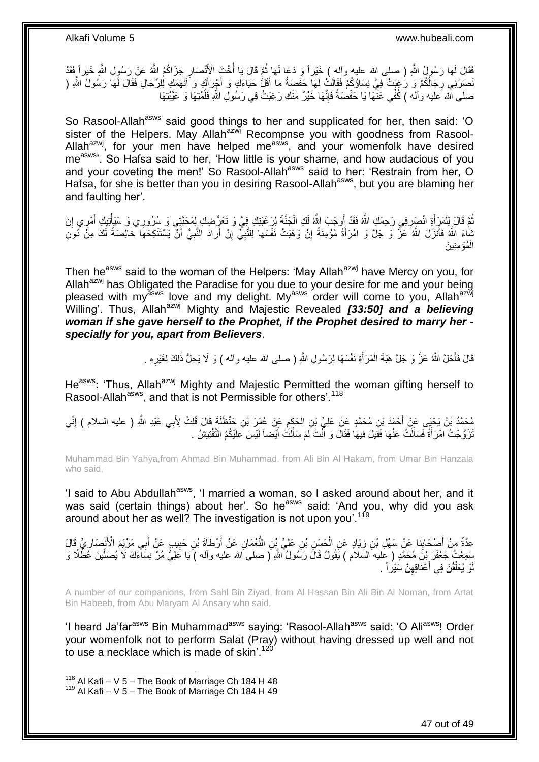فَقَالَ لَهَا رَسُولُ اللَّهِ ( صلى الله عليه وآله ) خَيْراً وَ دَعَا لَهَا ثُمَّ قَالَ يَا أُخْتَ الْأَنْصَارِ جَزَاكُمُ اللَّهُ عَنْ رَسُولِ اللَّهِ خَيْراً فَقَدْ نَصَرَنِي رِجَالُكُمْ وَ رَغِبَتْ فِيَّ نِسَاؤُكُمْ فَقَالَتْ لَهَا حَفْصَةُ مَا أَقَلَّ حَيَاءَكِ وَ أَجْرَأَكِ وَ أَنْهَمَكِ لِلرِّجَالِ فَقَالَ لَهَا رَسُولُ اللَّهِ ( صلى الله عليه وآله ) كُفِّي عَنْهَا يَا حَفْصَةُ فَإِنَّهَا خَيْرٌ مِنْكِ رَغِبَتْ فِي رَسُولِ اللَّهِ فَلُمْتِيهَا وَ عَيَّبْتِهَا

So Rasool-Allah[asws] said good things to her and supplicated for her, then said: 'O sister of the Helpers. May Allah[azwj] Recompnse you with goodness from Rasool-Allah[azwj], for your men have helped me[asws], and your womenfolk have desired me[asws]'. So Hafsa said to her, 'How little is your shame, and how audacious of you and your coveting the men!' So Rasool-Allah[asws] said to her: 'Restrain from her, O Hafsa, for she is better than you in desiring Rasool-Allah[asws], but you are blaming her and faulting her'.

ثُمَّ قَالَ لِلْمَرْأَةِ انْصَرِفِي رَحِمَكِ اللَّهُ فَقَدْ أَوْجَبَ اللَّهُ لَكِ الْجَنَّةَ لِرَغْبَتِكِ فِيَّ وَ تَعَرُّضِكِ لِمَحَبَّتِي وَ سُرُورِي وَ سَيَأْتِيكِ أَمْرِي إِنْ شَاءَ اللَّهُ فَأَنْزَلَ اللَّهُ عَزَّ وَ جَلَّ وَ امْرَأَةً مُؤْمِنَةً إِنْ وَهَبَتْ نَفْسَها لِلنَّبِيِّ إِنْ أَرادَ النَّبِيُّ أَنْ يَسْتَنْكِحَها خالِصَةً لَكَ مِنْ دُونِ الْمُؤْمِنِينَ

Then he[asws] said to the woman of the Helpers: 'May Allah[azwj] have Mercy on you, for Allah[azwj] has Obligated the Paradise for you due to your desire for me and your being pleased with my[asws] love and my delight. My[asws] order will come to you, Allah[azwj] Willing'. Thus, Allah[azwj] Mighty and Majestic Revealed ***[33:50] and a believing woman if she gave herself to the Prophet, if the Prophet desired to marry her - specially for you, apart from Believers***.

قَالَ فَأَحَلَّ اللَّهُ عَزَّ وَ جَلَّ هِبَةَ الْمَرْأَةِ نَفْسَهَا لِرَسُولِ اللَّهِ ( صلى الله عليه وآله ) وَ لَا يَحِلُّ ذَلِكَ لِغَيْرِهِ .

He[asws]: 'Thus, Allah[azwj] Mighty and Majestic Permitted the woman gifting herself to Rasool-Allah[asws], and that is not Permissible for others'.[118]

مُحَمَّدُ بْنُ يَحْيَى عَنْ أَحْمَدَ بْنِ مُحَمَّدٍ عَنْ عَلِيِّ بْنِ الْحَكَمِ عَنْ عُمَرَ بْنِ حَنْظَلَةَ قَالَ قُلْتُ لِأَبِي عَبْدِ اللَّهِ ( عليه السلام ) إِنِّي تَزَوَّجْتُ امْرَأَةً فَسَأَلْتُ عَنْهَا فَقِيلَ فِيهَا فَقَالَ وَ أَنْتَ لِمَ سَأَلْتَ أَيْضاً لَيْسَ عَلَيْكُمُ التَّفْتِيشُ .

Muhammad Bin Yahya,from Ahmad Bin Muhammad, from Ali Bin Al Hakam, from Umar Bin Hanzala who said,

'I said to Abu Abdullah[asws], 'I married a woman, so I asked around about her, and it was said (certain things) about her'. So he[asws] said: 'And you, why did you ask around about her as well? The investigation is not upon you'.[119]

عِدَّةٌ مِنْ أَصْحَابِنَا عَنْ سَهْلِ بْنِ زِيَادٍ عَنِ الْحَسَنِ بْنِ عَلِيِّ بْنِ النُّعْمَانِ عَنْ أَرْطَاةَ بْنِ حَبِيبٍ عَنْ أَبِي مَرْيَمَ الْأَنْصَارِيِّ قَالَ سَمِعْتُ جَعْفَرَ بْنَ مُحَمَّدٍ ( عليه السلام ) يَقُولُ قَالَ رَسُولُ اللَّهِ ( صلى الله عليه وآله ) يَا عَلِيُّ مُرْ نِسَاءَكَ لَا يُصَلِّينَ عُطُلًا وَ لَوْ يُعَلِّقْنَ فِي أَعْنَاقِهِنَّ سَيْراً .

A number of our companions, from Sahl Bin Ziyad, from Al Hassan Bin Ali Bin Al Noman, from Artat Bin Habeeb, from Abu Maryam Al Ansary who said,

'I heard Ja'far[asws] Bin Muhammad[asws] saying: 'Rasool-Allah[asws] said: 'O Ali[asws]! Order your womenfolk not to perform Salat (Pray) without having dressed up well and not to use a necklace which is made of skin'.[120]

[118] Al Kafi – V 5 – The Book of Marriage Ch 184 H 48
[119] Al Kafi – V 5 – The Book of Marriage Ch 184 H 49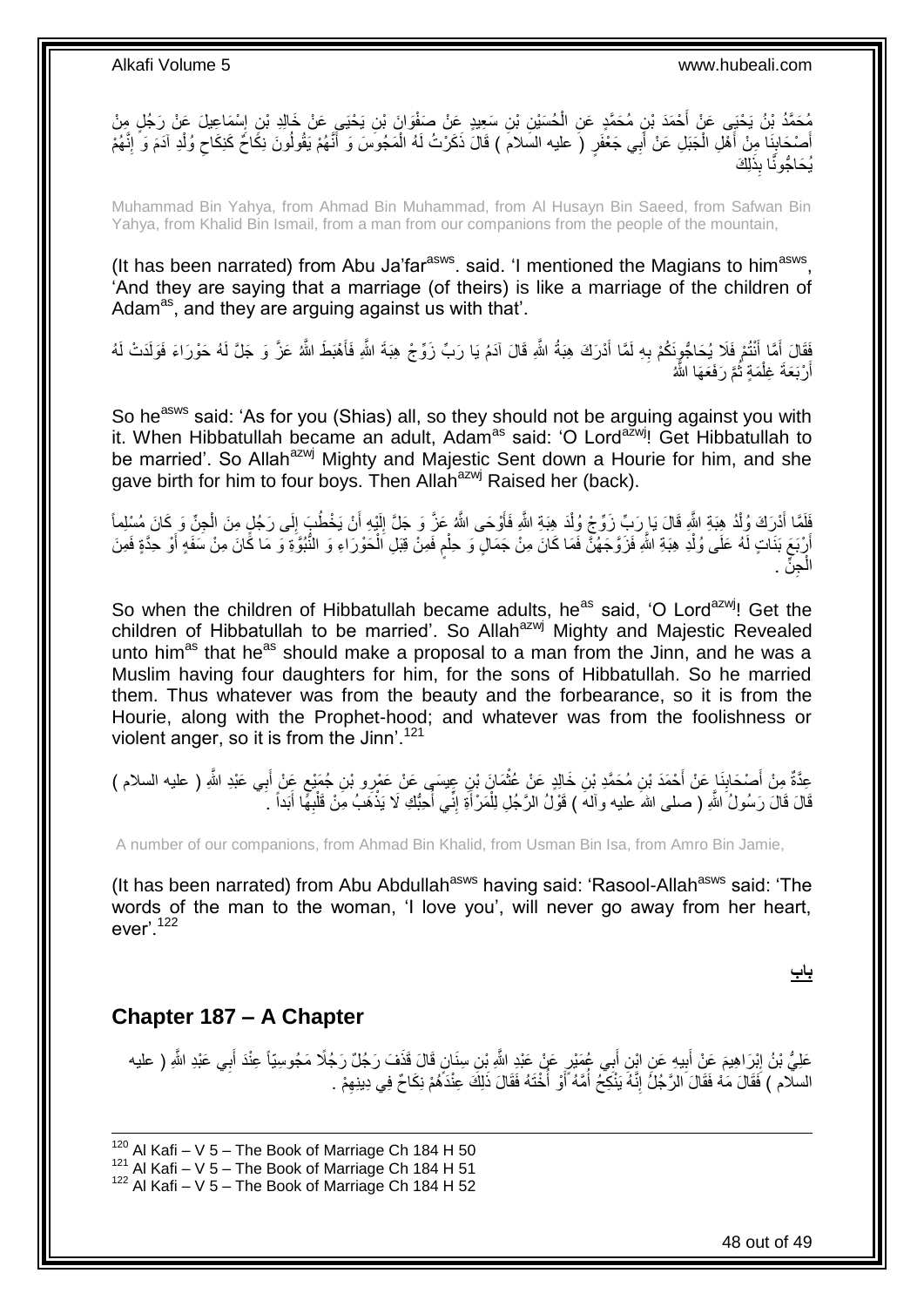مُحَمَّدُ بْنُ يَحْيَى عَنْ أَحْمَدَ بْنِ مُحَمَّدٍ عَنِ الْحُسَيْنِ بْنِ سَعِيدٍ عَنْ صَفْوَانَ بْنِ يَحْيَى عَنْ خَالِدِ بْنِ إِسْمَاعِيلَ عَنْ رَجُلٍ مِنْ أَصْحَابِنَا مِنْ أَهْلِ الْجَبَلِ عَنْ أَبِي جَعْفَرٍ ( عليه السلام ) قَالَ ذَكَرْتُ لَهُ الْمَجُوسَ وَ أَنَّهُمْ يَقُولُونَ نِكَاحٌ كَنِكَاحِ وُلْدِ آدَمَ وَ إِنَّهُمْ يُحَاجُّونَّا بِذَلِكَ

Muhammad Bin Yahya, from Ahmad Bin Muhammad, from Al Husayn Bin Saeed, from Safwan Bin Yahya, from Khalid Bin Ismail, from a man from our companions from the people of the mountain,

(It has been narrated) from Abu Ja'far[asws]. said. 'I mentioned the Magians to him[asws], 'And they are saying that a marriage (of theirs) is like a marriage of the children of Adam[as], and they are arguing against us with that'.

فَقَالَ أَمَّا أَنْتُمْ فَلَا يُحَاجُّونَكُمْ بِهِ لَمَّا أَدْرَكَ هِبَةُ اللَّهِ قَالَ آدَمُ يَا رَبِّ زَوِّجْ هِبَةَ اللَّهِ فَأَهْبَطَ اللَّهُ عَزَّ وَ جَلَّ لَهُ حَوْرَاءَ فَوَلَدَتْ لَهُ أَرْبَعَةَ غِلْمَةٍ ثُمَّ رَفَعَهَا اللَّهُ

So he[asws] said: 'As for you (Shias) all, so they should not be arguing against you with it. When Hibbatullah became an adult, Adam[as] said: 'O Lord[azwj]! Get Hibbatullah to be married'. So Allah[azwj] Mighty and Majestic Sent down a Hourie for him, and she gave birth for him to four boys. Then Allah[azwj] Raised her (back).

فَلَمَّا أَدْرَكَ وُلْدُ هِبَةِ اللَّهِ قَالَ يَا رَبِّ زَوِّجْ وُلْدَ هِبَةِ اللَّهِ فَأَوْحَى اللَّهُ عَزَّ وَ جَلَّ إِلَيْهِ أَنْ يَخْطُبَ إِلَى رَجُلٍ مِنَ الْجِنِّ وَ كَانَ مُسْلِماً أَرْبَعَ بَنَاتٍ لَهُ عَلَى وُلْدِ هِبَةِ اللَّهِ فَزَوَّجَهُنَّ فَمَا كَانَ مِنْ جَمَالٍ وَ حِلْمٍ فَمِنْ قِبَلِ الْحَوْرَاءِ وَ النُّبُوَّةِ وَ مَا كَانَ مِنْ سَفَهٍ أَوْ حِدَّةٍ فَمِنَ الْجِنِّ .

So when the children of Hibbatullah became adults, he[as] said, 'O Lord[azwj]! Get the children of Hibbatullah to be married'. So Allah[azwj] Mighty and Majestic Revealed unto him[as] that he[as] should make a proposal to a man from the Jinn, and he was a Muslim having four daughters for him, for the sons of Hibbatullah. So he married them. Thus whatever was from the beauty and the forbearance, so it is from the Hourie, along with the Prophet-hood; and whatever was from the foolishness or violent anger, so it is from the Jinn'.[121]

عِدَّةٌ مِنْ أَصْحَابِنَا عَنْ أَحْمَدَ بْنِ مُحَمَّدِ بْنِ خَالِدٍ عَنْ عُثْمَانَ بْنِ عِيسَى عَنْ عَمْرِو بْنِ جُمَيْعٍ عَنْ أَبِي عَبْدِ اللَّهِ ( عليه السلام ) قَالَ قَالَ رَسُولُ اللَّهِ ( صلى الله عليه وآله ) قَوْلُ الرَّجُلِ لِلْمَرْأَةِ إِنِّي أُحِبُّكِ لَا يَذْهَبُ مِنْ قَلْبِهَا أَبَداً .

A number of our companions, from Ahmad Bin Khalid, from Usman Bin Isa, from Amro Bin Jamie,

(It has been narrated) from Abu Abdullah[asws] having said: 'Rasool-Allah[asws] said: 'The words of the man to the woman, 'I love you', will never go away from her heart, ever'.[122]

**باب**

## Chapter 187 – A Chapter

عَلِيُّ بْنُ إِبْرَاهِيمَ عَنْ أَبِيهِ عَنِ ابْنِ أَبِي عُمَيْرٍ عَنْ عَبْدِ اللَّهِ بْنِ سِنَانٍ قَالَ قَذَفَ رَجُلٌ رَجُلًا مَجُوسِيّاً عِنْدَ أَبِي عَبْدِ اللَّهِ ( عليه السلام ) فَقَالَ مَهْ فَقَالَ الرَّجُلُ إِنَّهُ يَنْكِحُ أُمَّهُ أَوْ أُخْتَهُ فَقَالَ ذَلِكَ عِنْدَهُمْ نِكَاحٌ فِي دِينِهِمْ .

[120] Al Kafi – V 5 – The Book of Marriage Ch 184 H 50
[121] Al Kafi – V 5 – The Book of Marriage Ch 184 H 51
[122] Al Kafi – V 5 – The Book of Marriage Ch 184 H 52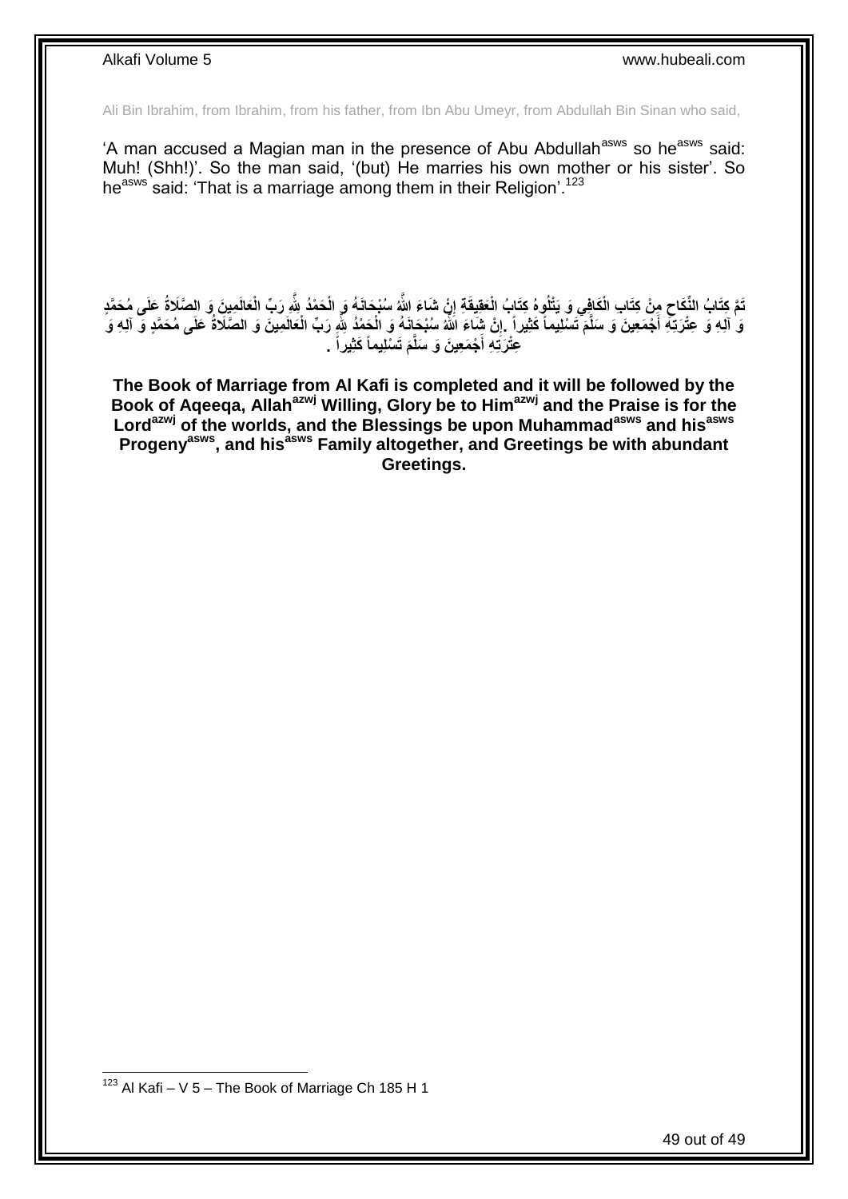Ali Bin Ibrahim, from Ibrahim, from his father, from Ibn Abu Umeyr, from Abdullah Bin Sinan who said,

'A man accused a Magian man in the presence of Abu Abdullah[asws] so he[asws] said: Muh! (Shh!)'. So the man said, '(but) He marries his own mother or his sister'. So he[asws] said: 'That is a marriage among them in their Religion'.[123]

**تَمَّ كِتَابُ النِّكَاحِ مِنْ كِتَابِ الْكَافِي وَ يَتْلُوهُ كِتَابُ الْعَقِيقَةِ إِنْ شَاءَ اللَّهُ سُبْحَانَهُ وَ الْحَمْدُ لِلَّهِ رَبِّ الْعَالَمِينَ وَ الصَّلَاةُ عَلَى مُحَمَّدٍ وَ آلِهِ وَ عِتْرَتِهِ أَجْمَعِينَ وَ سَلَّمَ تَسْلِيماً كَثِيراً .إِنْ شَاءَ اللَّهُ سُبْحَانَهُ وَ الْحَمْدُ لِلَّهِ رَبِّ الْعَالَمِينَ وَ الصَّلَاةُ عَلَى مُحَمَّدٍ وَ آلِهِ وَ عِتْرَتِهِ أَجْمَعِينَ وَ سَلَّمَ تَسْلِيماً كَثِيراً .**

**The Book of Marriage from Al Kafi is completed and it will be followed by the Book of Aqeeqa, Allah[azwj] Willing, Glory be to Him[azwj] and the Praise is for the Lord[azwj] of the worlds, and the Blessings be upon Muhammad[asws] and his[asws] Progeny[asws], and his[asws] Family altogether, and Greetings be with abundant Greetings.**

[123] Al Kafi – V 5 – The Book of Marriage Ch 185 H 1